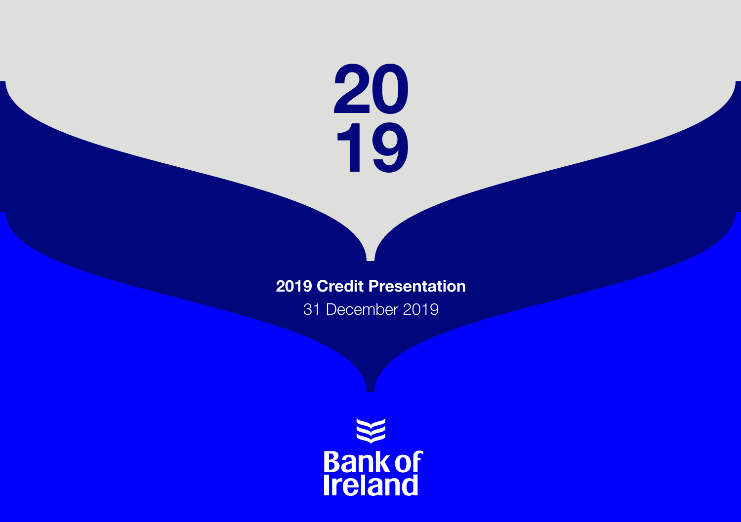# 2019

## 2019 Credit Presentation

31 December 2019

Bank of Ireland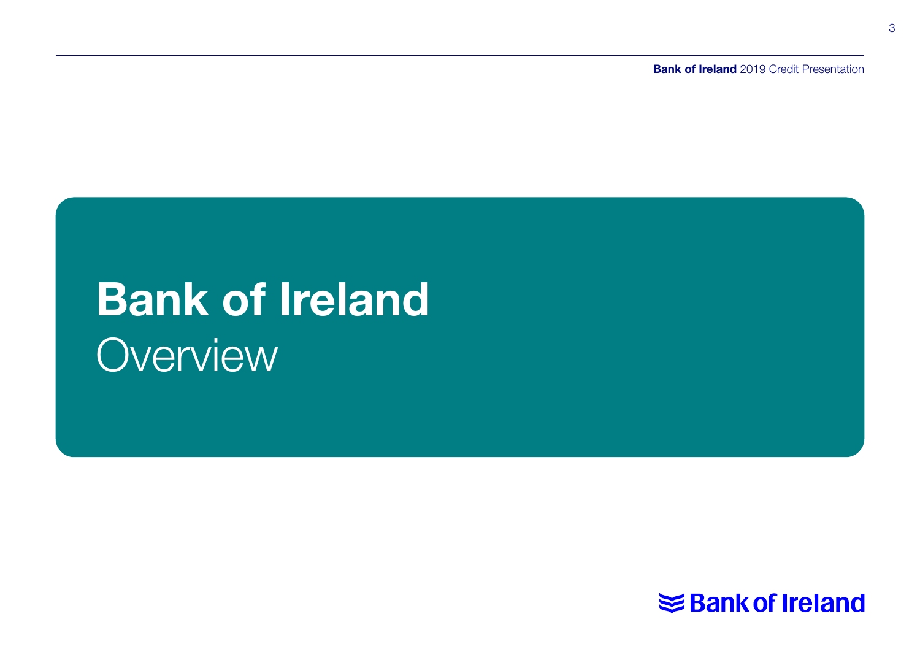# Bank of Ireland
## Overview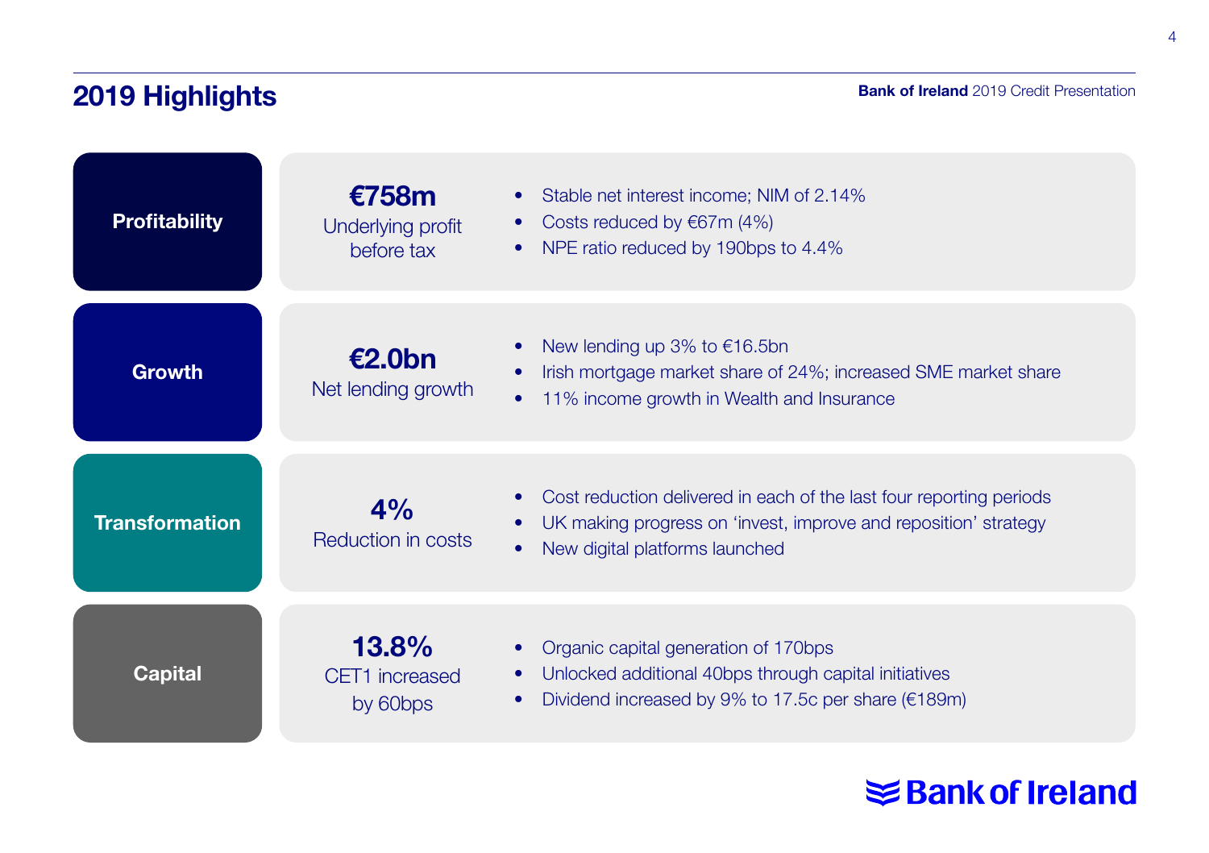## 2019 Highlights

### Profitability

**€758m**
Underlying profit before tax

- Stable net interest income; NIM of 2.14%
- Costs reduced by €67m (4%)
- NPE ratio reduced by 190bps to 4.4%

### Growth

**€2.0bn**
Net lending growth

- New lending up 3% to €16.5bn
- Irish mortgage market share of 24%; increased SME market share
- 11% income growth in Wealth and Insurance

### Transformation

**4%**
Reduction in costs

- Cost reduction delivered in each of the last four reporting periods
- UK making progress on 'invest, improve and reposition' strategy
- New digital platforms launched

### Capital

**13.8%**
CET1 increased by 60bps

- Organic capital generation of 170bps
- Unlocked additional 40bps through capital initiatives
- Dividend increased by 9% to 17.5c per share (€189m)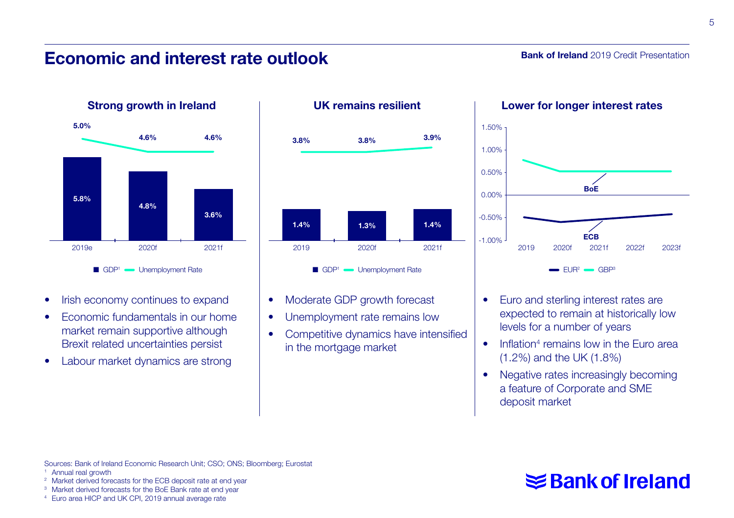# Economic and interest rate outlook

## Strong growth in Ireland

| | 2019e | 2020f | 2021f |
|---|---|---|---|
| GDP[1] | 5.8% | 4.8% | 3.6% |
| Unemployment Rate | 5.0% | 4.6% | 4.6% |

- Irish economy continues to expand
- Economic fundamentals in our home market remain supportive although Brexit related uncertainties persist
- Labour market dynamics are strong

## UK remains resilient

| | 2019 | 2020f | 2021f |
|---|---|---|---|
| GDP[1] | 1.4% | 1.3% | 1.4% |
| Unemployment Rate | 3.8% | 3.8% | 3.9% |

- Moderate GDP growth forecast
- Unemployment rate remains low
- Competitive dynamics have intensified in the mortgage market

## Lower for longer interest rates

Chart: EUR[2] (ECB) and GBP[3] (BoE) rates, 2019–2023f (axis -1.00% to 1.50%)

- Euro and sterling interest rates are expected to remain at historically low levels for a number of years
- Inflation[4] remains low in the Euro area (1.2%) and the UK (1.8%)
- Negative rates increasingly becoming a feature of Corporate and SME deposit market

Sources: Bank of Ireland Economic Research Unit; CSO; ONS; Bloomberg; Eurostat

[1] Annual real growth
[2] Market derived forecasts for the ECB deposit rate at end year
[3] Market derived forecasts for the BoE Bank rate at end year
[4] Euro area HICP and UK CPI, 2019 annual average rate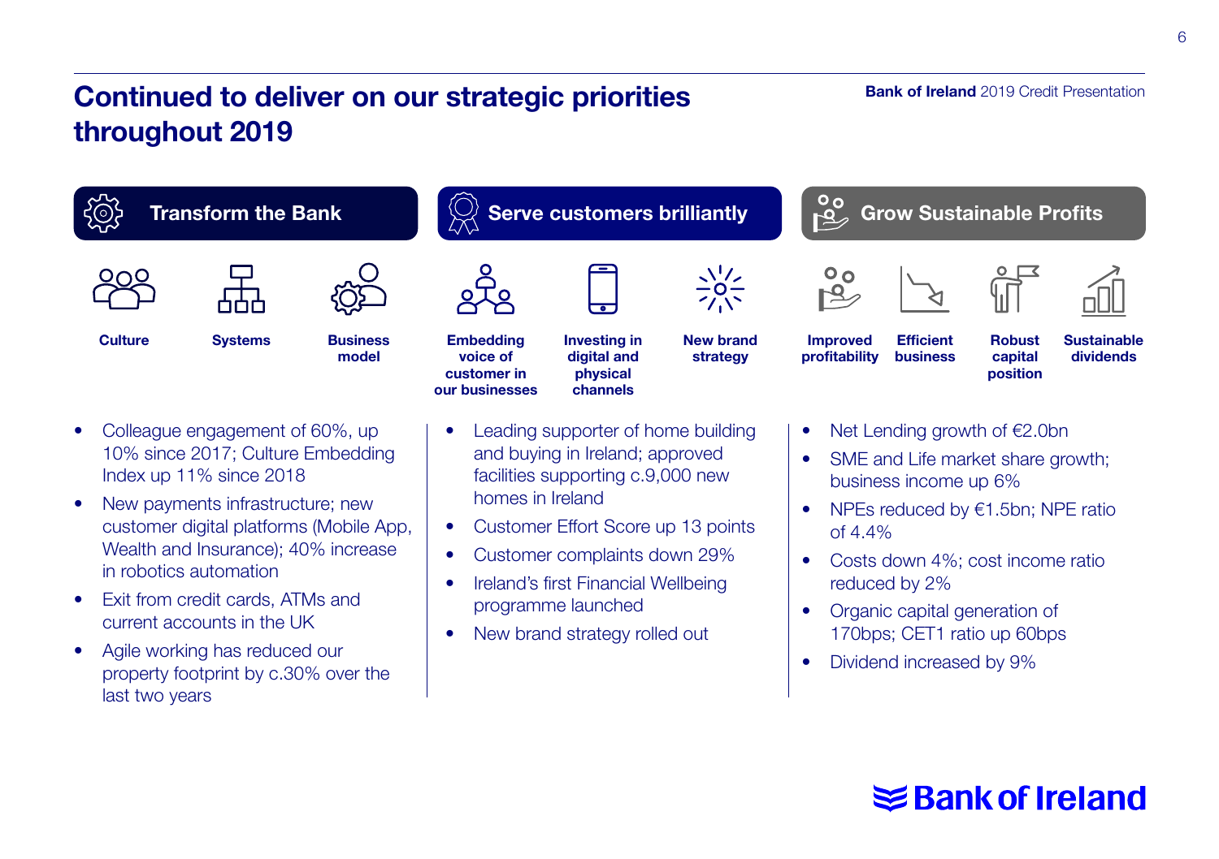# Continued to deliver on our strategic priorities throughout 2019

## Transform the Bank

**Culture** | **Systems** | **Business model**

- Colleague engagement of 60%, up 10% since 2017; Culture Embedding Index up 11% since 2018
- New payments infrastructure; new customer digital platforms (Mobile App, Wealth and Insurance); 40% increase in robotics automation
- Exit from credit cards, ATMs and current accounts in the UK
- Agile working has reduced our property footprint by c.30% over the last two years

## Serve customers brilliantly

**Embedding voice of customer in our businesses** | **Investing in digital and physical channels** | **New brand strategy**

- Leading supporter of home building and buying in Ireland; approved facilities supporting c.9,000 new homes in Ireland
- Customer Effort Score up 13 points
- Customer complaints down 29%
- Ireland's first Financial Wellbeing programme launched
- New brand strategy rolled out

## Grow Sustainable Profits

**Improved profitability** | **Efficient business** | **Robust capital position** | **Sustainable dividends**

- Net Lending growth of €2.0bn
- SME and Life market share growth; business income up 6%
- NPEs reduced by €1.5bn; NPE ratio of 4.4%
- Costs down 4%; cost income ratio reduced by 2%
- Organic capital generation of 170bps; CET1 ratio up 60bps
- Dividend increased by 9%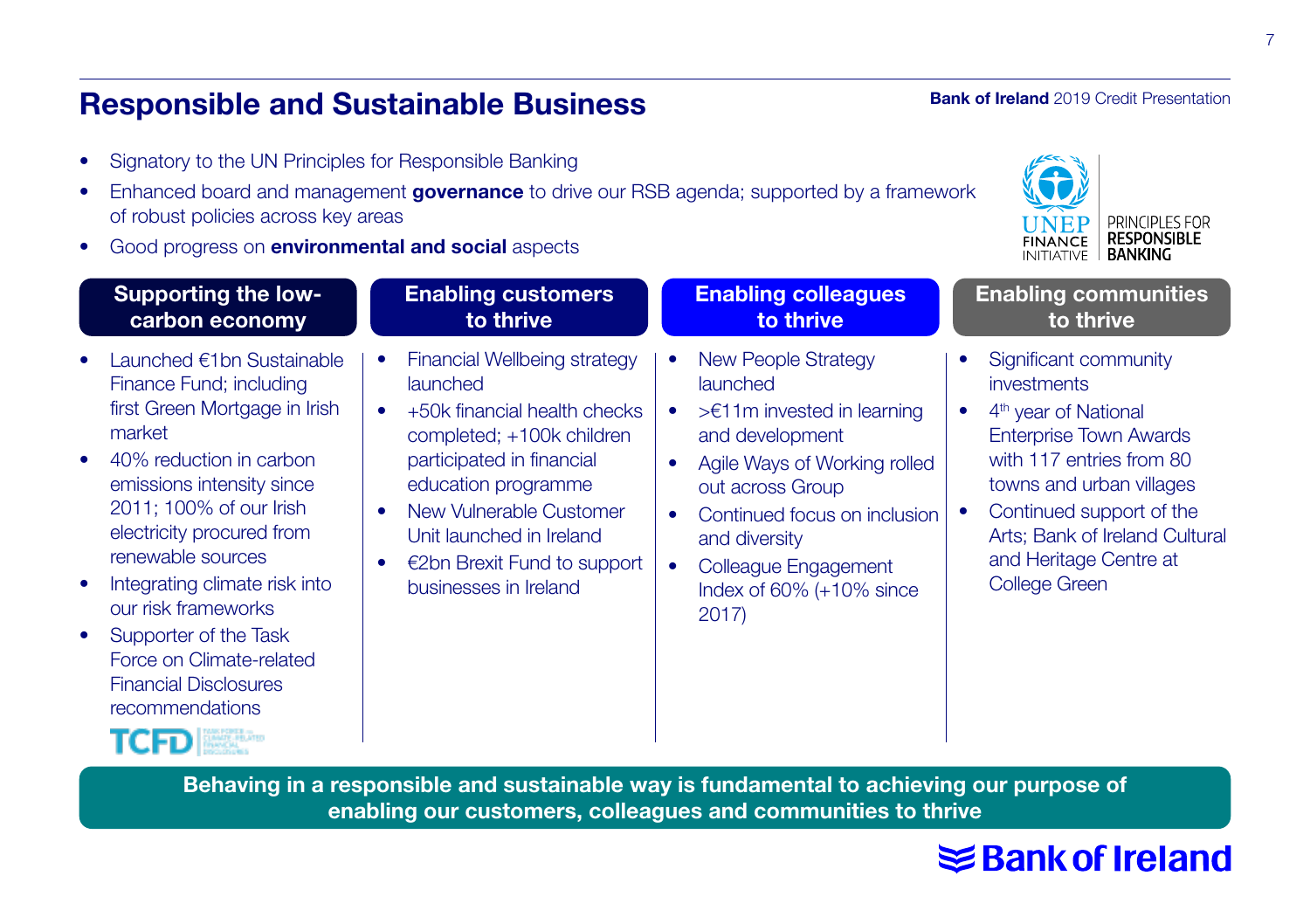# Responsible and Sustainable Business

- Signatory to the UN Principles for Responsible Banking
- Enhanced board and management **governance** to drive our RSB agenda; supported by a framework of robust policies across key areas
- Good progress on **environmental and social** aspects

UNEP FINANCE INITIATIVE | PRINCIPLES FOR RESPONSIBLE BANKING

### Supporting the low-carbon economy

- Launched €1bn Sustainable Finance Fund; including first Green Mortgage in Irish market
- 40% reduction in carbon emissions intensity since 2011; 100% of our Irish electricity procured from renewable sources
- Integrating climate risk into our risk frameworks
- Supporter of the Task Force on Climate-related Financial Disclosures recommendations

TCFD

### Enabling customers to thrive

- Financial Wellbeing strategy launched
- +50k financial health checks completed; +100k children participated in financial education programme
- New Vulnerable Customer Unit launched in Ireland
- €2bn Brexit Fund to support businesses in Ireland

### Enabling colleagues to thrive

- New People Strategy launched
- >€11m invested in learning and development
- Agile Ways of Working rolled out across Group
- Continued focus on inclusion and diversity
- Colleague Engagement Index of 60% (+10% since 2017)

### Enabling communities to thrive

- Significant community investments
- 4th year of National Enterprise Town Awards with 117 entries from 80 towns and urban villages
- Continued support of the Arts; Bank of Ireland Cultural and Heritage Centre at College Green

**Behaving in a responsible and sustainable way is fundamental to achieving our purpose of enabling our customers, colleagues and communities to thrive**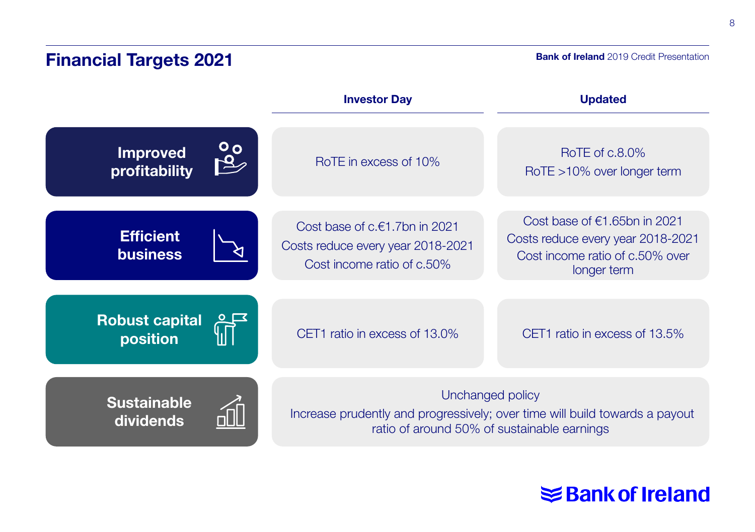# Financial Targets 2021

| | Investor Day | Updated |
|---|---|---|
| **Improved profitability** | RoTE in excess of 10% | RoTE of c.8.0%<br>RoTE >10% over longer term |
| **Efficient business** | Cost base of c.€1.7bn in 2021<br>Costs reduce every year 2018-2021<br>Cost income ratio of c.50% | Cost base of €1.65bn in 2021<br>Costs reduce every year 2018-2021<br>Cost income ratio of c.50% over longer term |
| **Robust capital position** | CET1 ratio in excess of 13.0% | CET1 ratio in excess of 13.5% |
| **Sustainable dividends** | Unchanged policy<br>Increase prudently and progressively; over time will build towards a payout ratio of around 50% of sustainable earnings | |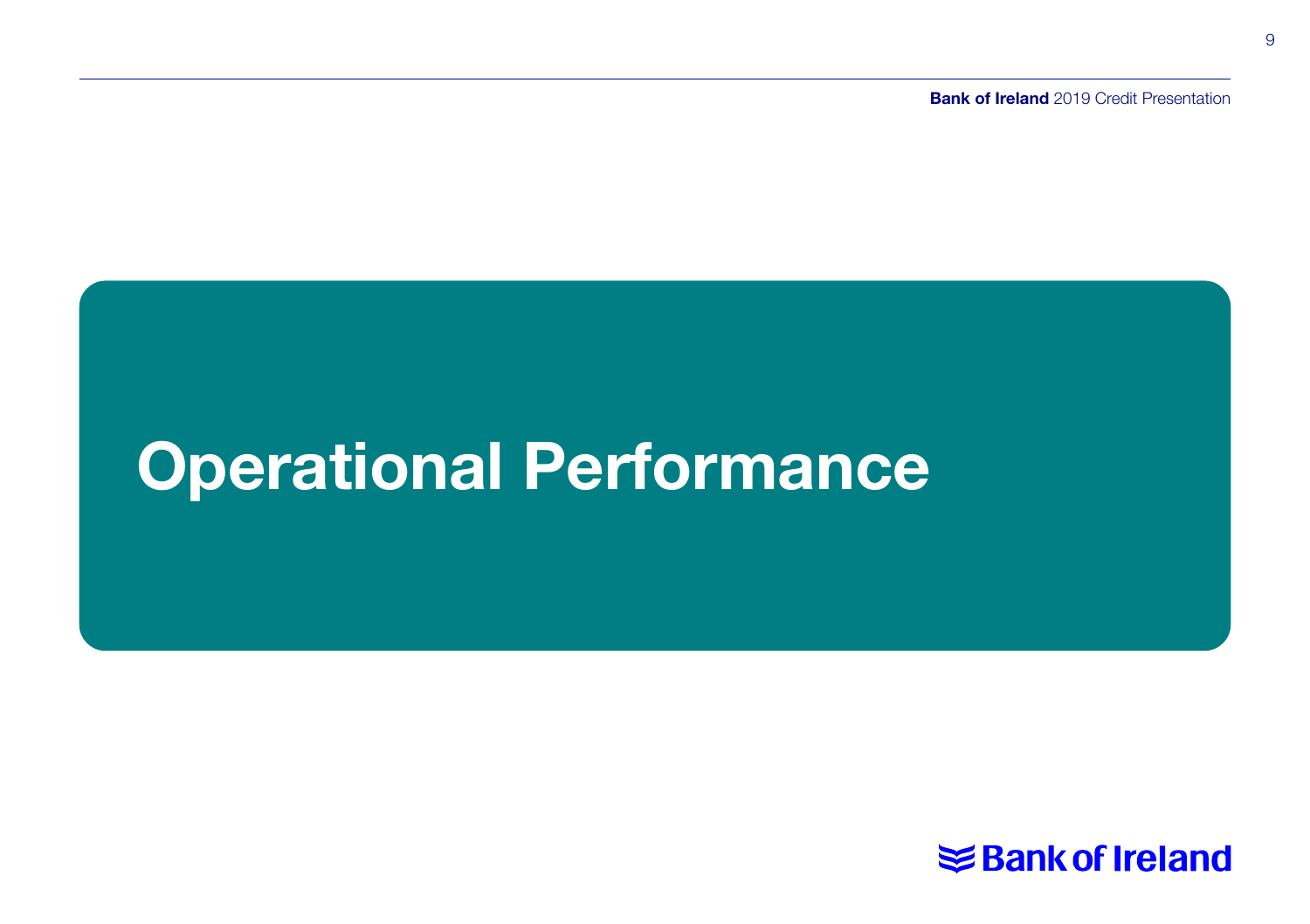# Operational Performance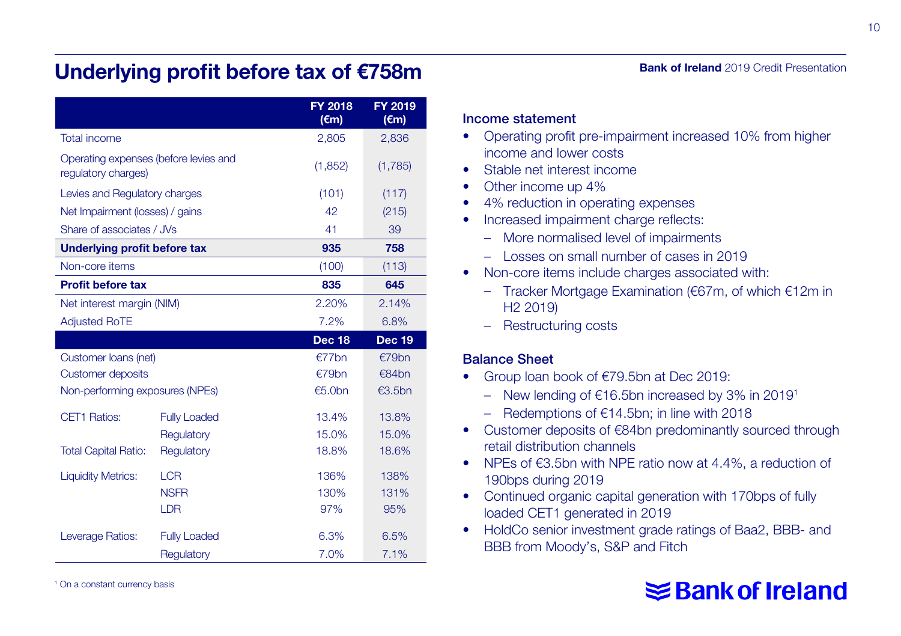# Underlying profit before tax of €758m

| | | FY 2018 (€m) | FY 2019 (€m) |
|---|---|---|---|
| Total income | | 2,805 | 2,836 |
| Operating expenses (before levies and regulatory charges) | | (1,852) | (1,785) |
| Levies and Regulatory charges | | (101) | (117) |
| Net Impairment (losses) / gains | | 42 | (215) |
| Share of associates / JVs | | 41 | 39 |
| **Underlying profit before tax** | | **935** | **758** |
| Non-core items | | (100) | (113) |
| **Profit before tax** | | **835** | **645** |
| Net interest margin (NIM) | | 2.20% | 2.14% |
| Adjusted RoTE | | 7.2% | 6.8% |
| | | **Dec 18** | **Dec 19** |
| Customer loans (net) | | €77bn | €79bn |
| Customer deposits | | €79bn | €84bn |
| Non-performing exposures (NPEs) | | €5.0bn | €3.5bn |
| CET1 Ratios: | Fully Loaded | 13.4% | 13.8% |
| | Regulatory | 15.0% | 15.0% |
| Total Capital Ratio: | Regulatory | 18.8% | 18.6% |
| Liquidity Metrics: | LCR | 136% | 138% |
| | NSFR | 130% | 131% |
| | LDR | 97% | 95% |
| Leverage Ratios: | Fully Loaded | 6.3% | 6.5% |
| | Regulatory | 7.0% | 7.1% |

### Income statement

- Operating profit pre-impairment increased 10% from higher income and lower costs
- Stable net interest income
- Other income up 4%
- 4% reduction in operating expenses
- Increased impairment charge reflects:
  - More normalised level of impairments
  - Losses on small number of cases in 2019
- Non-core items include charges associated with:
  - Tracker Mortgage Examination (€67m, of which €12m in H2 2019)
  - Restructuring costs

### Balance Sheet

- Group loan book of €79.5bn at Dec 2019:
  - New lending of €16.5bn increased by 3% in 2019[1]
  - Redemptions of €14.5bn; in line with 2018
- Customer deposits of €84bn predominantly sourced through retail distribution channels
- NPEs of €3.5bn with NPE ratio now at 4.4%, a reduction of 190bps during 2019
- Continued organic capital generation with 170bps of fully loaded CET1 generated in 2019
- HoldCo senior investment grade ratings of Baa2, BBB- and BBB from Moody's, S&P and Fitch

[1] On a constant currency basis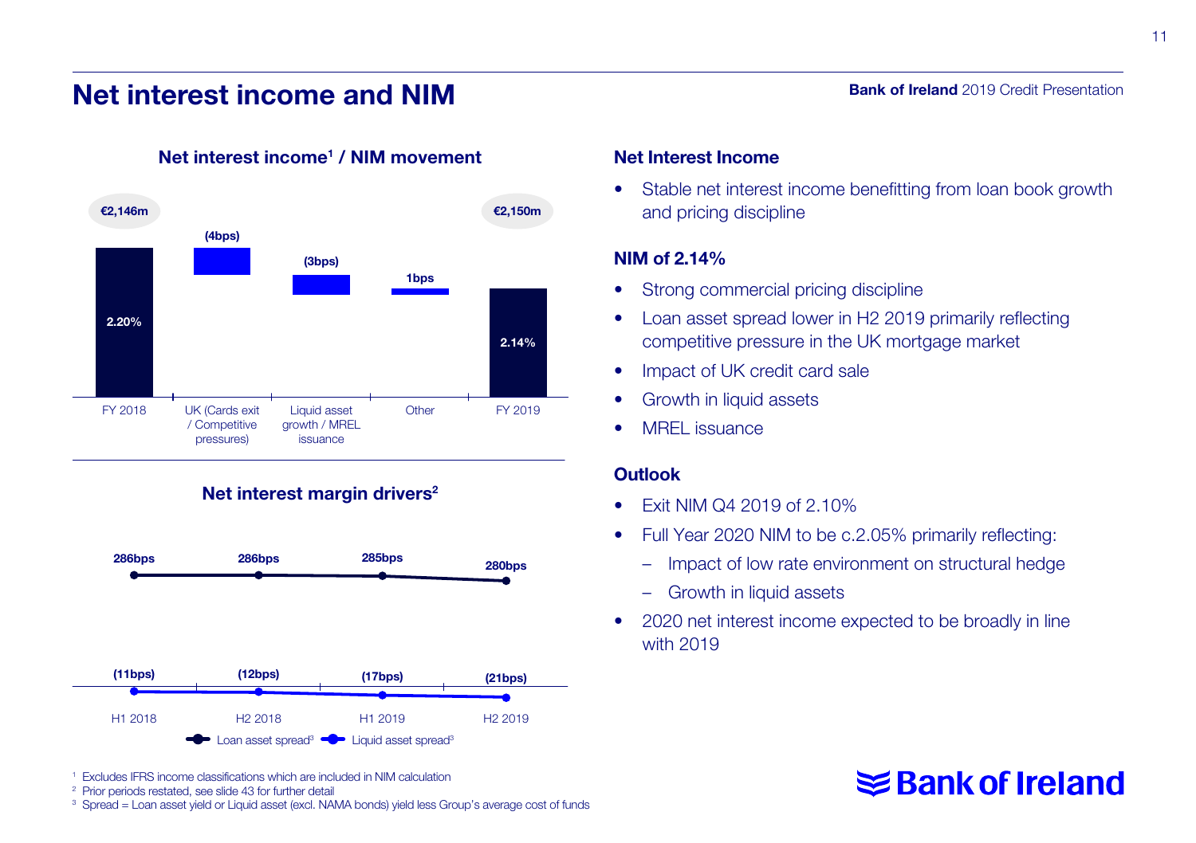# Net interest income and NIM

## Net interest income[1] / NIM movement

| | FY 2018 | UK (Cards exit / Competitive pressures) | Liquid asset growth / MREL issuance | Other | FY 2019 |
|---|---|---|---|---|---|
| Net interest income | €2,146m | | | | €2,150m |
| NIM / movement | 2.20% | (4bps) | (3bps) | 1bps | 2.14% |

## Net interest margin drivers[2]

| | H1 2018 | H2 2018 | H1 2019 | H2 2019 |
|---|---|---|---|---|
| Loan asset spread[3] | 286bps | 286bps | 285bps | 280bps |
| Liquid asset spread[3] | (11bps) | (12bps) | (17bps) | (21bps) |

### Net Interest Income

- Stable net interest income benefitting from loan book growth and pricing discipline

### NIM of 2.14%

- Strong commercial pricing discipline
- Loan asset spread lower in H2 2019 primarily reflecting competitive pressure in the UK mortgage market
- Impact of UK credit card sale
- Growth in liquid assets
- MREL issuance

### Outlook

- Exit NIM Q4 2019 of 2.10%
- Full Year 2020 NIM to be c.2.05% primarily reflecting:
  - Impact of low rate environment on structural hedge
  - Growth in liquid assets
- 2020 net interest income expected to be broadly in line with 2019

[1] Excludes IFRS income classifications which are included in NIM calculation
[2] Prior periods restated, see slide 43 for further detail
[3] Spread = Loan asset yield or Liquid asset (excl. NAMA bonds) yield less Group's average cost of funds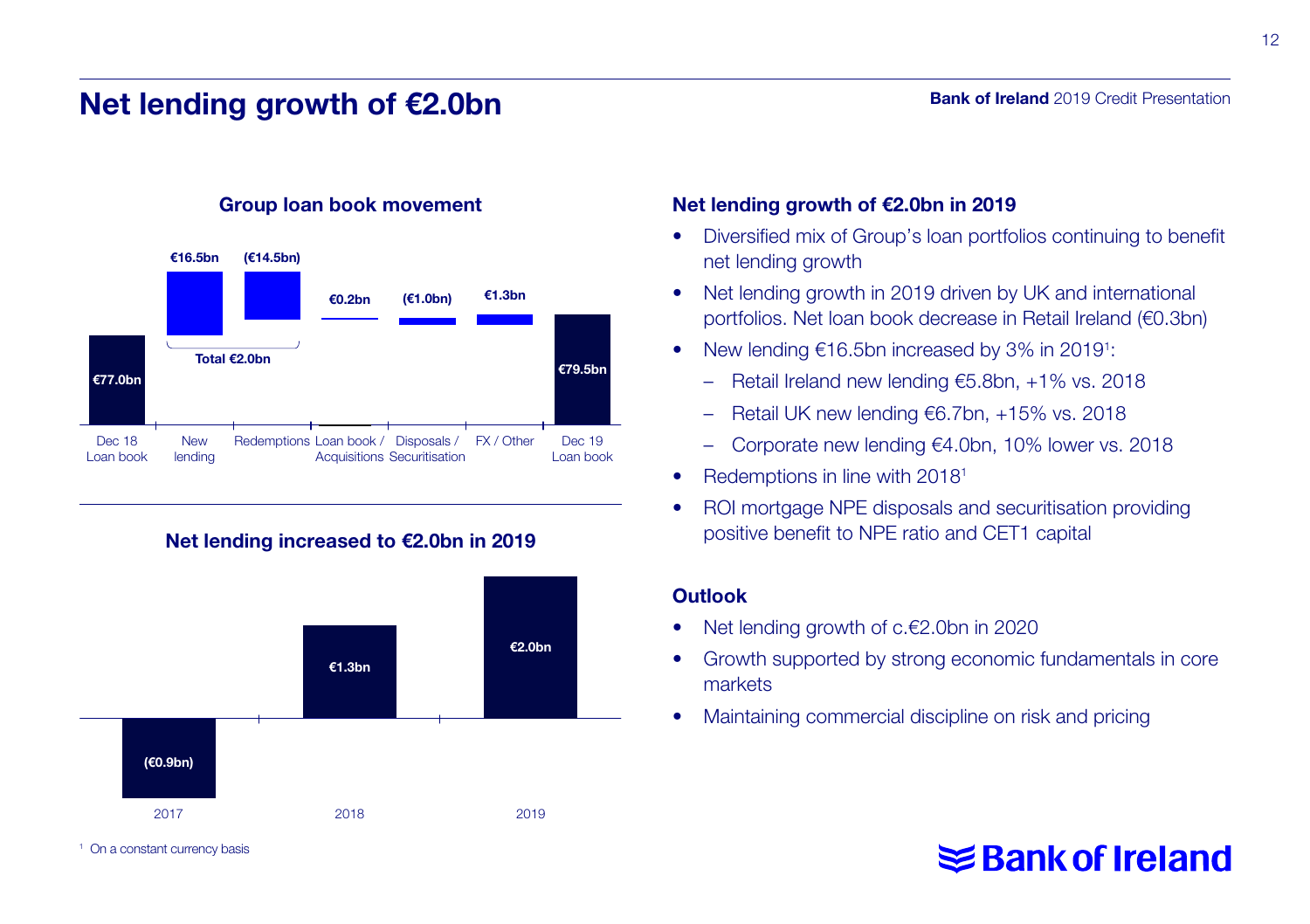# Net lending growth of €2.0bn

### Group loan book movement

| Dec 18 Loan book | New lending | Redemptions | Loan book / Acquisitions | Disposals / Securitisation | FX / Other | Dec 19 Loan book |
|---|---|---|---|---|---|---|
| €77.0bn | €16.5bn | (€14.5bn) | €0.2bn | (€1.0bn) | €1.3bn | €79.5bn |

Total €2.0bn (New lending and Redemptions)

### Net lending increased to €2.0bn in 2019

| 2017 | 2018 | 2019 |
|---|---|---|
| (€0.9bn) | €1.3bn | €2.0bn |

### Net lending growth of €2.0bn in 2019

- Diversified mix of Group's loan portfolios continuing to benefit net lending growth
- Net lending growth in 2019 driven by UK and international portfolios. Net loan book decrease in Retail Ireland (€0.3bn)
- New lending €16.5bn increased by 3% in 2019[1]:
  - Retail Ireland new lending €5.8bn, +1% vs. 2018
  - Retail UK new lending €6.7bn, +15% vs. 2018
  - Corporate new lending €4.0bn, 10% lower vs. 2018
- Redemptions in line with 2018[1]
- ROI mortgage NPE disposals and securitisation providing positive benefit to NPE ratio and CET1 capital

### Outlook

- Net lending growth of c.€2.0bn in 2020
- Growth supported by strong economic fundamentals in core markets
- Maintaining commercial discipline on risk and pricing

[1] On a constant currency basis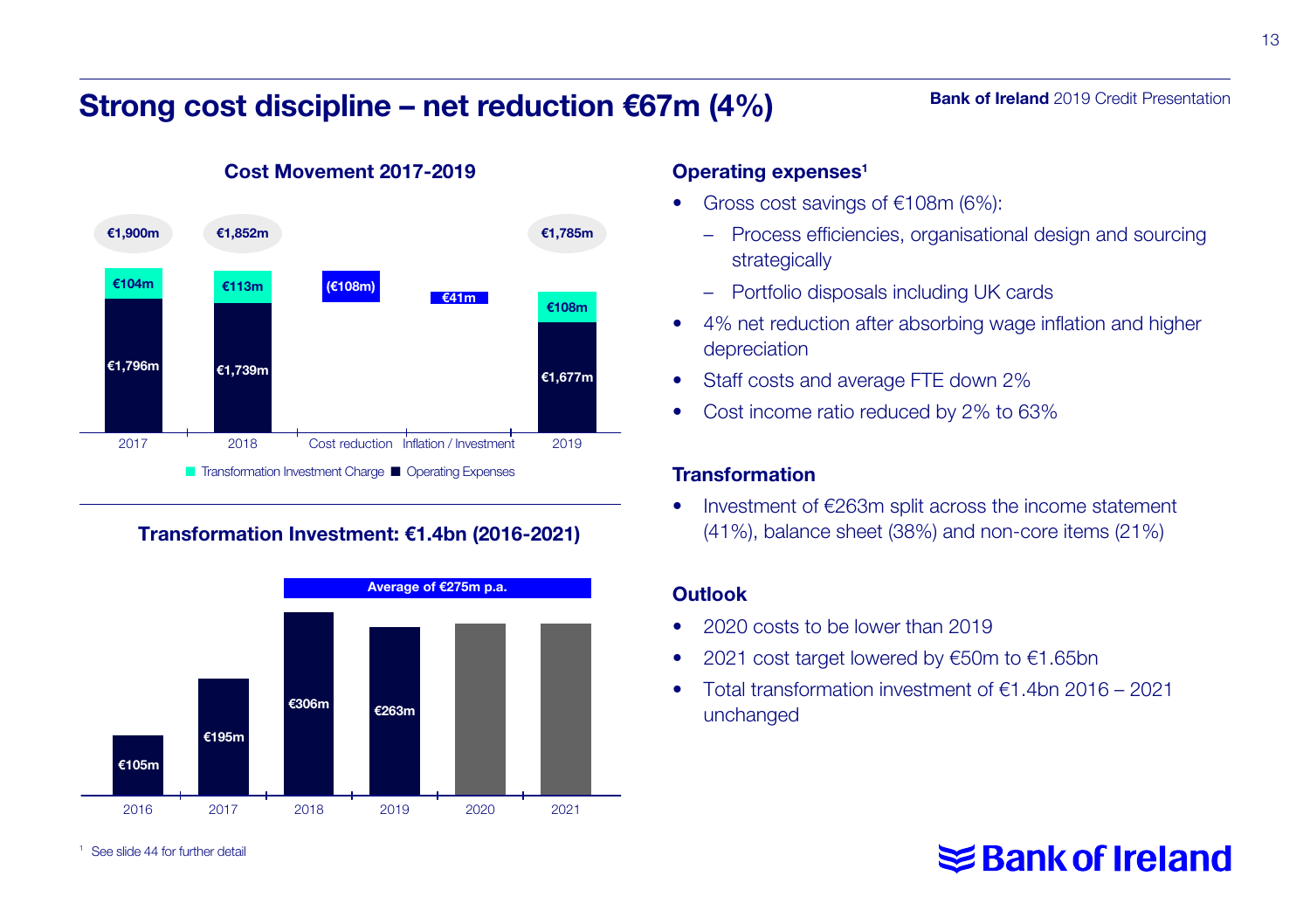# Strong cost discipline – net reduction €67m (4%)

## Cost Movement 2017-2019

| | 2017 | 2018 | Cost reduction | Inflation / Investment | 2019 |
|---|---|---|---|---|---|
| Total | €1,900m | €1,852m | | | €1,785m |
| Transformation Investment Charge | €104m | €113m | | | €108m |
| Operating Expenses | €1,796m | €1,739m | (€108m) | €41m | €1,677m |

## Transformation Investment: €1.4bn (2016-2021)

Average of €275m p.a.

| 2016 | 2017 | 2018 | 2019 | 2020 | 2021 |
|---|---|---|---|---|---|
| €105m | €195m | €306m | €263m | | |

### Operating expenses[1]

- Gross cost savings of €108m (6%):
  - Process efficiencies, organisational design and sourcing strategically
  - Portfolio disposals including UK cards
- 4% net reduction after absorbing wage inflation and higher depreciation
- Staff costs and average FTE down 2%
- Cost income ratio reduced by 2% to 63%

### Transformation

- Investment of €263m split across the income statement (41%), balance sheet (38%) and non-core items (21%)

### Outlook

- 2020 costs to be lower than 2019
- 2021 cost target lowered by €50m to €1.65bn
- Total transformation investment of €1.4bn 2016 – 2021 unchanged

[1] See slide 44 for further detail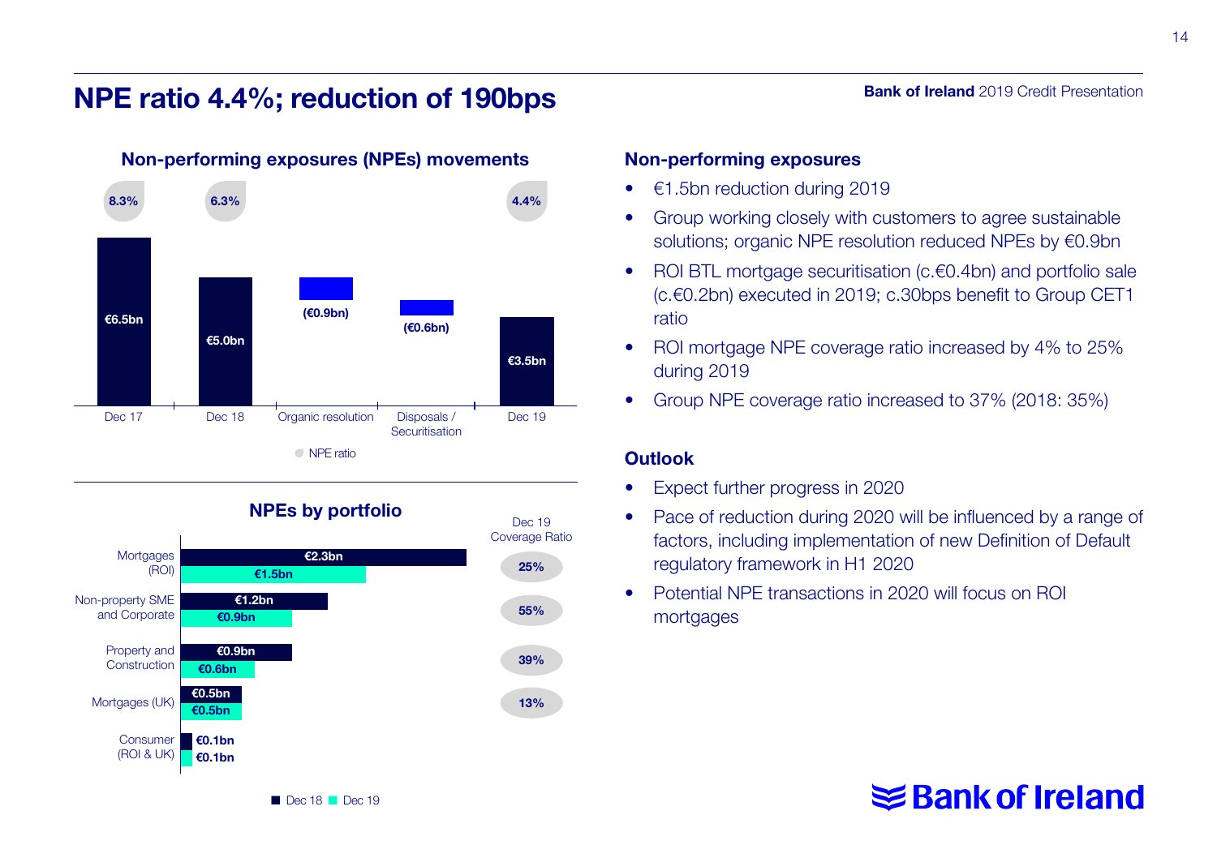# NPE ratio 4.4%; reduction of 190bps

## Non-performing exposures (NPEs) movements

| | Dec 17 | Dec 18 | Organic resolution | Disposals / Securitisation | Dec 19 |
|---|---|---|---|---|---|
| NPEs | €6.5bn | €5.0bn | (€0.9bn) | (€0.6bn) | €3.5bn |
| NPE ratio | 8.3% | 6.3% | | | 4.4% |

## NPEs by portfolio

| Portfolio | Dec 18 | Dec 19 | Dec 19 Coverage Ratio |
|---|---|---|---|
| Mortgages (ROI) | €2.3bn | €1.5bn | 25% |
| Non-property SME and Corporate | €1.2bn | €0.9bn | 55% |
| Property and Construction | €0.9bn | €0.6bn | 39% |
| Mortgages (UK) | €0.5bn | €0.5bn | 13% |
| Consumer (ROI & UK) | €0.1bn | €0.1bn | |

## Non-performing exposures

- €1.5bn reduction during 2019
- Group working closely with customers to agree sustainable solutions; organic NPE resolution reduced NPEs by €0.9bn
- ROI BTL mortgage securitisation (c.€0.4bn) and portfolio sale (c.€0.2bn) executed in 2019; c.30bps benefit to Group CET1 ratio
- ROI mortgage NPE coverage ratio increased by 4% to 25% during 2019
- Group NPE coverage ratio increased to 37% (2018: 35%)

## Outlook

- Expect further progress in 2020
- Pace of reduction during 2020 will be influenced by a range of factors, including implementation of new Definition of Default regulatory framework in H1 2020
- Potential NPE transactions in 2020 will focus on ROI mortgages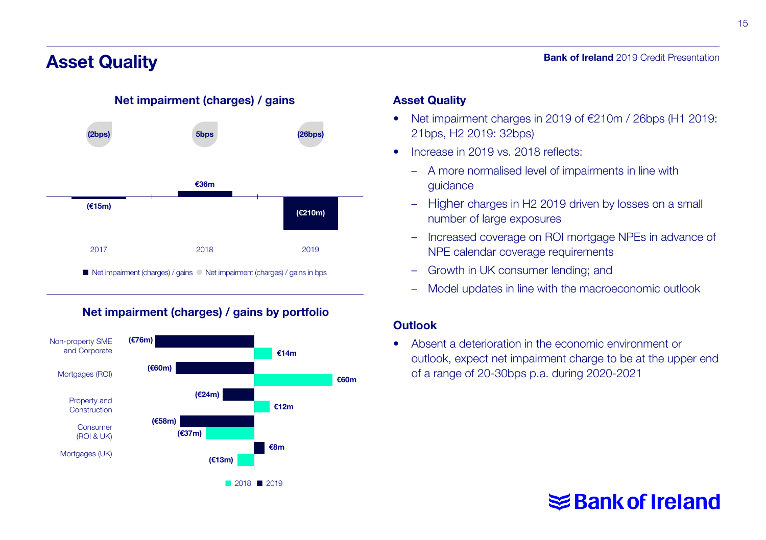# Asset Quality

## Net impairment (charges) / gains

| | 2017 | 2018 | 2019 |
|---|---|---|---|
| Net impairment (charges) / gains | (€15m) | €36m | (€210m) |
| Net impairment (charges) / gains in bps | (2bps) | 5bps | (26bps) |

## Net impairment (charges) / gains by portfolio

| Portfolio | 2018 | 2019 |
|---|---|---|
| Non-property SME and Corporate | €14m | (€76m) |
| Mortgages (ROI) | €60m | (€60m) |
| Property and Construction | €12m | (€24m) |
| Consumer (ROI & UK) | (€37m) | (€58m) |
| Mortgages (UK) | (€13m) | €8m |

## Asset Quality

- Net impairment charges in 2019 of €210m / 26bps (H1 2019: 21bps, H2 2019: 32bps)
- Increase in 2019 vs. 2018 reflects:
  - A more normalised level of impairments in line with guidance
  - Higher charges in H2 2019 driven by losses on a small number of large exposures
  - Increased coverage on ROI mortgage NPEs in advance of NPE calendar coverage requirements
  - Growth in UK consumer lending; and
  - Model updates in line with the macroeconomic outlook

## Outlook

- Absent a deterioration in the economic environment or outlook, expect net impairment charge to be at the upper end of a range of 20-30bps p.a. during 2020-2021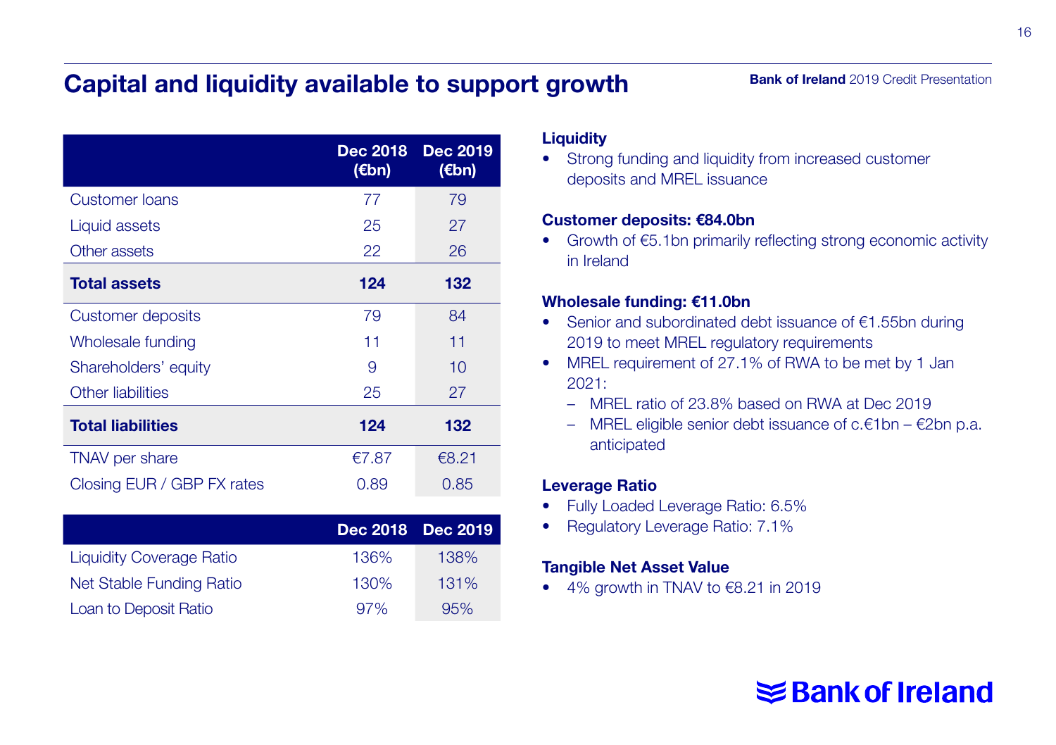# Capital and liquidity available to support growth

| | Dec 2018 (€bn) | Dec 2019 (€bn) |
|---|---|---|
| Customer loans | 77 | 79 |
| Liquid assets | 25 | 27 |
| Other assets | 22 | 26 |
| **Total assets** | **124** | **132** |
| Customer deposits | 79 | 84 |
| Wholesale funding | 11 | 11 |
| Shareholders' equity | 9 | 10 |
| Other liabilities | 25 | 27 |
| **Total liabilities** | **124** | **132** |
| TNAV per share | €7.87 | €8.21 |
| Closing EUR / GBP FX rates | 0.89 | 0.85 |

| | Dec 2018 | Dec 2019 |
|---|---|---|
| Liquidity Coverage Ratio | 136% | 138% |
| Net Stable Funding Ratio | 130% | 131% |
| Loan to Deposit Ratio | 97% | 95% |

**Liquidity**

- Strong funding and liquidity from increased customer deposits and MREL issuance

**Customer deposits: €84.0bn**

- Growth of €5.1bn primarily reflecting strong economic activity in Ireland

**Wholesale funding: €11.0bn**

- Senior and subordinated debt issuance of €1.55bn during 2019 to meet MREL regulatory requirements
- MREL requirement of 27.1% of RWA to be met by 1 Jan 2021:
  - MREL ratio of 23.8% based on RWA at Dec 2019
  - MREL eligible senior debt issuance of c.€1bn – €2bn p.a. anticipated

**Leverage Ratio**

- Fully Loaded Leverage Ratio: 6.5%
- Regulatory Leverage Ratio: 7.1%

**Tangible Net Asset Value**

- 4% growth in TNAV to €8.21 in 2019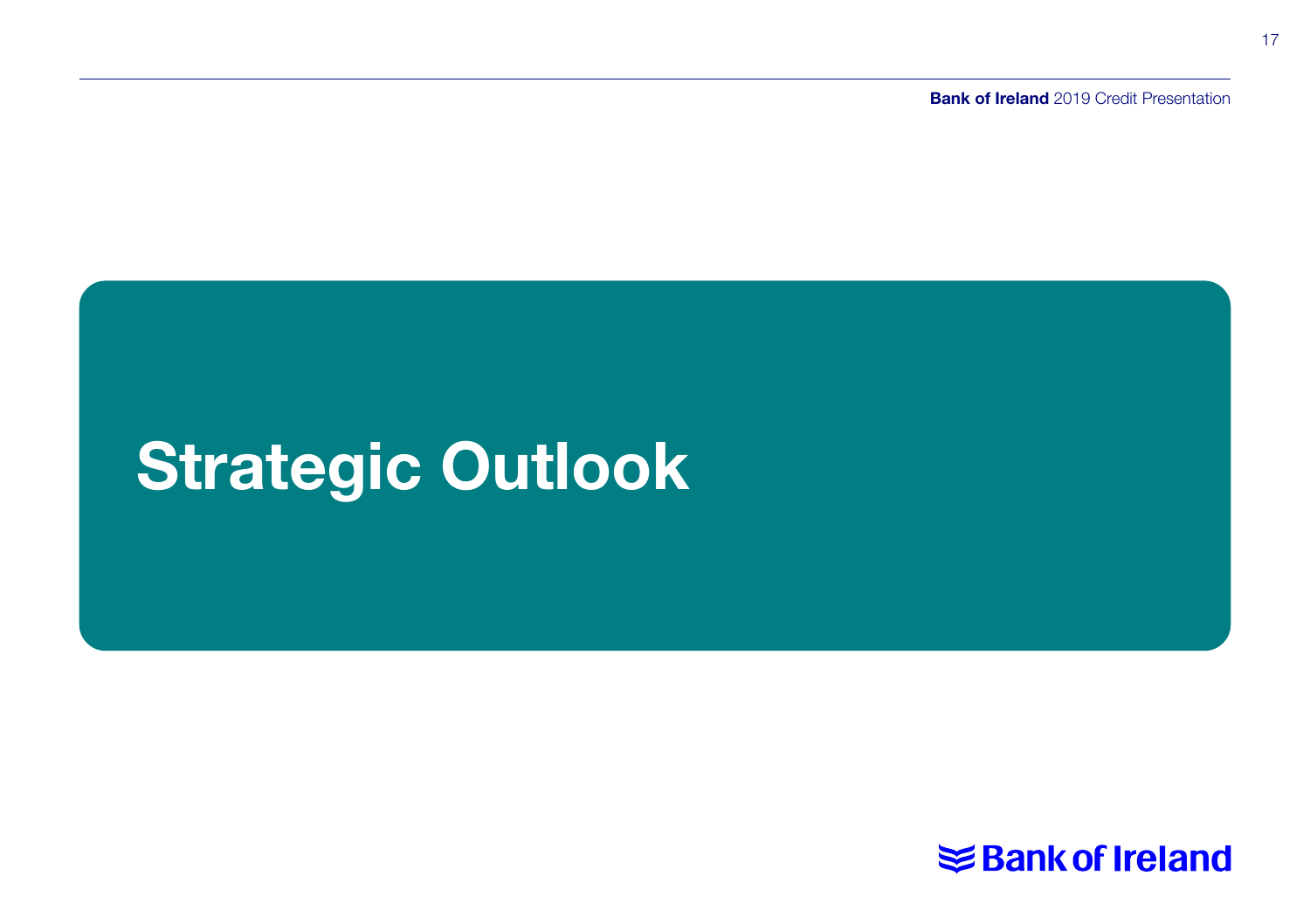# Strategic Outlook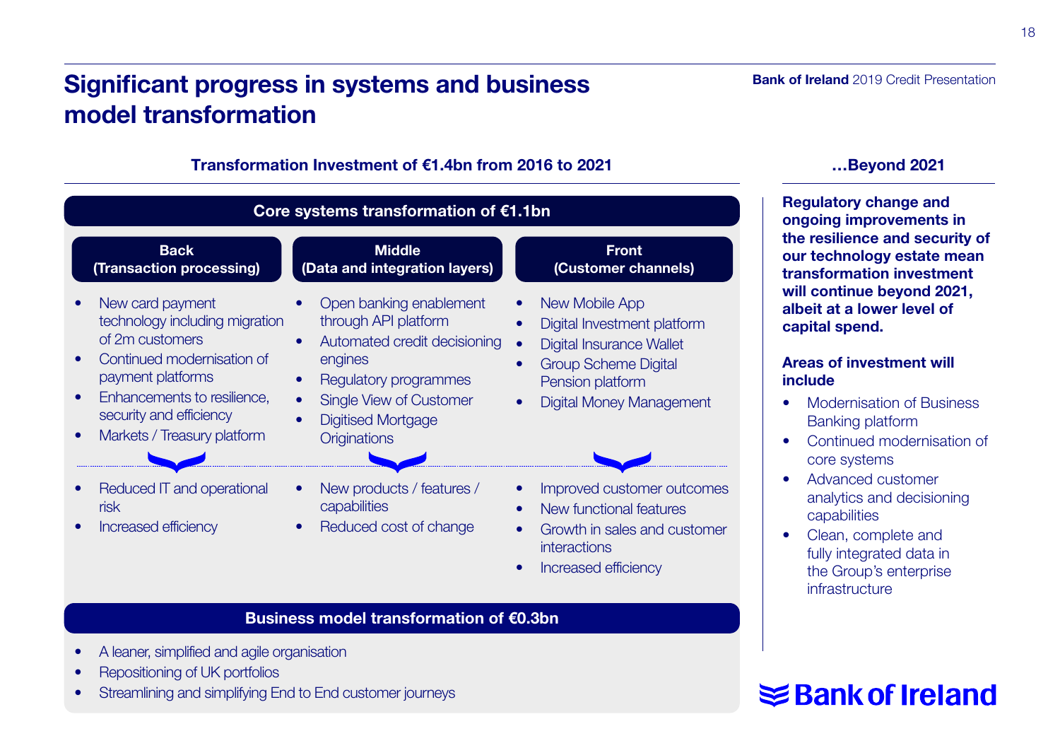# Significant progress in systems and business model transformation

## Transformation Investment of €1.4bn from 2016 to 2021

### Core systems transformation of €1.1bn

#### Back (Transaction processing)

- New card payment technology including migration of 2m customers
- Continued modernisation of payment platforms
- Enhancements to resilience, security and efficiency
- Markets / Treasury platform

Outcomes:

- Reduced IT and operational risk
- Increased efficiency

#### Middle (Data and integration layers)

- Open banking enablement through API platform
- Automated credit decisioning engines
- Regulatory programmes
- Single View of Customer
- Digitised Mortgage Originations

Outcomes:

- New products / features / capabilities
- Reduced cost of change

#### Front (Customer channels)

- New Mobile App
- Digital Investment platform
- Digital Insurance Wallet
- Group Scheme Digital Pension platform
- Digital Money Management

Outcomes:

- Improved customer outcomes
- New functional features
- Growth in sales and customer interactions
- Increased efficiency

### Business model transformation of €0.3bn

- A leaner, simplified and agile organisation
- Repositioning of UK portfolios
- Streamlining and simplifying End to End customer journeys

## …Beyond 2021

**Regulatory change and ongoing improvements in the resilience and security of our technology estate mean transformation investment will continue beyond 2021, albeit at a lower level of capital spend.**

**Areas of investment will include**

- Modernisation of Business Banking platform
- Continued modernisation of core systems
- Advanced customer analytics and decisioning capabilities
- Clean, complete and fully integrated data in the Group's enterprise infrastructure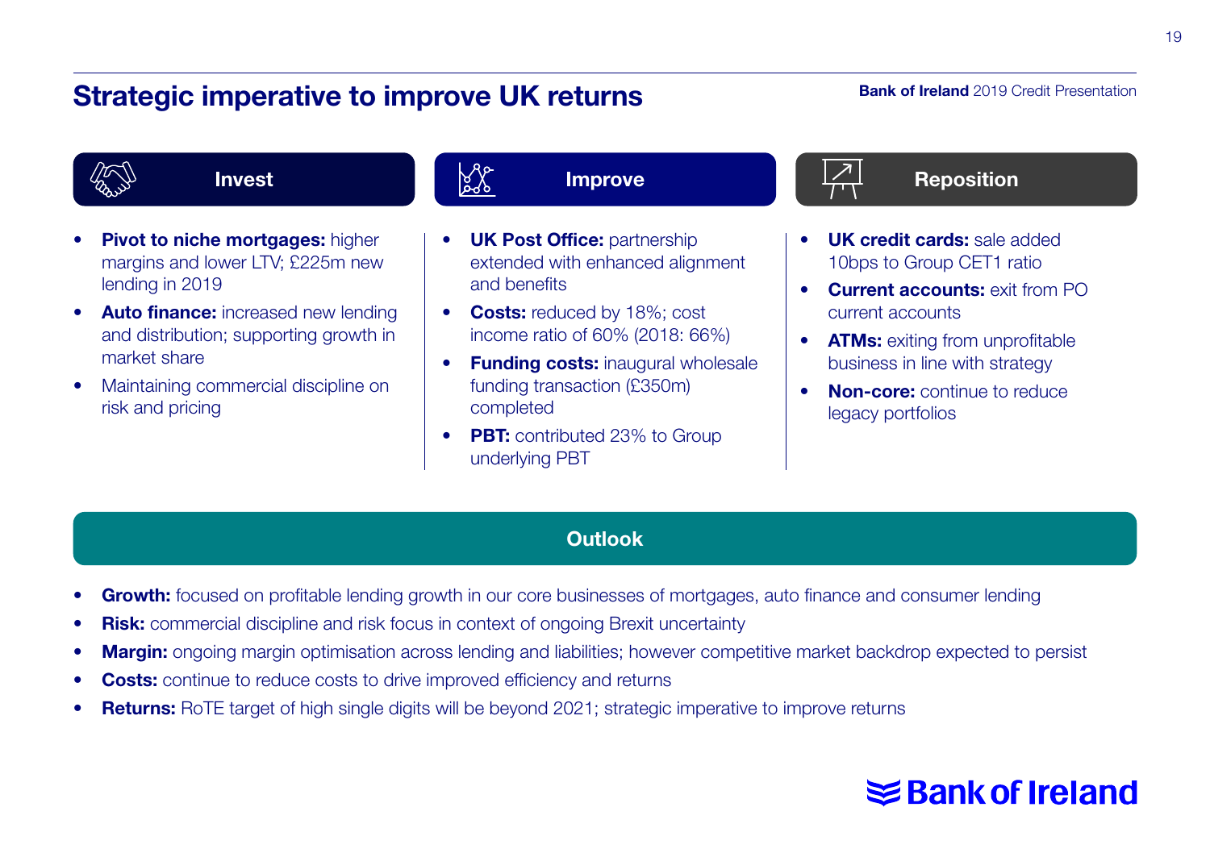# Strategic imperative to improve UK returns

Bank of Ireland 2019 Credit Presentation

## Invest

- **Pivot to niche mortgages:** higher margins and lower LTV; £225m new lending in 2019
- **Auto finance:** increased new lending and distribution; supporting growth in market share
- Maintaining commercial discipline on risk and pricing

## Improve

- **UK Post Office:** partnership extended with enhanced alignment and benefits
- **Costs:** reduced by 18%; cost income ratio of 60% (2018: 66%)
- **Funding costs:** inaugural wholesale funding transaction (£350m) completed
- **PBT:** contributed 23% to Group underlying PBT

## Reposition

- **UK credit cards:** sale added 10bps to Group CET1 ratio
- **Current accounts:** exit from PO current accounts
- **ATMs:** exiting from unprofitable business in line with strategy
- **Non-core:** continue to reduce legacy portfolios

## Outlook

- **Growth:** focused on profitable lending growth in our core businesses of mortgages, auto finance and consumer lending
- **Risk:** commercial discipline and risk focus in context of ongoing Brexit uncertainty
- **Margin:** ongoing margin optimisation across lending and liabilities; however competitive market backdrop expected to persist
- **Costs:** continue to reduce costs to drive improved efficiency and returns
- **Returns:** RoTE target of high single digits will be beyond 2021; strategic imperative to improve returns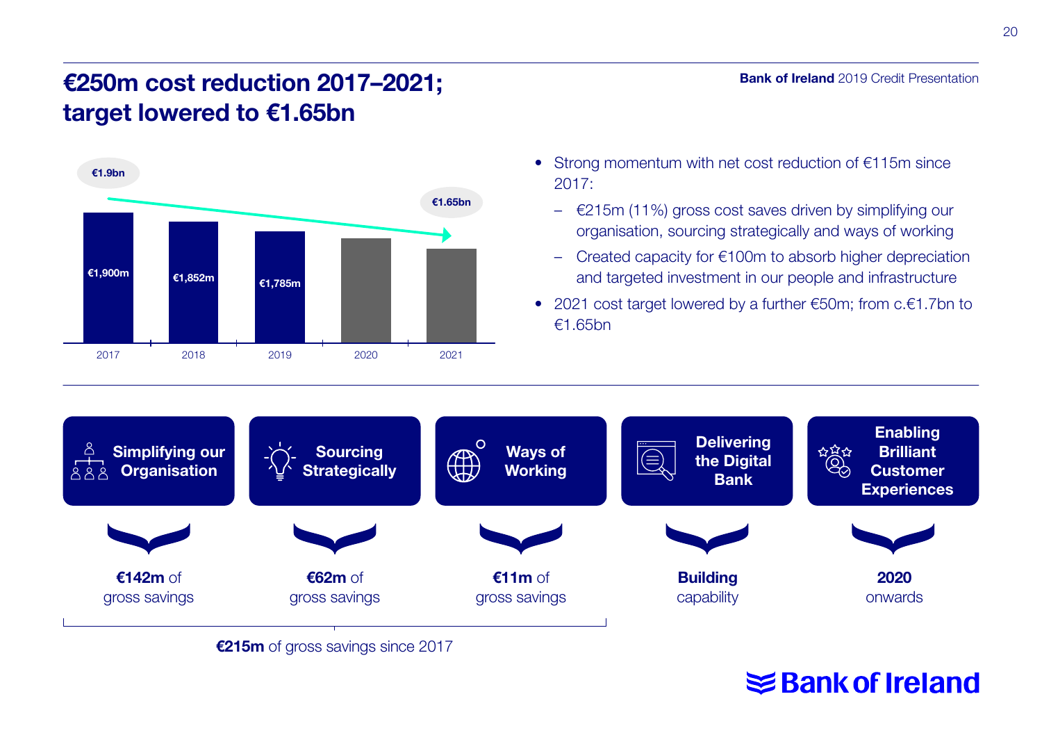# €250m cost reduction 2017–2021; target lowered to €1.65bn

| Year | Cost |
|---|---|
| 2017 | €1,900m |
| 2018 | €1,852m |
| 2019 | €1,785m |
| 2020 | |
| 2021 | |

€1.9bn → €1.65bn

- Strong momentum with net cost reduction of €115m since 2017:
  - €215m (11%) gross cost saves driven by simplifying our organisation, sourcing strategically and ways of working
  - Created capacity for €100m to absorb higher depreciation and targeted investment in our people and infrastructure
- 2021 cost target lowered by a further €50m; from c.€1.7bn to €1.65bn

| Simplifying our Organisation | Sourcing Strategically | Ways of Working | Delivering the Digital Bank | Enabling Brilliant Customer Experiences |
|---|---|---|---|---|
| **€142m** of gross savings | **€62m** of gross savings | **€11m** of gross savings | **Building** capability | **2020** onwards |

**€215m** of gross savings since 2017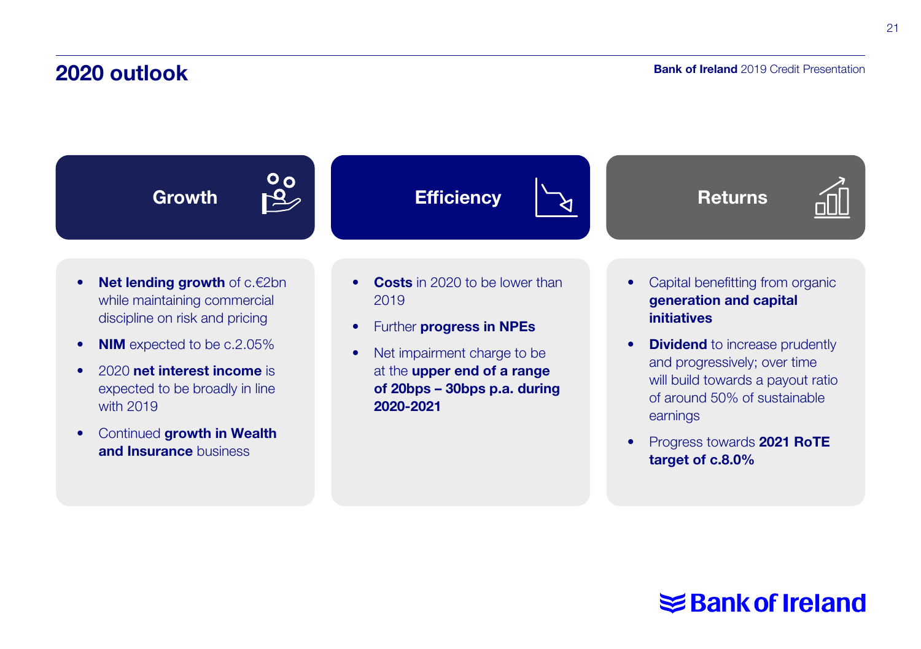# 2020 outlook

## Growth

- **Net lending growth** of c.€2bn while maintaining commercial discipline on risk and pricing
- **NIM** expected to be c.2.05%
- 2020 **net interest income** is expected to be broadly in line with 2019
- Continued **growth in Wealth and Insurance** business

## Efficiency

- **Costs** in 2020 to be lower than 2019
- Further **progress in NPEs**
- Net impairment charge to be at the **upper end of a range of 20bps – 30bps p.a. during 2020-2021**

## Returns

- Capital benefitting from organic **generation and capital initiatives**
- **Dividend** to increase prudently and progressively; over time will build towards a payout ratio of around 50% of sustainable earnings
- Progress towards **2021 RoTE target of c.8.0%**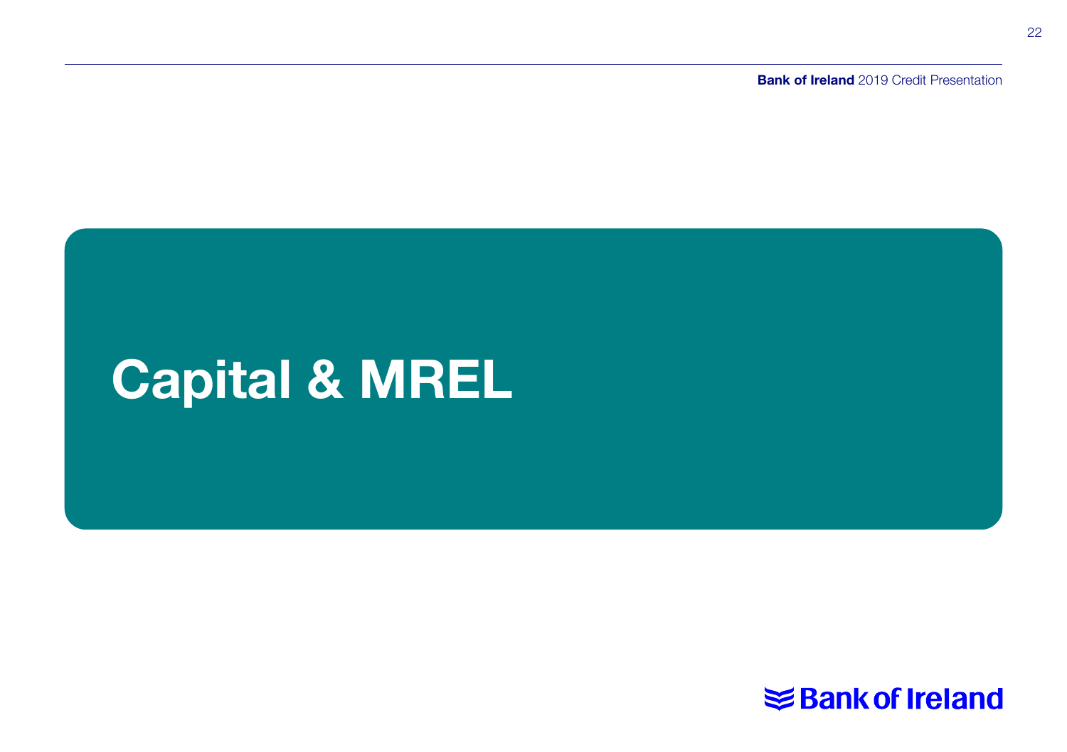# Capital & MREL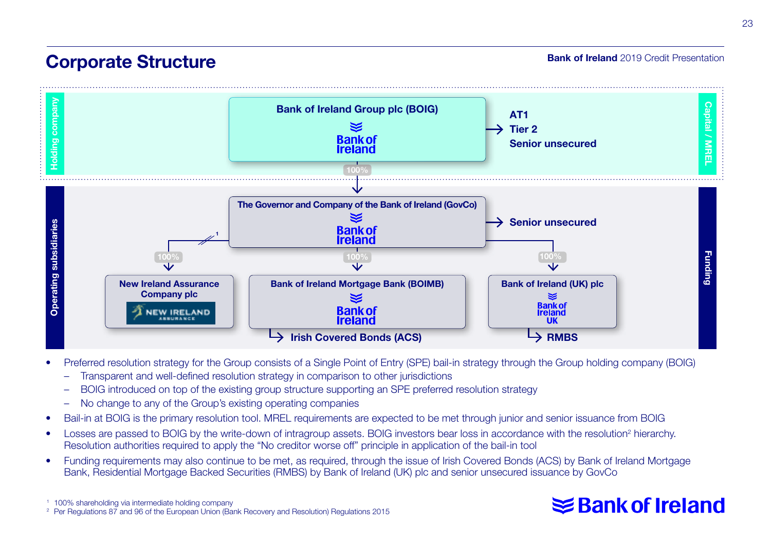# Corporate Structure

**Holding company**

**Bank of Ireland Group plc (BOIG)** → AT1, Tier 2, Senior unsecured

**Capital / MREL**

100%

**Operating subsidiaries**

**The Governor and Company of the Bank of Ireland (GovCo)** → Senior unsecured

- 100%[1] → **New Ireland Assurance Company plc**
- 100% → **Bank of Ireland Mortgage Bank (BOIMB)** → Irish Covered Bonds (ACS)
- 100% → **Bank of Ireland (UK) plc** → RMBS

**Funding**

- Preferred resolution strategy for the Group consists of a Single Point of Entry (SPE) bail-in strategy through the Group holding company (BOIG)
  - Transparent and well-defined resolution strategy in comparison to other jurisdictions
  - BOIG introduced on top of the existing group structure supporting an SPE preferred resolution strategy
  - No change to any of the Group's existing operating companies
- Bail-in at BOIG is the primary resolution tool. MREL requirements are expected to be met through junior and senior issuance from BOIG
- Losses are passed to BOIG by the write-down of intragroup assets. BOIG investors bear loss in accordance with the resolution[2] hierarchy. Resolution authorities required to apply the "No creditor worse off" principle in application of the bail-in tool
- Funding requirements may also continue to be met, as required, through the issue of Irish Covered Bonds (ACS) by Bank of Ireland Mortgage Bank, Residential Mortgage Backed Securities (RMBS) by Bank of Ireland (UK) plc and senior unsecured issuance by GovCo

[1] 100% shareholding via intermediate holding company
[2] Per Regulations 87 and 96 of the European Union (Bank Recovery and Resolution) Regulations 2015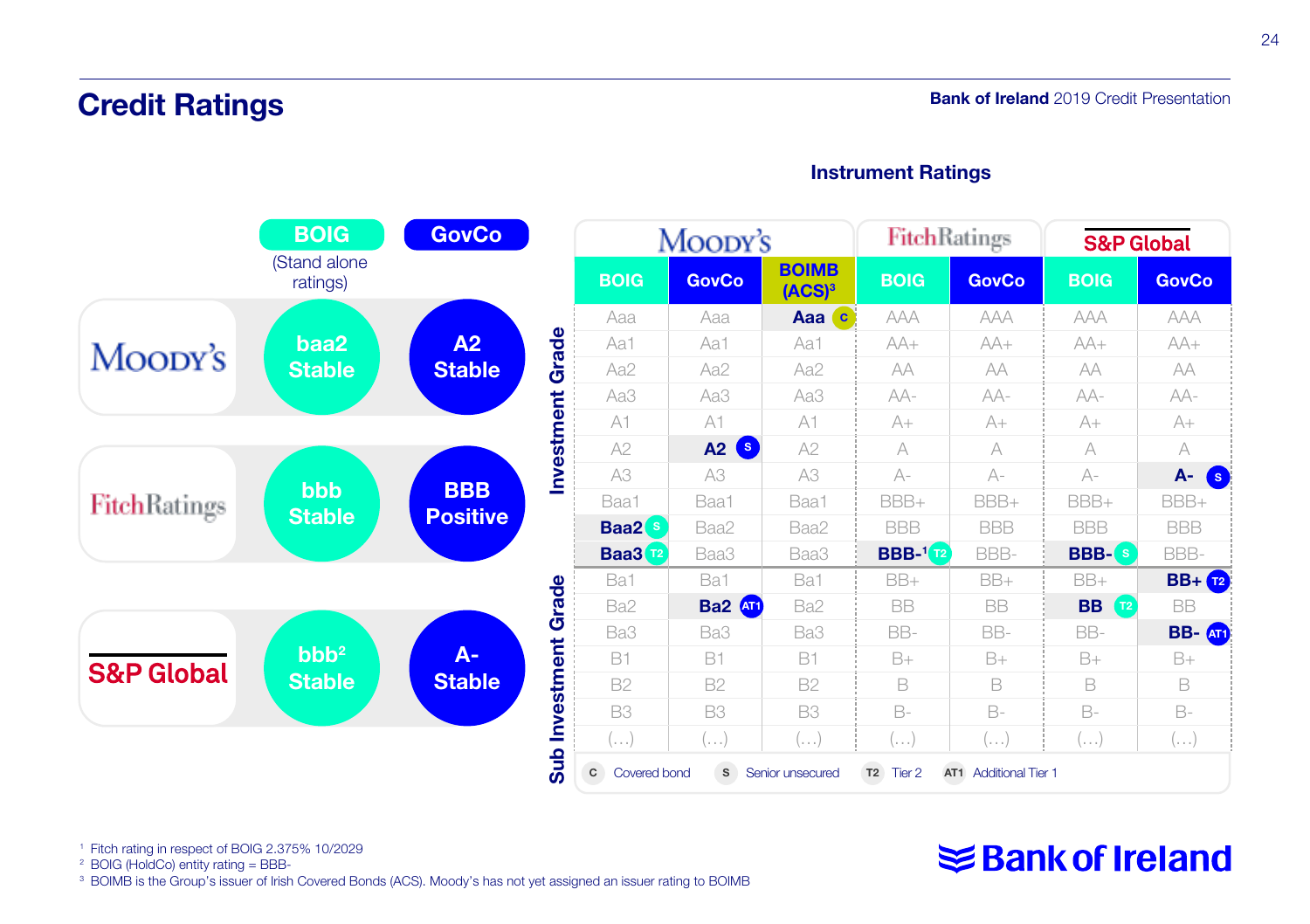# Credit Ratings

Bank of Ireland 2019 Credit Presentation

| | BOIG (Stand alone ratings) | GovCo |
|---|---|---|
| Moody's | baa2 Stable | A2 Stable |
| Fitch Ratings | bbb Stable | BBB Positive |
| S&P Global | bbb[2] Stable | A- Stable |

## Instrument Ratings

| | Moody's | | | Fitch Ratings | | S&P Global | |
|---|---|---|---|---|---|---|---|
| | BOIG | GovCo | BOIMB (ACS)[3] | BOIG | GovCo | BOIG | GovCo |
| Investment Grade | Aaa | Aaa | **Aaa** (C) | AAA | AAA | AAA | AAA |
| | Aa1 | Aa1 | Aa1 | AA+ | AA+ | AA+ | AA+ |
| | Aa2 | Aa2 | Aa2 | AA | AA | AA | AA |
| | Aa3 | Aa3 | Aa3 | AA- | AA- | AA- | AA- |
| | A1 | A1 | A1 | A+ | A+ | A+ | A+ |
| | A2 | **A2** (S) | A2 | A | A | A | A |
| | A3 | A3 | A3 | A- | A- | A- | **A-** (S) |
| | Baa1 | Baa1 | Baa1 | BBB+ | BBB+ | BBB+ | BBB+ |
| | **Baa2** (S) | Baa2 | Baa2 | BBB | BBB | BBB | BBB |
| | **Baa3** (T2) | Baa3 | Baa3 | **BBB-**[1] (T2) | BBB- | **BBB-** (S) | BBB- |
| Sub Investment Grade | Ba1 | Ba1 | Ba1 | BB+ | BB+ | BB+ | **BB+** (T2) |
| | Ba2 | **Ba2** (AT1) | Ba2 | BB | BB | **BB** (T2) | BB |
| | Ba3 | Ba3 | Ba3 | BB- | BB- | BB- | **BB-** (AT1) |
| | B1 | B1 | B1 | B+ | B+ | B+ | B+ |
| | B2 | B2 | B2 | B | B | B | B |
| | B3 | B3 | B3 | B- | B- | B- | B- |
| | (…) | (…) | (…) | (…) | (…) | (…) | (…) |

C Covered bond; S Senior unsecured; T2 Tier 2; AT1 Additional Tier 1

[1] Fitch rating in respect of BOIG 2.375% 10/2029
[2] BOIG (HoldCo) entity rating = BBB-
[3] BOIMB is the Group's issuer of Irish Covered Bonds (ACS). Moody's has not yet assigned an issuer rating to BOIMB

Bank of Ireland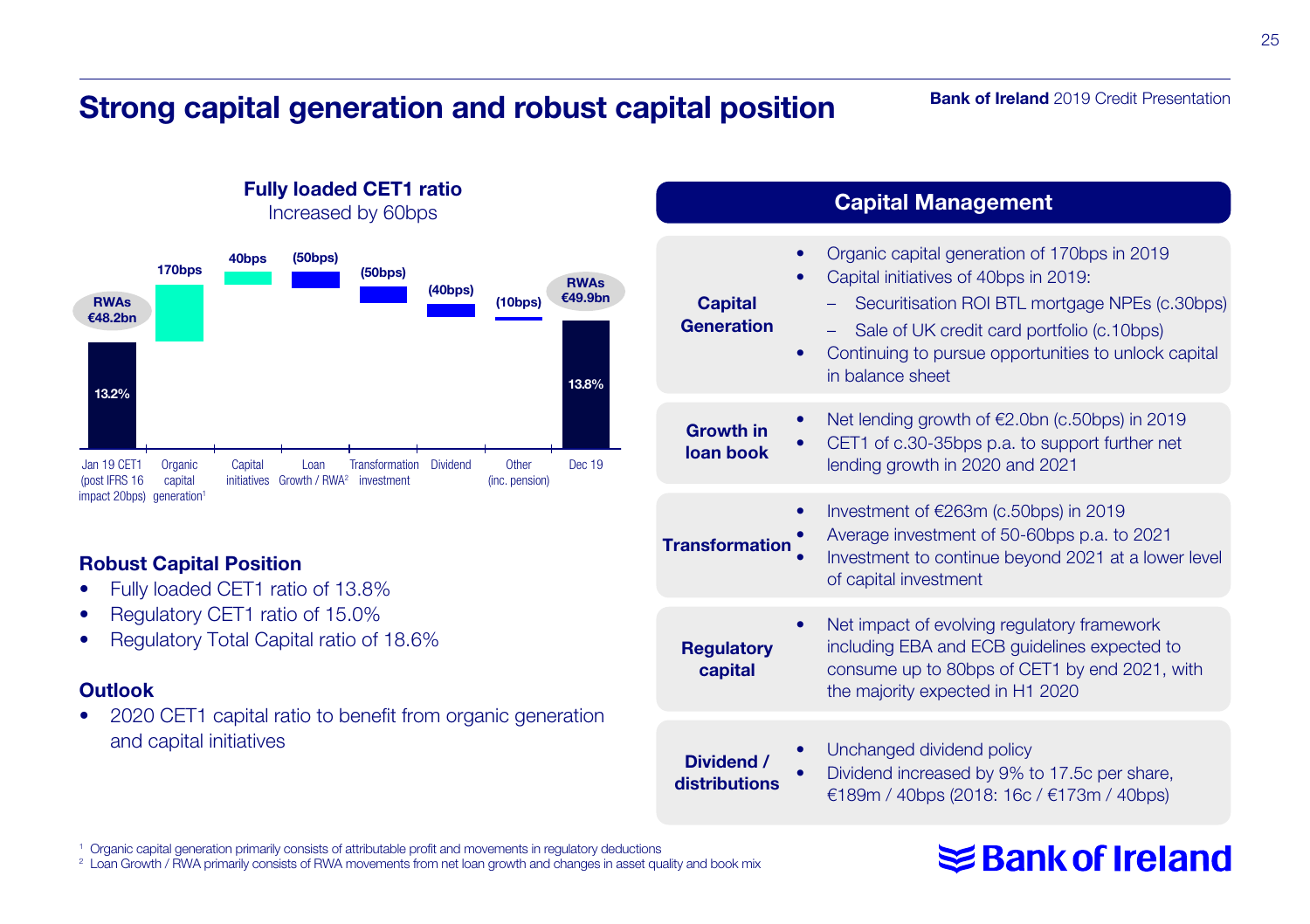# Strong capital generation and robust capital position

**Fully loaded CET1 ratio**
Increased by 60bps

| | Jan 19 CET1 (post IFRS 16 impact 20bps) | Organic capital generation[1] | Capital initiatives | Loan Growth / RWA[2] | Transformation investment | Dividend | Other (inc. pension) | Dec 19 |
|---|---|---|---|---|---|---|---|---|
| Value | 13.2% | 170bps | 40bps | (50bps) | (50bps) | (40bps) | (10bps) | 13.8% |
| RWAs | €48.2bn | | | | | | | €49.9bn |

## Robust Capital Position

- Fully loaded CET1 ratio of 13.8%
- Regulatory CET1 ratio of 15.0%
- Regulatory Total Capital ratio of 18.6%

## Outlook

- 2020 CET1 capital ratio to benefit from organic generation and capital initiatives

## Capital Management

**Capital Generation**
- Organic capital generation of 170bps in 2019
- Capital initiatives of 40bps in 2019:
  - Securitisation ROI BTL mortgage NPEs (c.30bps)
  - Sale of UK credit card portfolio (c.10bps)
- Continuing to pursue opportunities to unlock capital in balance sheet

**Growth in loan book**
- Net lending growth of €2.0bn (c.50bps) in 2019
- CET1 of c.30-35bps p.a. to support further net lending growth in 2020 and 2021

**Transformation**
- Investment of €263m (c.50bps) in 2019
- Average investment of 50-60bps p.a. to 2021
- Investment to continue beyond 2021 at a lower level of capital investment

**Regulatory capital**
- Net impact of evolving regulatory framework including EBA and ECB guidelines expected to consume up to 80bps of CET1 by end 2021, with the majority expected in H1 2020

**Dividend / distributions**
- Unchanged dividend policy
- Dividend increased by 9% to 17.5c per share, €189m / 40bps (2018: 16c / €173m / 40bps)

[1] Organic capital generation primarily consists of attributable profit and movements in regulatory deductions
[2] Loan Growth / RWA primarily consists of RWA movements from net loan growth and changes in asset quality and book mix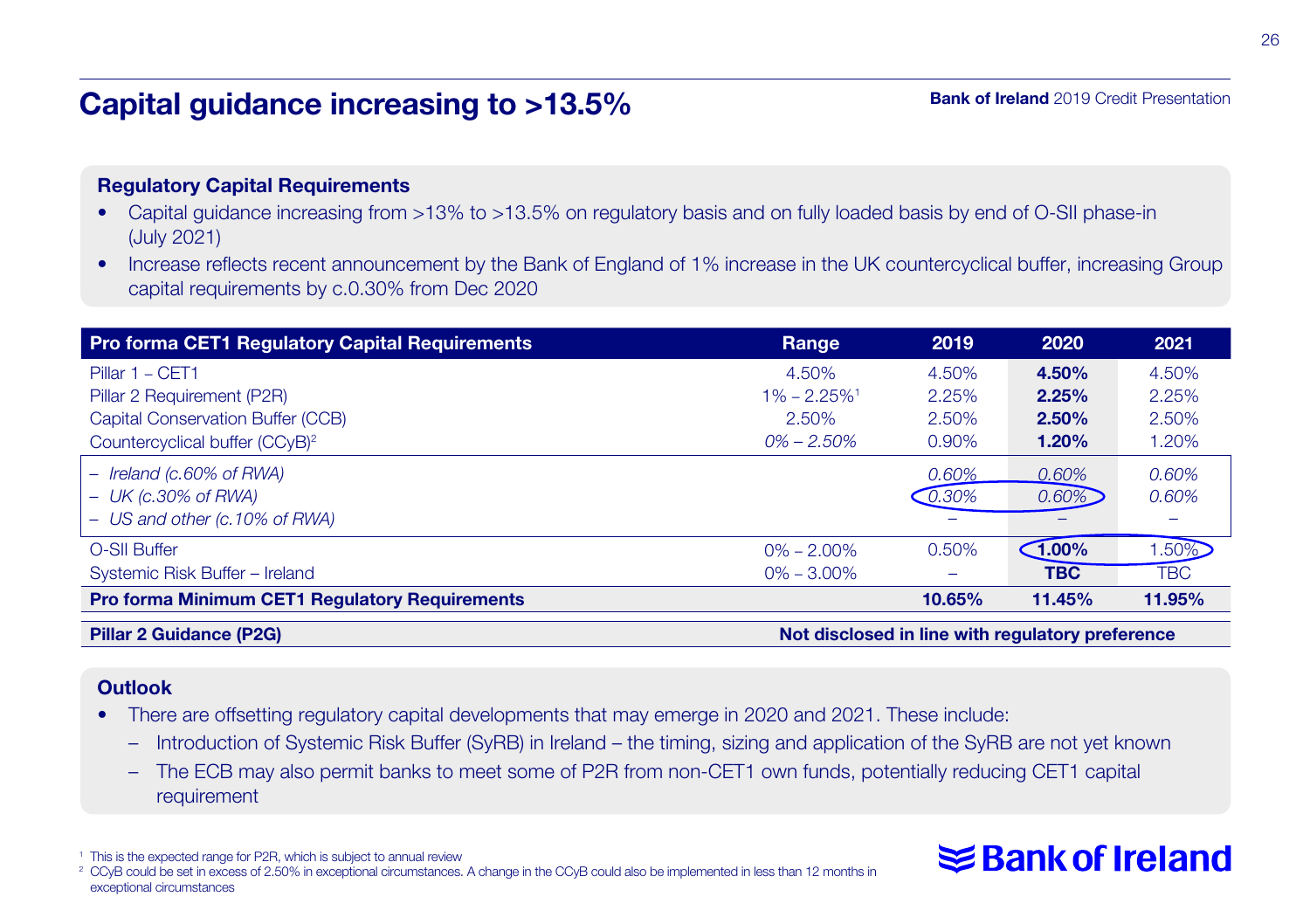# Capital guidance increasing to >13.5%

**Bank of Ireland** 2019 Credit Presentation

**Regulatory Capital Requirements**

- Capital guidance increasing from >13% to >13.5% on regulatory basis and on fully loaded basis by end of O-SII phase-in (July 2021)
- Increase reflects recent announcement by the Bank of England of 1% increase in the UK countercyclical buffer, increasing Group capital requirements by c.0.30% from Dec 2020

| Pro forma CET1 Regulatory Capital Requirements | Range | 2019 | 2020 | 2021 |
|---|---|---|---|---|
| Pillar 1 – CET1 | 4.50% | 4.50% | **4.50%** | 4.50% |
| Pillar 2 Requirement (P2R) | 1% – 2.25%[1] | 2.25% | **2.25%** | 2.25% |
| Capital Conservation Buffer (CCB) | 2.50% | 2.50% | **2.50%** | 2.50% |
| Countercyclical buffer (CCyB)[2] | *0% – 2.50%* | 0.90% | **1.20%** | 1.20% |
| *– Ireland (c.60% of RWA)* | | *0.60%* | *0.60%* | *0.60%* |
| *– UK (c.30% of RWA)* | | *0.30%* | *0.60%* | *0.60%* |
| *– US and other (c.10% of RWA)* | | – | – | – |
| O-SII Buffer | 0% – 2.00% | 0.50% | **1.00%** | 1.50% |
| Systemic Risk Buffer – Ireland | 0% – 3.00% | – | **TBC** | TBC |
| **Pro forma Minimum CET1 Regulatory Requirements** | | **10.65%** | **11.45%** | **11.95%** |
| **Pillar 2 Guidance (P2G)** | **Not disclosed in line with regulatory preference** | | | |

**Outlook**

- There are offsetting regulatory capital developments that may emerge in 2020 and 2021. These include:
  - Introduction of Systemic Risk Buffer (SyRB) in Ireland – the timing, sizing and application of the SyRB are not yet known
  - The ECB may also permit banks to meet some of P2R from non-CET1 own funds, potentially reducing CET1 capital requirement

[1] This is the expected range for P2R, which is subject to annual review
[2] CCyB could be set in excess of 2.50% in exceptional circumstances. A change in the CCyB could also be implemented in less than 12 months in exceptional circumstances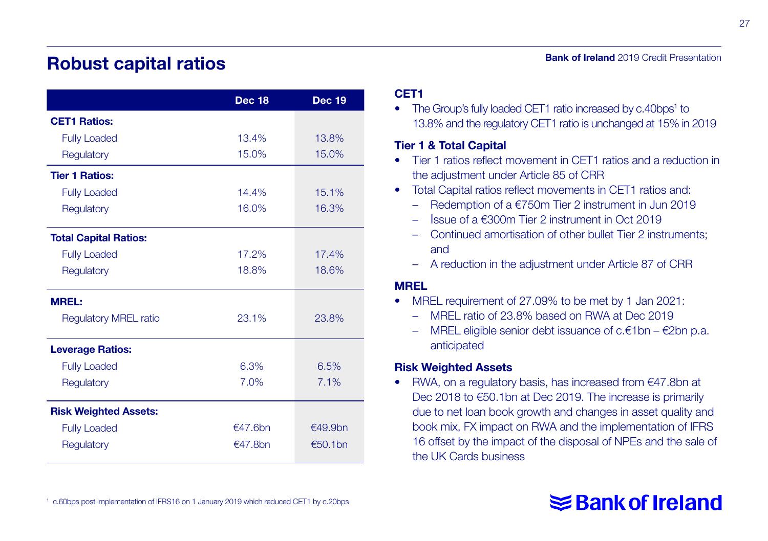# Robust capital ratios

| | Dec 18 | Dec 19 |
|---|---|---|
| **CET1 Ratios:** | | |
| Fully Loaded | 13.4% | 13.8% |
| Regulatory | 15.0% | 15.0% |
| **Tier 1 Ratios:** | | |
| Fully Loaded | 14.4% | 15.1% |
| Regulatory | 16.0% | 16.3% |
| **Total Capital Ratios:** | | |
| Fully Loaded | 17.2% | 17.4% |
| Regulatory | 18.8% | 18.6% |
| **MREL:** | | |
| Regulatory MREL ratio | 23.1% | 23.8% |
| **Leverage Ratios:** | | |
| Fully Loaded | 6.3% | 6.5% |
| Regulatory | 7.0% | 7.1% |
| **Risk Weighted Assets:** | | |
| Fully Loaded | €47.6bn | €49.9bn |
| Regulatory | €47.8bn | €50.1bn |

### CET1

- The Group's fully loaded CET1 ratio increased by c.40bps[1] to 13.8% and the regulatory CET1 ratio is unchanged at 15% in 2019

### Tier 1 & Total Capital

- Tier 1 ratios reflect movement in CET1 ratios and a reduction in the adjustment under Article 85 of CRR
- Total Capital ratios reflect movements in CET1 ratios and:
  - Redemption of a €750m Tier 2 instrument in Jun 2019
  - Issue of a €300m Tier 2 instrument in Oct 2019
  - Continued amortisation of other bullet Tier 2 instruments; and
  - A reduction in the adjustment under Article 87 of CRR

### MREL

- MREL requirement of 27.09% to be met by 1 Jan 2021:
  - MREL ratio of 23.8% based on RWA at Dec 2019
  - MREL eligible senior debt issuance of c.€1bn – €2bn p.a. anticipated

### Risk Weighted Assets

- RWA, on a regulatory basis, has increased from €47.8bn at Dec 2018 to €50.1bn at Dec 2019. The increase is primarily due to net loan book growth and changes in asset quality and book mix, FX impact on RWA and the implementation of IFRS 16 offset by the impact of the disposal of NPEs and the sale of the UK Cards business

[1] c.60bps post implementation of IFRS16 on 1 January 2019 which reduced CET1 by c.20bps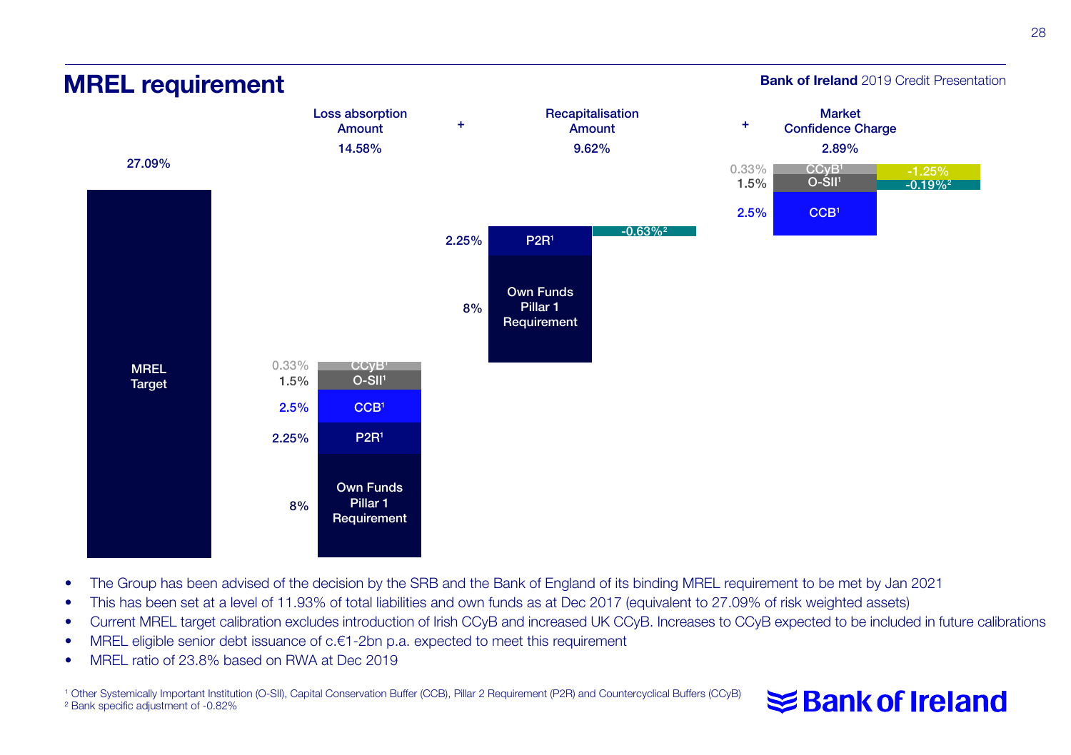## MREL requirement

Bank of Ireland 2019 Credit Presentation

| | Loss absorption Amount | + | Recapitalisation Amount | + | Market Confidence Charge |
|---|---|---|---|---|---|
| MREL Target 27.09% | 14.58% | | 9.62% | | 2.89% |
| | 0.33% CCyB[1] | | | | 0.33% CCyB[1] / -1.25% |
| | 1.5% O-SII[1] | | | | 1.5% O-SII[1] / -0.19%[2] |
| | 2.5% CCB[1] | | | | 2.5% CCB[1] |
| | 2.25% P2R[1] | | 2.25% P2R[1] / -0.63%[2] | | |
| | 8% Own Funds Pillar 1 Requirement | | 8% Own Funds Pillar 1 Requirement | | |

- The Group has been advised of the decision by the SRB and the Bank of England of its binding MREL requirement to be met by Jan 2021
- This has been set at a level of 11.93% of total liabilities and own funds as at Dec 2017 (equivalent to 27.09% of risk weighted assets)
- Current MREL target calibration excludes introduction of Irish CCyB and increased UK CCyB. Increases to CCyB expected to be included in future calibrations
- MREL eligible senior debt issuance of c.€1-2bn p.a. expected to meet this requirement
- MREL ratio of 23.8% based on RWA at Dec 2019

[1] Other Systemically Important Institution (O-SII), Capital Conservation Buffer (CCB), Pillar 2 Requirement (P2R) and Countercyclical Buffers (CCyB)
[2] Bank specific adjustment of -0.82%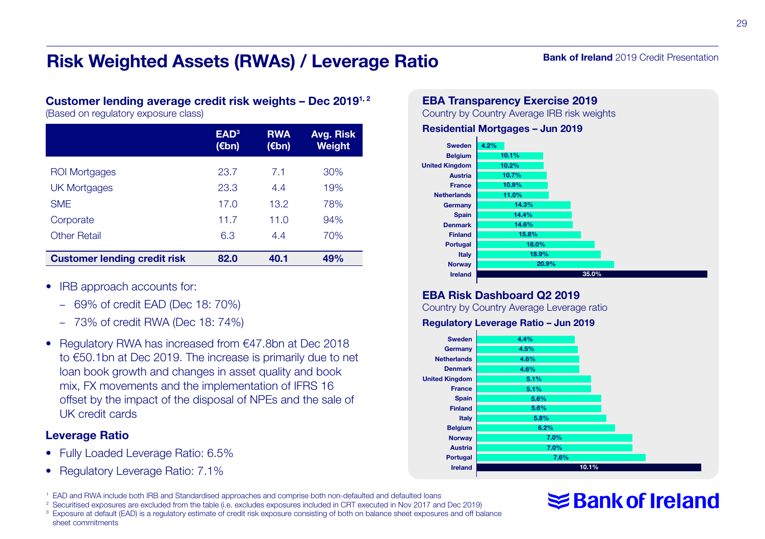# Risk Weighted Assets (RWAs) / Leverage Ratio

**Bank of Ireland** 2019 Credit Presentation

## Customer lending average credit risk weights – Dec 2019[1, 2]

(Based on regulatory exposure class)

| | EAD[3] (€bn) | RWA (€bn) | Avg. Risk Weight |
|---|---|---|---|
| ROI Mortgages | 23.7 | 7.1 | 30% |
| UK Mortgages | 23.3 | 4.4 | 19% |
| SME | 17.0 | 13.2 | 78% |
| Corporate | 11.7 | 11.0 | 94% |
| Other Retail | 6.3 | 4.4 | 70% |
| **Customer lending credit risk** | **82.0** | **40.1** | **49%** |

- IRB approach accounts for:
  - 69% of credit EAD (Dec 18: 70%)
  - 73% of credit RWA (Dec 18: 74%)
- Regulatory RWA has increased from €47.8bn at Dec 2018 to €50.1bn at Dec 2019. The increase is primarily due to net loan book growth and changes in asset quality and book mix, FX movements and the implementation of IFRS 16 offset by the impact of the disposal of NPEs and the sale of UK credit cards

### Leverage Ratio

- Fully Loaded Leverage Ratio: 6.5%
- Regulatory Leverage Ratio: 7.1%

## EBA Transparency Exercise 2019

Country by Country Average IRB risk weights

**Residential Mortgages – Jun 2019**

| Country | Risk weight |
|---|---|
| Sweden | 4.2% |
| Belgium | 10.1% |
| United Kingdom | 10.2% |
| Austria | 10.7% |
| France | 10.9% |
| Netherlands | 11.0% |
| Germany | 14.3% |
| Spain | 14.4% |
| Denmark | 14.6% |
| Finland | 15.8% |
| Portugal | 18.0% |
| Italy | 18.9% |
| Norway | 20.9% |
| Ireland | 35.0% |

## EBA Risk Dashboard Q2 2019

Country by Country Average Leverage ratio

**Regulatory Leverage Ratio – Jun 2019**

| Country | Leverage ratio |
|---|---|
| Sweden | 4.4% |
| Germany | 4.5% |
| Netherlands | 4.6% |
| Denmark | 4.6% |
| United Kingdom | 5.1% |
| France | 5.1% |
| Spain | 5.6% |
| Finland | 5.6% |
| Italy | 5.8% |
| Belgium | 6.2% |
| Norway | 7.0% |
| Austria | 7.0% |
| Portugal | 7.6% |
| Ireland | 10.1% |

[1] EAD and RWA include both IRB and Standardised approaches and comprise both non-defaulted and defaulted loans
[2] Securitised exposures are excluded from the table (i.e. excludes exposures included in CRT executed in Nov 2017 and Dec 2019)
[3] Exposure at default (EAD) is a regulatory estimate of credit risk exposure consisting of both on balance sheet exposures and off balance sheet commitments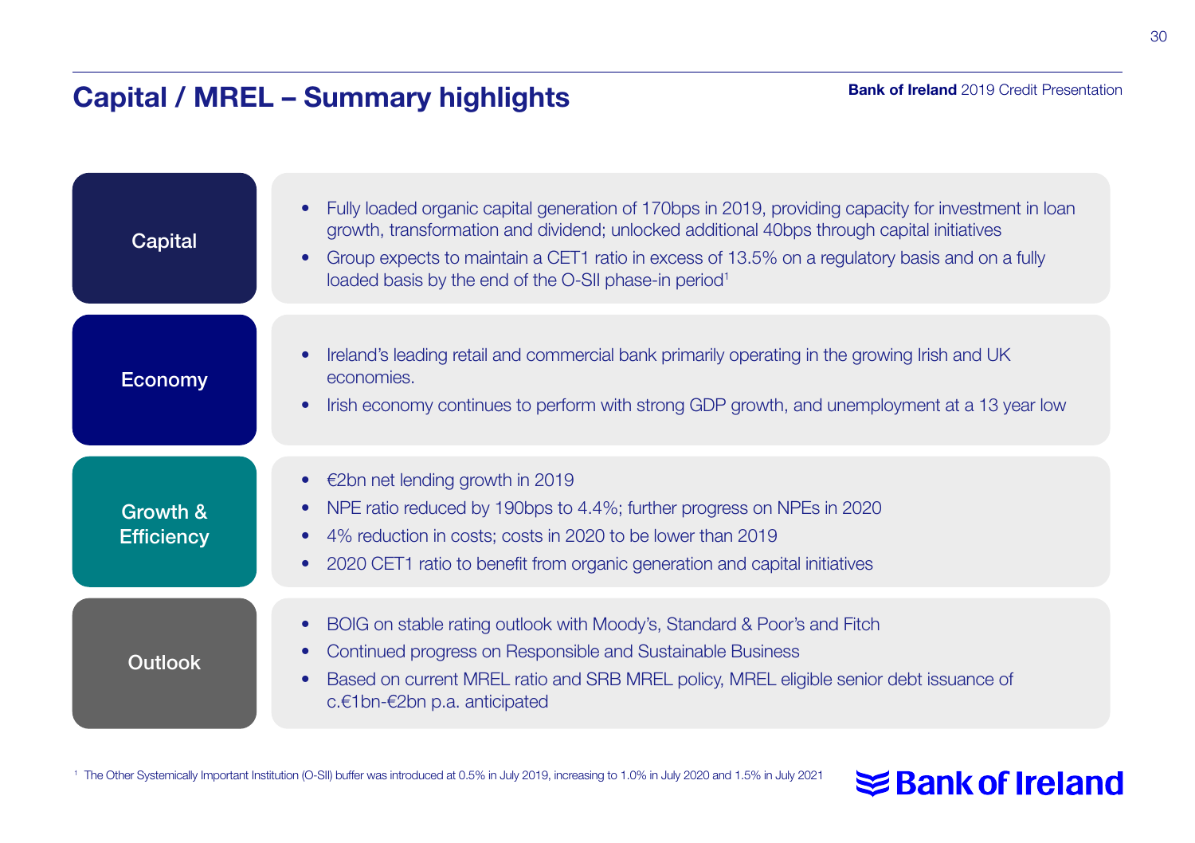# Capital / MREL – Summary highlights

### Capital

- Fully loaded organic capital generation of 170bps in 2019, providing capacity for investment in loan growth, transformation and dividend; unlocked additional 40bps through capital initiatives
- Group expects to maintain a CET1 ratio in excess of 13.5% on a regulatory basis and on a fully loaded basis by the end of the O-SII phase-in period[1]

### Economy

- Ireland's leading retail and commercial bank primarily operating in the growing Irish and UK economies.
- Irish economy continues to perform with strong GDP growth, and unemployment at a 13 year low

### Growth & Efficiency

- €2bn net lending growth in 2019
- NPE ratio reduced by 190bps to 4.4%; further progress on NPEs in 2020
- 4% reduction in costs; costs in 2020 to be lower than 2019
- 2020 CET1 ratio to benefit from organic generation and capital initiatives

### Outlook

- BOIG on stable rating outlook with Moody's, Standard & Poor's and Fitch
- Continued progress on Responsible and Sustainable Business
- Based on current MREL ratio and SRB MREL policy, MREL eligible senior debt issuance of c.€1bn-€2bn p.a. anticipated

[1] The Other Systemically Important Institution (O-SII) buffer was introduced at 0.5% in July 2019, increasing to 1.0% in July 2020 and 1.5% in July 2021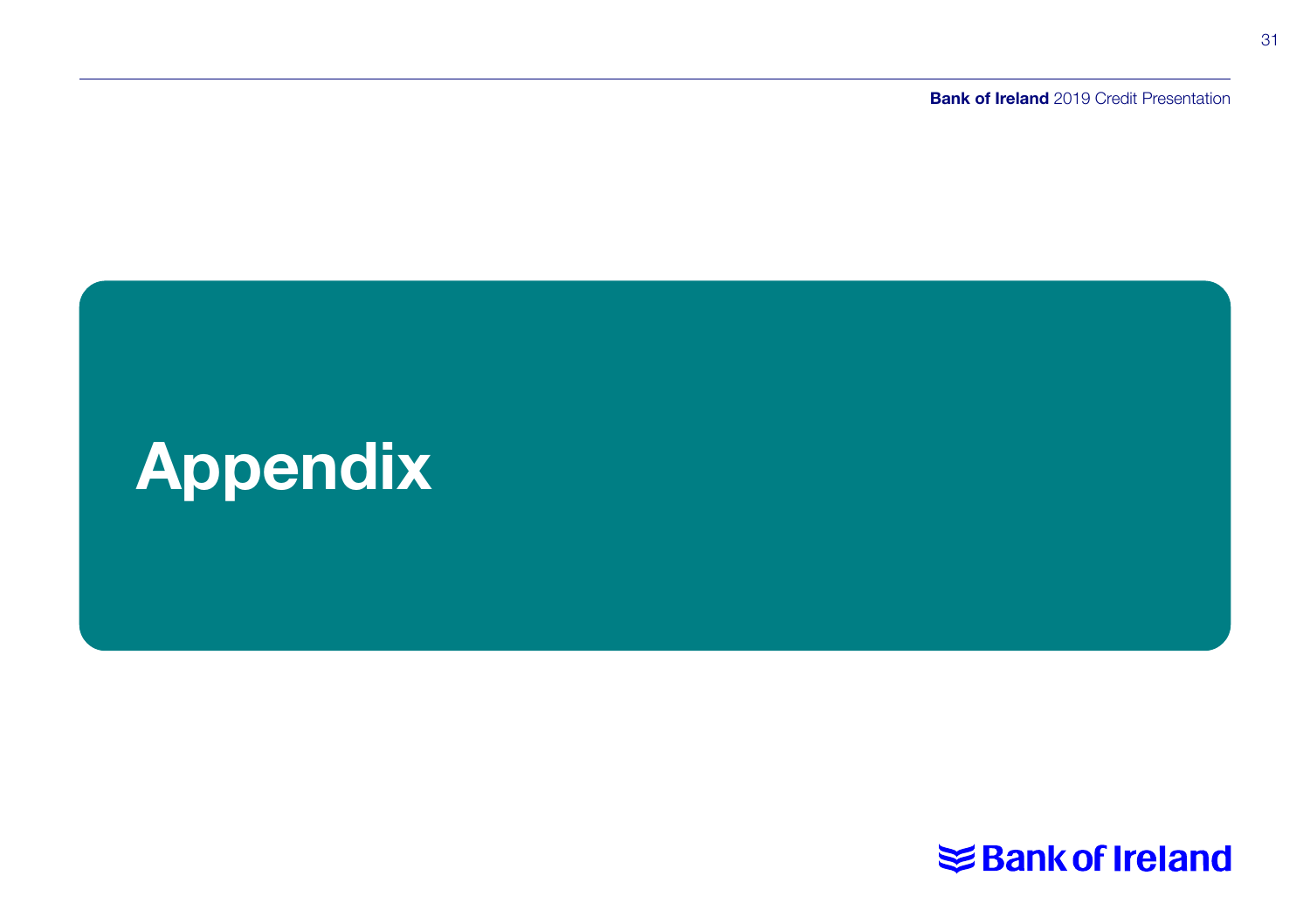# Appendix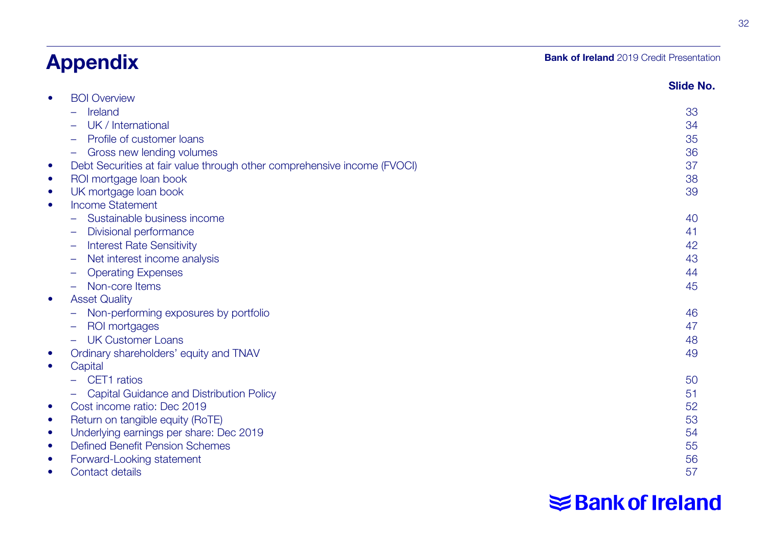# Appendix

Bank of Ireland 2019 Credit Presentation

| | Slide No. |
|---|---|
| • BOI Overview | |
| – Ireland | 33 |
| – UK / International | 34 |
| – Profile of customer loans | 35 |
| – Gross new lending volumes | 36 |
| • Debt Securities at fair value through other comprehensive income (FVOCI) | 37 |
| • ROI mortgage loan book | 38 |
| • UK mortgage loan book | 39 |
| • Income Statement | |
| – Sustainable business income | 40 |
| – Divisional performance | 41 |
| – Interest Rate Sensitivity | 42 |
| – Net interest income analysis | 43 |
| – Operating Expenses | 44 |
| – Non-core Items | 45 |
| • Asset Quality | |
| – Non-performing exposures by portfolio | 46 |
| – ROI mortgages | 47 |
| – UK Customer Loans | 48 |
| • Ordinary shareholders' equity and TNAV | 49 |
| • Capital | |
| – CET1 ratios | 50 |
| – Capital Guidance and Distribution Policy | 51 |
| • Cost income ratio: Dec 2019 | 52 |
| • Return on tangible equity (RoTE) | 53 |
| • Underlying earnings per share: Dec 2019 | 54 |
| • Defined Benefit Pension Schemes | 55 |
| • Forward-Looking statement | 56 |
| • Contact details | 57 |

Bank of Ireland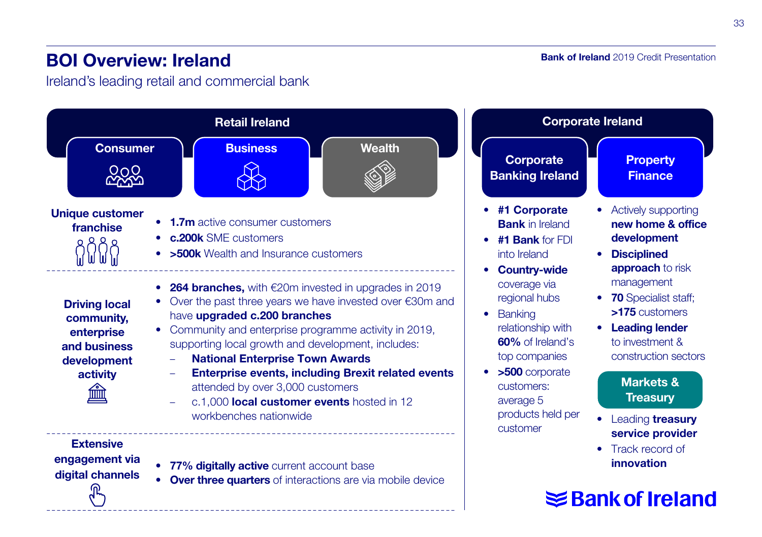# BOI Overview: Ireland

Ireland's leading retail and commercial bank

## Retail Ireland

**Consumer** | **Business** | **Wealth**

### Unique customer franchise

- **1.7m** active consumer customers
- **c.200k** SME customers
- **>500k** Wealth and Insurance customers

### Driving local community, enterprise and business development activity

- **264 branches,** with €20m invested in upgrades in 2019
- Over the past three years we have invested over €30m and have **upgraded c.200 branches**
- Community and enterprise programme activity in 2019, supporting local growth and development, includes:
  - **National Enterprise Town Awards**
  - **Enterprise events, including Brexit related events** attended by over 3,000 customers
  - c.1,000 **local customer events** hosted in 12 workbenches nationwide

### Extensive engagement via digital channels

- **77% digitally active** current account base
- **Over three quarters** of interactions are via mobile device

## Corporate Ireland

### Corporate Banking Ireland

- **#1 Corporate Bank** in Ireland
- **#1 Bank** for FDI into Ireland
- **Country-wide** coverage via regional hubs
- Banking relationship with **60%** of Ireland's top companies
- **>500** corporate customers: average 5 products held per customer

### Property Finance

- Actively supporting **new home & office development**
- **Disciplined approach** to risk management
- **70** Specialist staff; **>175** customers
- **Leading lender** to investment & construction sectors

### Markets & Treasury

- Leading **treasury service provider**
- Track record of **innovation**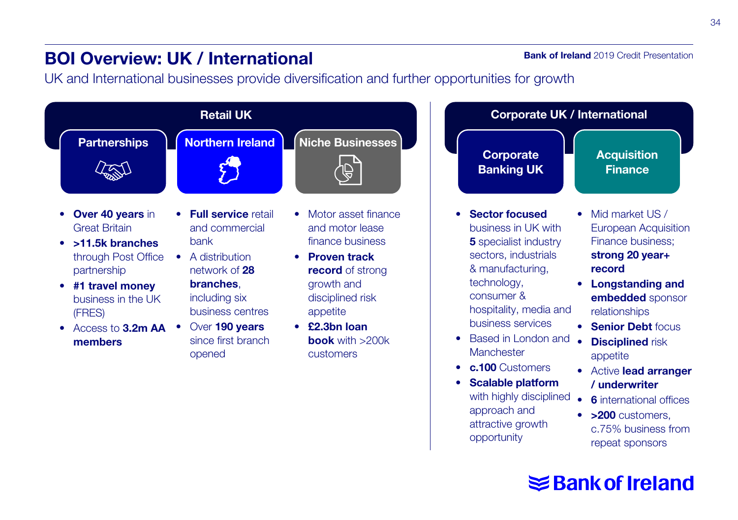# BOI Overview: UK / International

UK and International businesses provide diversification and further opportunities for growth

## Retail UK

### Partnerships

- **Over 40 years** in Great Britain
- **>11.5k branches** through Post Office partnership
- **#1 travel money** business in the UK (FRES)
- Access to **3.2m AA members**

### Northern Ireland

- **Full service** retail and commercial bank
- A distribution network of **28 branches**, including six business centres
- Over **190 years** since first branch opened

### Niche Businesses

- Motor asset finance and motor lease finance business
- **Proven track record** of strong growth and disciplined risk appetite
- **£2.3bn loan book** with >200k customers

## Corporate UK / International

### Corporate Banking UK

- **Sector focused** business in UK with **5** specialist industry sectors, industrials & manufacturing, technology, consumer & hospitality, media and business services
- Based in London and Manchester
- **c.100** Customers
- **Scalable platform** with highly disciplined approach and attractive growth opportunity

### Acquisition Finance

- Mid market US / European Acquisition Finance business; **strong 20 year+ record**
- **Longstanding and embedded** sponsor relationships
- **Senior Debt** focus
- **Disciplined** risk appetite
- Active **lead arranger / underwriter**
- **6** international offices
- **>200** customers, c.75% business from repeat sponsors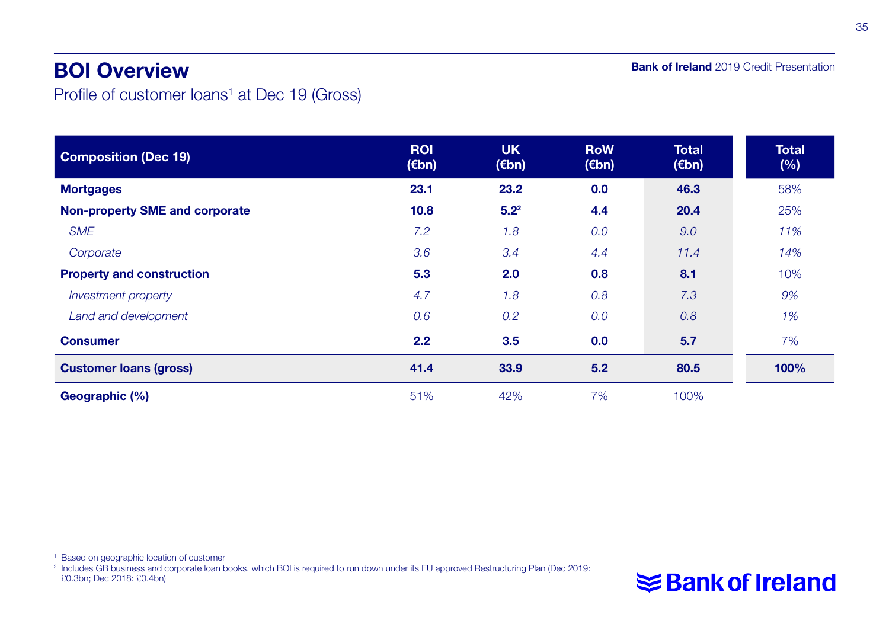# BOI Overview

Profile of customer loans[1] at Dec 19 (Gross)

| Composition (Dec 19) | ROI (€bn) | UK (€bn) | RoW (€bn) | Total (€bn) | Total (%) |
|---|---|---|---|---|---|
| **Mortgages** | **23.1** | **23.2** | **0.0** | **46.3** | 58% |
| **Non-property SME and corporate** | **10.8** | **5.2**[2] | **4.4** | **20.4** | 25% |
| *SME* | *7.2* | *1.8* | *0.0* | *9.0* | *11%* |
| *Corporate* | *3.6* | *3.4* | *4.4* | *11.4* | *14%* |
| **Property and construction** | **5.3** | **2.0** | **0.8** | **8.1** | 10% |
| *Investment property* | *4.7* | *1.8* | *0.8* | *7.3* | *9%* |
| *Land and development* | *0.6* | *0.2* | *0.0* | *0.8* | *1%* |
| **Consumer** | **2.2** | **3.5** | **0.0** | **5.7** | 7% |
| **Customer loans (gross)** | **41.4** | **33.9** | **5.2** | **80.5** | **100%** |
| **Geographic (%)** | 51% | 42% | 7% | 100% | |

[1] Based on geographic location of customer

[2] Includes GB business and corporate loan books, which BOI is required to run down under its EU approved Restructuring Plan (Dec 2019: £0.3bn; Dec 2018: £0.4bn)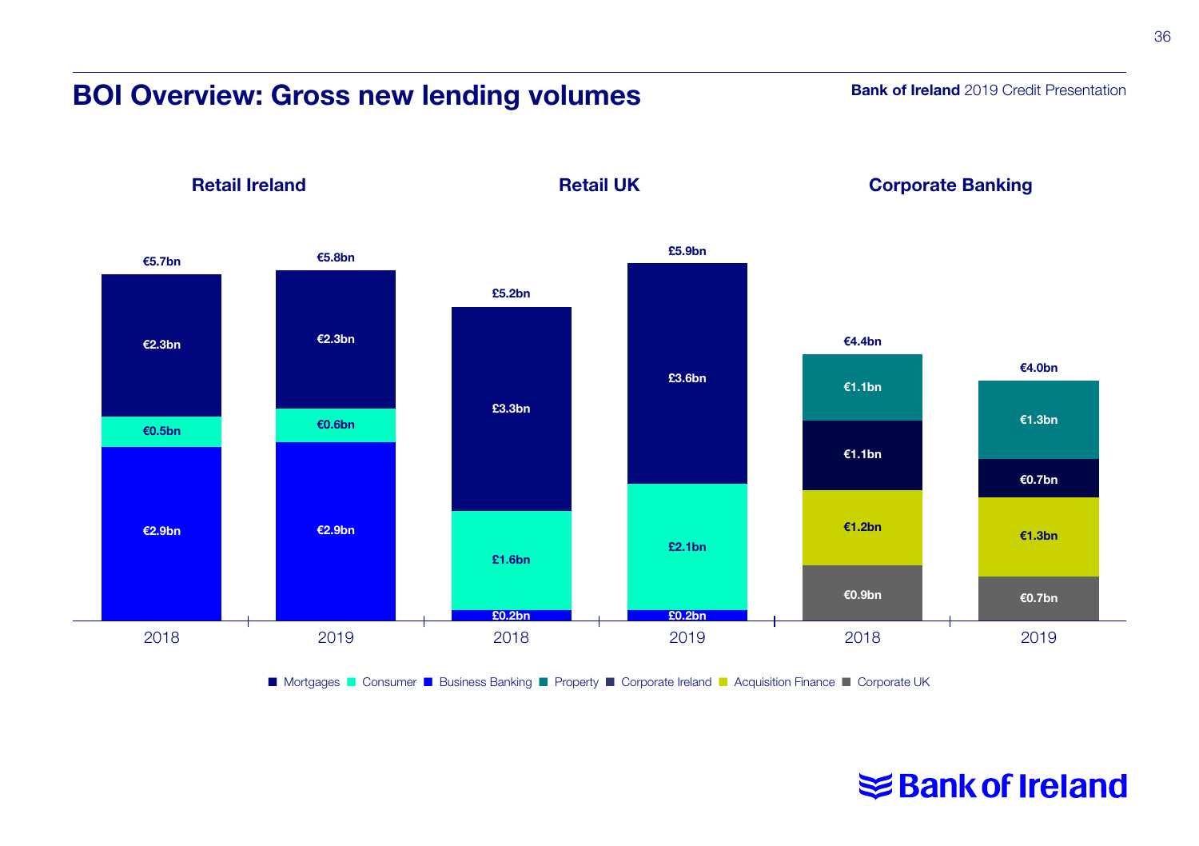# BOI Overview: Gross new lending volumes

### Retail Ireland

| | 2018 | 2019 |
|---|---|---|
| Mortgages | €2.3bn | €2.3bn |
| Consumer | €0.5bn | €0.6bn |
| Business Banking | €2.9bn | €2.9bn |
| **Total** | **€5.7bn** | **€5.8bn** |

### Retail UK

| | 2018 | 2019 |
|---|---|---|
| Mortgages | £3.3bn | £3.6bn |
| Consumer | £1.6bn | £2.1bn |
| Business Banking | £0.2bn | £0.2bn |
| **Total** | **£5.2bn** | **£5.9bn** |

### Corporate Banking

| | 2018 | 2019 |
|---|---|---|
| Property | €1.1bn | €1.3bn |
| Corporate Ireland | €1.1bn | €0.7bn |
| Acquisition Finance | €1.2bn | €1.3bn |
| Corporate UK | €0.9bn | €0.7bn |
| **Total** | **€4.4bn** | **€4.0bn** |

■ Mortgages ■ Consumer ■ Business Banking ■ Property ■ Corporate Ireland ■ Acquisition Finance ■ Corporate UK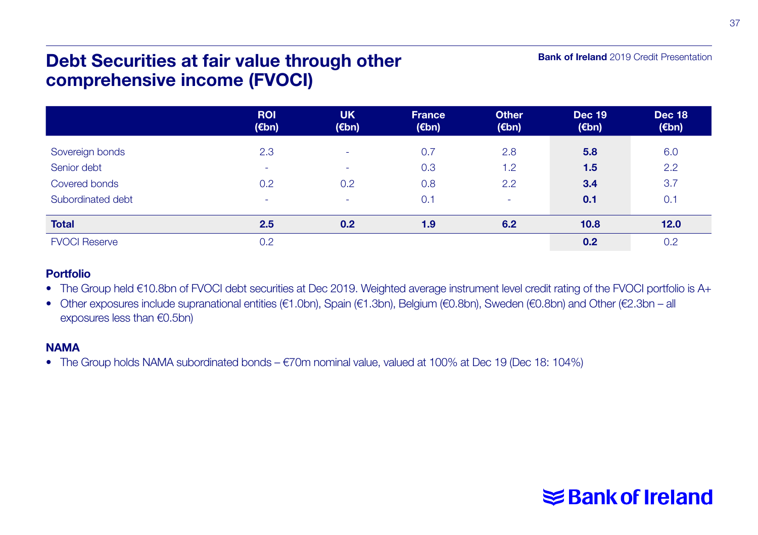# Debt Securities at fair value through other comprehensive income (FVOCI)

| | ROI (€bn) | UK (€bn) | France (€bn) | Other (€bn) | Dec 19 (€bn) | Dec 18 (€bn) |
|---|---|---|---|---|---|---|
| Sovereign bonds | 2.3 | - | 0.7 | 2.8 | **5.8** | 6.0 |
| Senior debt | - | - | 0.3 | 1.2 | **1.5** | 2.2 |
| Covered bonds | 0.2 | 0.2 | 0.8 | 2.2 | **3.4** | 3.7 |
| Subordinated debt | - | - | 0.1 | - | **0.1** | 0.1 |
| **Total** | **2.5** | **0.2** | **1.9** | **6.2** | **10.8** | **12.0** |
| FVOCI Reserve | 0.2 | | | | **0.2** | 0.2 |

**Portfolio**

- The Group held €10.8bn of FVOCI debt securities at Dec 2019. Weighted average instrument level credit rating of the FVOCI portfolio is A+
- Other exposures include supranational entities (€1.0bn), Spain (€1.3bn), Belgium (€0.8bn), Sweden (€0.8bn) and Other (€2.3bn – all exposures less than €0.5bn)

**NAMA**

- The Group holds NAMA subordinated bonds – €70m nominal value, valued at 100% at Dec 19 (Dec 18: 104%)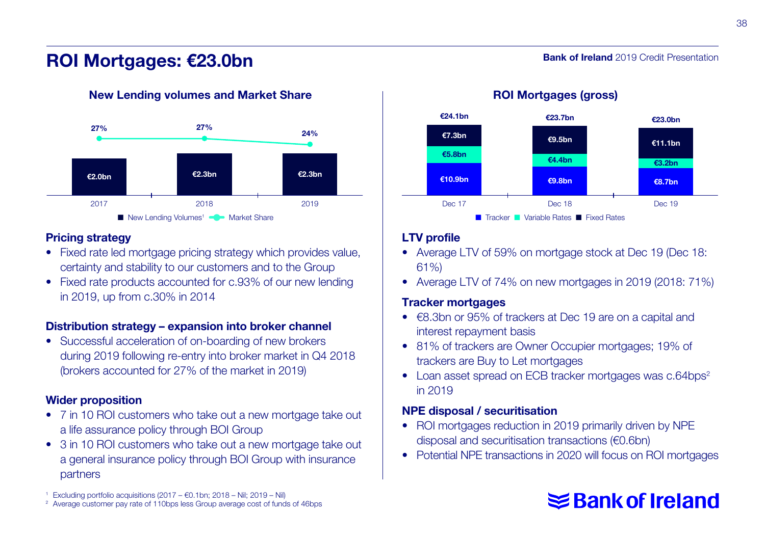# ROI Mortgages: €23.0bn

### New Lending volumes and Market Share

| | 2017 | 2018 | 2019 |
|---|---|---|---|
| New Lending Volumes[1] | €2.0bn | €2.3bn | €2.3bn |
| Market Share | 27% | 27% | 24% |

### ROI Mortgages (gross)

| | Dec 17 | Dec 18 | Dec 19 |
|---|---|---|---|
| Tracker | €10.9bn | €9.8bn | €8.7bn |
| Variable Rates | €5.8bn | €4.4bn | €3.2bn |
| Fixed Rates | €7.3bn | €9.5bn | €11.1bn |
| Total | €24.1bn | €23.7bn | €23.0bn |

### Pricing strategy

- Fixed rate led mortgage pricing strategy which provides value, certainty and stability to our customers and to the Group
- Fixed rate products accounted for c.93% of our new lending in 2019, up from c.30% in 2014

### Distribution strategy – expansion into broker channel

- Successful acceleration of on-boarding of new brokers during 2019 following re-entry into broker market in Q4 2018 (brokers accounted for 27% of the market in 2019)

### Wider proposition

- 7 in 10 ROI customers who take out a new mortgage take out a life assurance policy through BOI Group
- 3 in 10 ROI customers who take out a new mortgage take out a general insurance policy through BOI Group with insurance partners

### LTV profile

- Average LTV of 59% on mortgage stock at Dec 19 (Dec 18: 61%)
- Average LTV of 74% on new mortgages in 2019 (2018: 71%)

### Tracker mortgages

- €8.3bn or 95% of trackers at Dec 19 are on a capital and interest repayment basis
- 81% of trackers are Owner Occupier mortgages; 19% of trackers are Buy to Let mortgages
- Loan asset spread on ECB tracker mortgages was c.64bps[2] in 2019

### NPE disposal / securitisation

- ROI mortgages reduction in 2019 primarily driven by NPE disposal and securitisation transactions (€0.6bn)
- Potential NPE transactions in 2020 will focus on ROI mortgages

[1] Excluding portfolio acquisitions (2017 – €0.1bn; 2018 – Nil; 2019 – Nil)
[2] Average customer pay rate of 110bps less Group average cost of funds of 46bps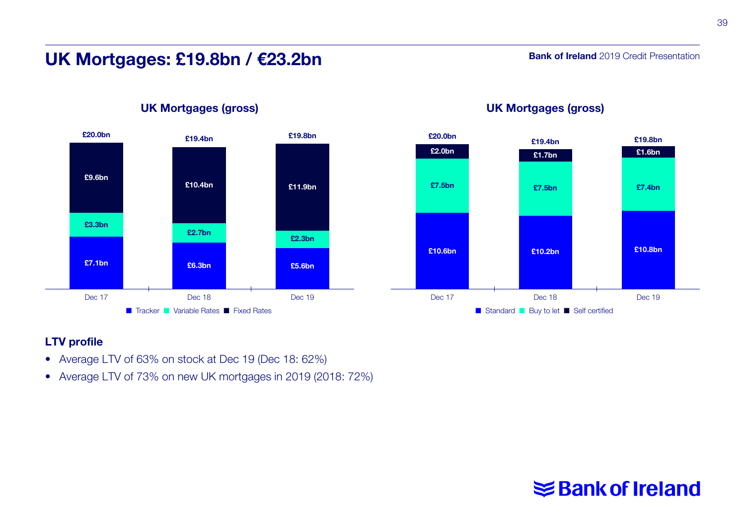# UK Mortgages: £19.8bn / €23.2bn

Bank of Ireland 2019 Credit Presentation

## UK Mortgages (gross)

| | Dec 17 | Dec 18 | Dec 19 |
|---|---|---|---|
| Tracker | £7.1bn | £6.3bn | £5.6bn |
| Variable Rates | £3.3bn | £2.7bn | £2.3bn |
| Fixed Rates | £9.6bn | £10.4bn | £11.9bn |
| Total | £20.0bn | £19.4bn | £19.8bn |

## UK Mortgages (gross)

| | Dec 17 | Dec 18 | Dec 19 |
|---|---|---|---|
| Standard | £10.6bn | £10.2bn | £10.8bn |
| Buy to let | £7.5bn | £7.5bn | £7.4bn |
| Self certified | £2.0bn | £1.7bn | £1.6bn |
| Total | £20.0bn | £19.4bn | £19.8bn |

### LTV profile

- Average LTV of 63% on stock at Dec 19 (Dec 18: 62%)
- Average LTV of 73% on new UK mortgages in 2019 (2018: 72%)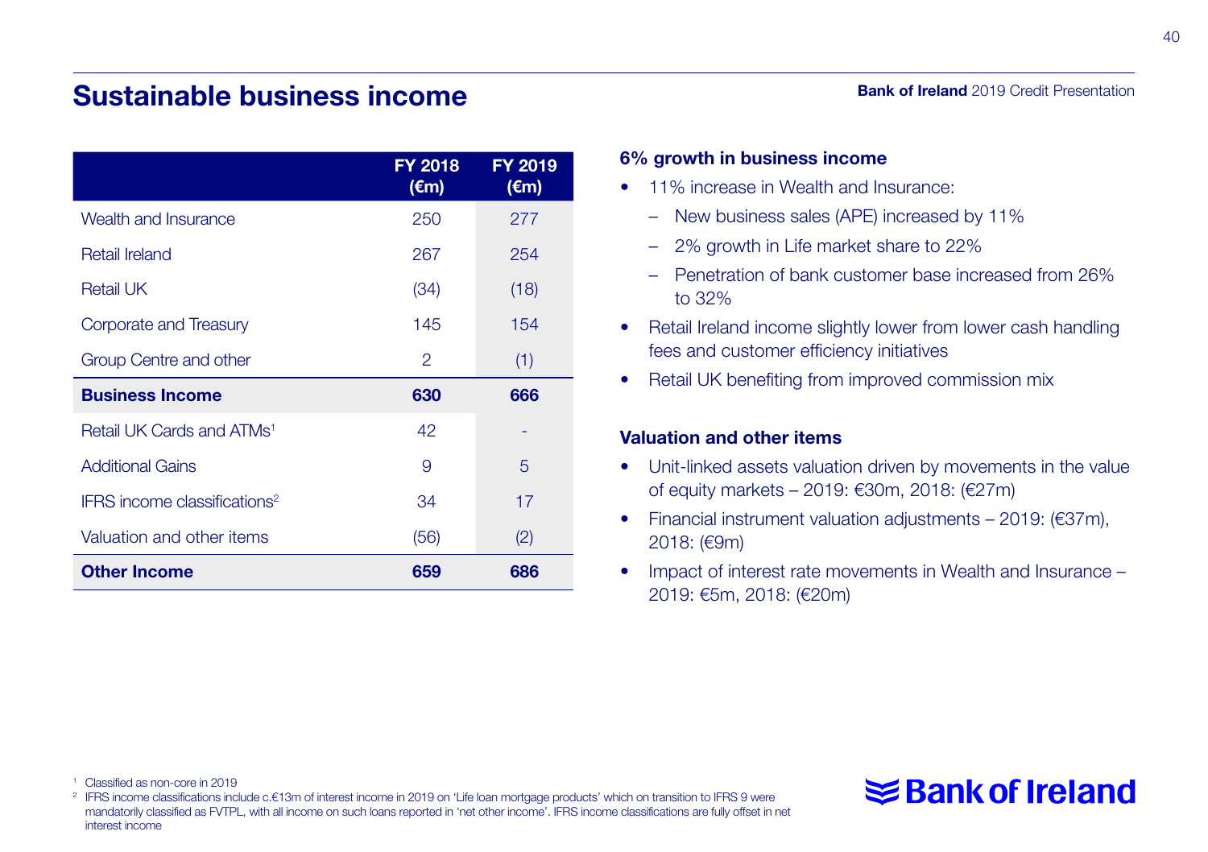# Sustainable business income

| | FY 2018 (€m) | FY 2019 (€m) |
|---|---|---|
| Wealth and Insurance | 250 | 277 |
| Retail Ireland | 267 | 254 |
| Retail UK | (34) | (18) |
| Corporate and Treasury | 145 | 154 |
| Group Centre and other | 2 | (1) |
| **Business Income** | **630** | **666** |
| Retail UK Cards and ATMs[1] | 42 | - |
| Additional Gains | 9 | 5 |
| IFRS income classifications[2] | 34 | 17 |
| Valuation and other items | (56) | (2) |
| **Other Income** | **659** | **686** |

**6% growth in business income**

- 11% increase in Wealth and Insurance:
  - New business sales (APE) increased by 11%
  - 2% growth in Life market share to 22%
  - Penetration of bank customer base increased from 26% to 32%
- Retail Ireland income slightly lower from lower cash handling fees and customer efficiency initiatives
- Retail UK benefiting from improved commission mix

**Valuation and other items**

- Unit-linked assets valuation driven by movements in the value of equity markets – 2019: €30m, 2018: (€27m)
- Financial instrument valuation adjustments – 2019: (€37m), 2018: (€9m)
- Impact of interest rate movements in Wealth and Insurance – 2019: €5m, 2018: (€20m)

[1] Classified as non-core in 2019

[2] IFRS income classifications include c.€13m of interest income in 2019 on 'Life loan mortgage products' which on transition to IFRS 9 were mandatorily classified as FVTPL, with all income on such loans reported in 'net other income'. IFRS income classifications are fully offset in net interest income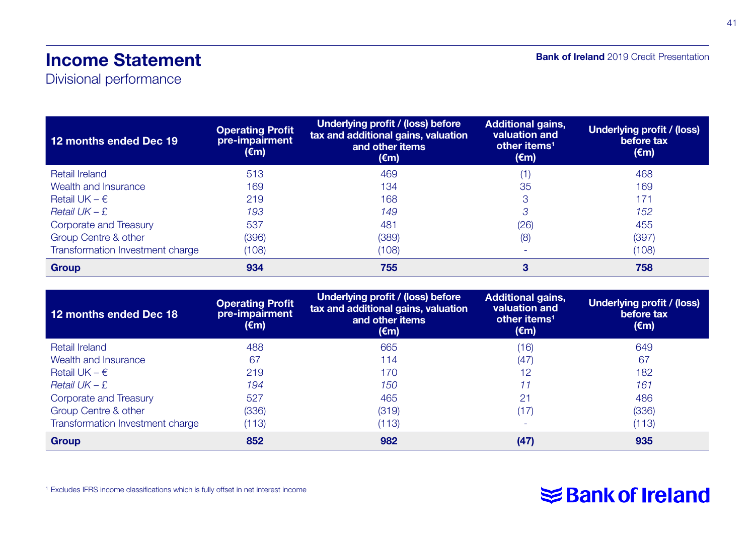# Income Statement

Divisional performance

| 12 months ended Dec 19 | Operating Profit pre-impairment (€m) | Underlying profit / (loss) before tax and additional gains, valuation and other items (€m) | Additional gains, valuation and other items[1] (€m) | Underlying profit / (loss) before tax (€m) |
|---|---|---|---|---|
| Retail Ireland | 513 | 469 | (1) | 468 |
| Wealth and Insurance | 169 | 134 | 35 | 169 |
| Retail UK – € | 219 | 168 | 3 | 171 |
| *Retail UK – £* | *193* | *149* | *3* | *152* |
| Corporate and Treasury | 537 | 481 | (26) | 455 |
| Group Centre & other | (396) | (389) | (8) | (397) |
| Transformation Investment charge | (108) | (108) | - | (108) |
| **Group** | **934** | **755** | **3** | **758** |

| 12 months ended Dec 18 | Operating Profit pre-impairment (€m) | Underlying profit / (loss) before tax and additional gains, valuation and other items (€m) | Additional gains, valuation and other items[1] (€m) | Underlying profit / (loss) before tax (€m) |
|---|---|---|---|---|
| Retail Ireland | 488 | 665 | (16) | 649 |
| Wealth and Insurance | 67 | 114 | (47) | 67 |
| Retail UK – € | 219 | 170 | 12 | 182 |
| *Retail UK – £* | *194* | *150* | *11* | *161* |
| Corporate and Treasury | 527 | 465 | 21 | 486 |
| Group Centre & other | (336) | (319) | (17) | (336) |
| Transformation Investment charge | (113) | (113) | - | (113) |
| **Group** | **852** | **982** | **(47)** | **935** |

[1] Excludes IFRS income classifications which is fully offset in net interest income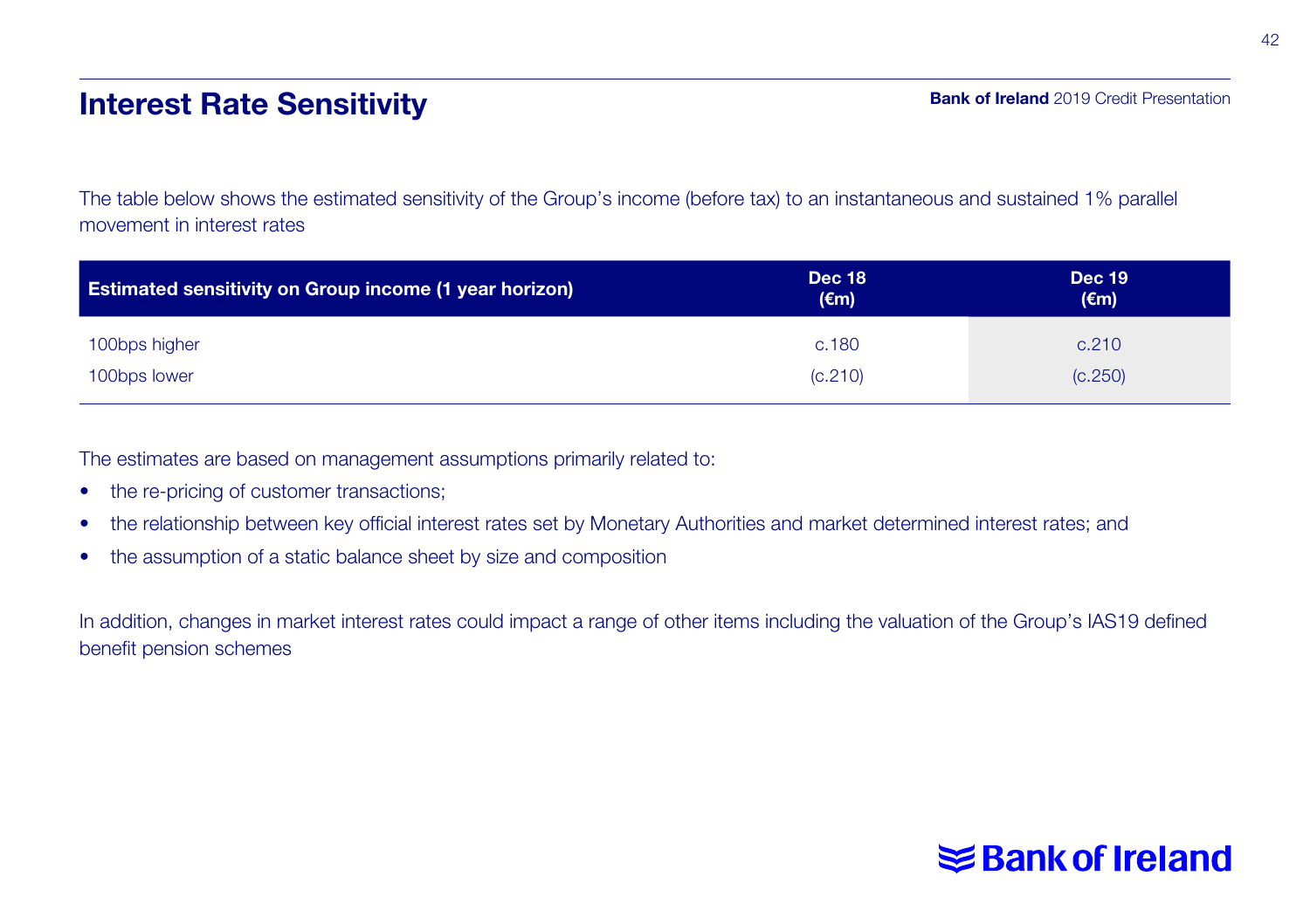# Interest Rate Sensitivity

The table below shows the estimated sensitivity of the Group's income (before tax) to an instantaneous and sustained 1% parallel movement in interest rates

| Estimated sensitivity on Group income (1 year horizon) | Dec 18 (€m) | Dec 19 (€m) |
|---|---|---|
| 100bps higher | c.180 | c.210 |
| 100bps lower | (c.210) | (c.250) |

The estimates are based on management assumptions primarily related to:

- the re-pricing of customer transactions;
- the relationship between key official interest rates set by Monetary Authorities and market determined interest rates; and
- the assumption of a static balance sheet by size and composition

In addition, changes in market interest rates could impact a range of other items including the valuation of the Group's IAS19 defined benefit pension schemes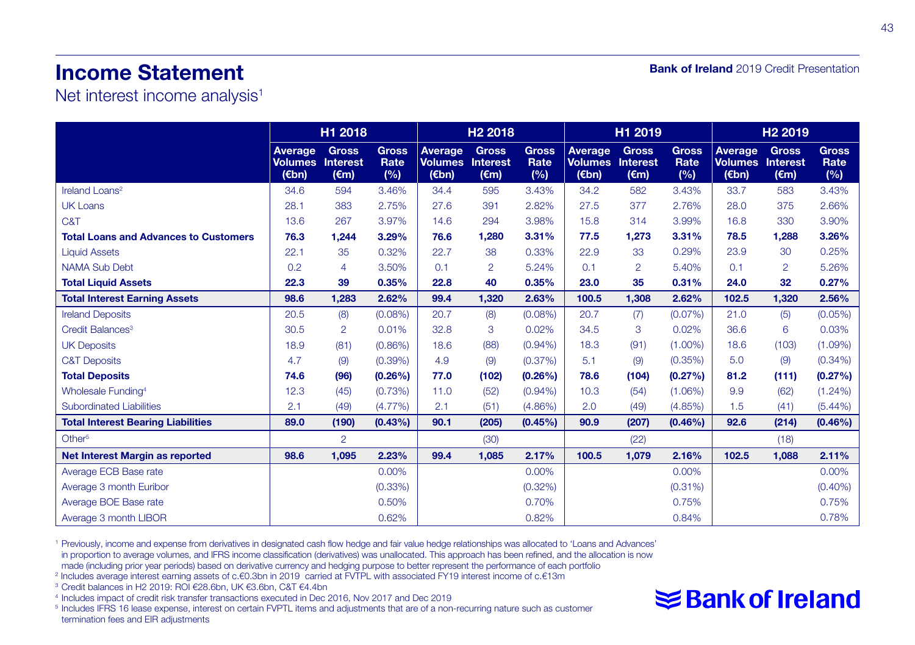# Income Statement

Net interest income analysis[1]

| | H1 2018 | | | H2 2018 | | | H1 2019 | | | H2 2019 | | |
|---|---|---|---|---|---|---|---|---|---|---|---|---|
| | Average Volumes (€bn) | Gross Interest (€m) | Gross Rate (%) | Average Volumes (€bn) | Gross Interest (€m) | Gross Rate (%) | Average Volumes (€bn) | Gross Interest (€m) | Gross Rate (%) | Average Volumes (€bn) | Gross Interest (€m) | Gross Rate (%) |
| Ireland Loans[2] | 34.6 | 594 | 3.46% | 34.4 | 595 | 3.43% | 34.2 | 582 | 3.43% | 33.7 | 583 | 3.43% |
| UK Loans | 28.1 | 383 | 2.75% | 27.6 | 391 | 2.82% | 27.5 | 377 | 2.76% | 28.0 | 375 | 2.66% |
| C&T | 13.6 | 267 | 3.97% | 14.6 | 294 | 3.98% | 15.8 | 314 | 3.99% | 16.8 | 330 | 3.90% |
| **Total Loans and Advances to Customers** | **76.3** | **1,244** | **3.29%** | **76.6** | **1,280** | **3.31%** | **77.5** | **1,273** | **3.31%** | **78.5** | **1,288** | **3.26%** |
| Liquid Assets | 22.1 | 35 | 0.32% | 22.7 | 38 | 0.33% | 22.9 | 33 | 0.29% | 23.9 | 30 | 0.25% |
| NAMA Sub Debt | 0.2 | 4 | 3.50% | 0.1 | 2 | 5.24% | 0.1 | 2 | 5.40% | 0.1 | 2 | 5.26% |
| **Total Liquid Assets** | **22.3** | **39** | **0.35%** | **22.8** | **40** | **0.35%** | **23.0** | **35** | **0.31%** | **24.0** | **32** | **0.27%** |
| **Total Interest Earning Assets** | **98.6** | **1,283** | **2.62%** | **99.4** | **1,320** | **2.63%** | **100.5** | **1,308** | **2.62%** | **102.5** | **1,320** | **2.56%** |
| Ireland Deposits | 20.5 | (8) | (0.08%) | 20.7 | (8) | (0.08%) | 20.7 | (7) | (0.07%) | 21.0 | (5) | (0.05%) |
| Credit Balances[3] | 30.5 | 2 | 0.01% | 32.8 | 3 | 0.02% | 34.5 | 3 | 0.02% | 36.6 | 6 | 0.03% |
| UK Deposits | 18.9 | (81) | (0.86%) | 18.6 | (88) | (0.94%) | 18.3 | (91) | (1.00%) | 18.6 | (103) | (1.09%) |
| C&T Deposits | 4.7 | (9) | (0.39%) | 4.9 | (9) | (0.37%) | 5.1 | (9) | (0.35%) | 5.0 | (9) | (0.34%) |
| **Total Deposits** | **74.6** | **(96)** | **(0.26%)** | **77.0** | **(102)** | **(0.26%)** | **78.6** | **(104)** | **(0.27%)** | **81.2** | **(111)** | **(0.27%)** |
| Wholesale Funding[4] | 12.3 | (45) | (0.73%) | 11.0 | (52) | (0.94%) | 10.3 | (54) | (1.06%) | 9.9 | (62) | (1.24%) |
| Subordinated Liabilities | 2.1 | (49) | (4.77%) | 2.1 | (51) | (4.86%) | 2.0 | (49) | (4.85%) | 1.5 | (41) | (5.44%) |
| **Total Interest Bearing Liabilities** | **89.0** | **(190)** | **(0.43%)** | **90.1** | **(205)** | **(0.45%)** | **90.9** | **(207)** | **(0.46%)** | **92.6** | **(214)** | **(0.46%)** |
| Other[5] | | 2 | | | (30) | | | (22) | | | (18) | |
| **Net Interest Margin as reported** | **98.6** | **1,095** | **2.23%** | **99.4** | **1,085** | **2.17%** | **100.5** | **1,079** | **2.16%** | **102.5** | **1,088** | **2.11%** |
| Average ECB Base rate | | | 0.00% | | | 0.00% | | | 0.00% | | | 0.00% |
| Average 3 month Euribor | | | (0.33%) | | | (0.32%) | | | (0.31%) | | | (0.40%) |
| Average BOE Base rate | | | 0.50% | | | 0.70% | | | 0.75% | | | 0.75% |
| Average 3 month LIBOR | | | 0.62% | | | 0.82% | | | 0.84% | | | 0.78% |

[1] Previously, income and expense from derivatives in designated cash flow hedge and fair value hedge relationships was allocated to 'Loans and Advances' in proportion to average volumes, and IFRS income classification (derivatives) was unallocated. This approach has been refined, and the allocation is now made (including prior year periods) based on derivative currency and hedging purpose to better represent the performance of each portfolio

[2] Includes average interest earning assets of c.€0.3bn in 2019 carried at FVTPL with associated FY19 interest income of c.€13m

[3] Credit balances in H2 2019: ROI €28.6bn, UK €3.6bn, C&T €4.4bn

[4] Includes impact of credit risk transfer transactions executed in Dec 2016, Nov 2017 and Dec 2019

[5] Includes IFRS 16 lease expense, interest on certain FVPTL items and adjustments that are of a non-recurring nature such as customer termination fees and EIR adjustments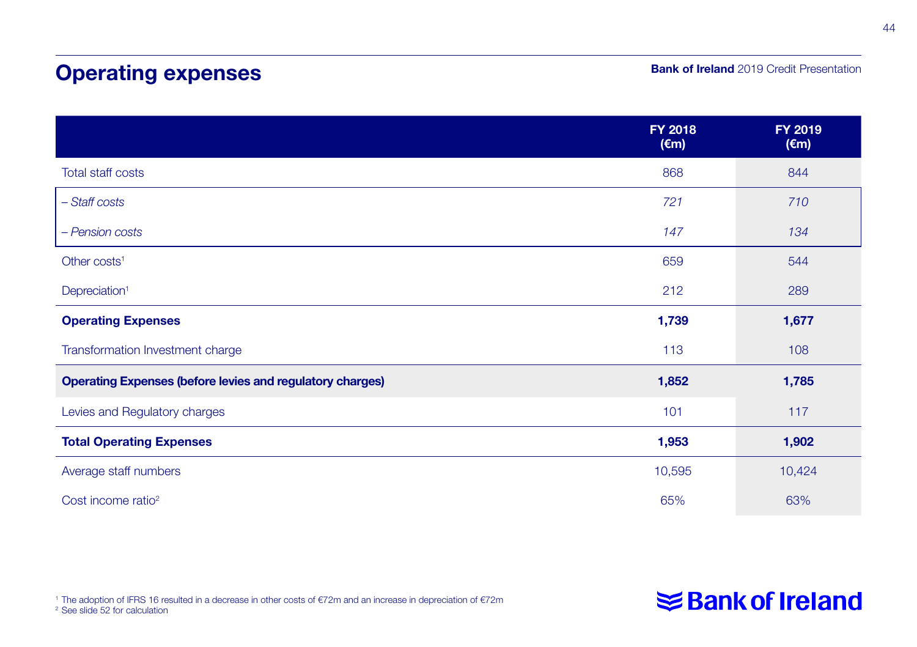# Operating expenses

Bank of Ireland 2019 Credit Presentation

| | FY 2018 (€m) | FY 2019 (€m) |
|---|---|---|
| Total staff costs | 868 | 844 |
| *– Staff costs* | *721* | *710* |
| *– Pension costs* | *147* | *134* |
| Other costs[1] | 659 | 544 |
| Depreciation[1] | 212 | 289 |
| **Operating Expenses** | **1,739** | **1,677** |
| Transformation Investment charge | 113 | 108 |
| **Operating Expenses (before levies and regulatory charges)** | **1,852** | **1,785** |
| Levies and Regulatory charges | 101 | 117 |
| **Total Operating Expenses** | **1,953** | **1,902** |
| Average staff numbers | 10,595 | 10,424 |
| Cost income ratio[2] | 65% | 63% |

[1] The adoption of IFRS 16 resulted in a decrease in other costs of €72m and an increase in depreciation of €72m
[2] See slide 52 for calculation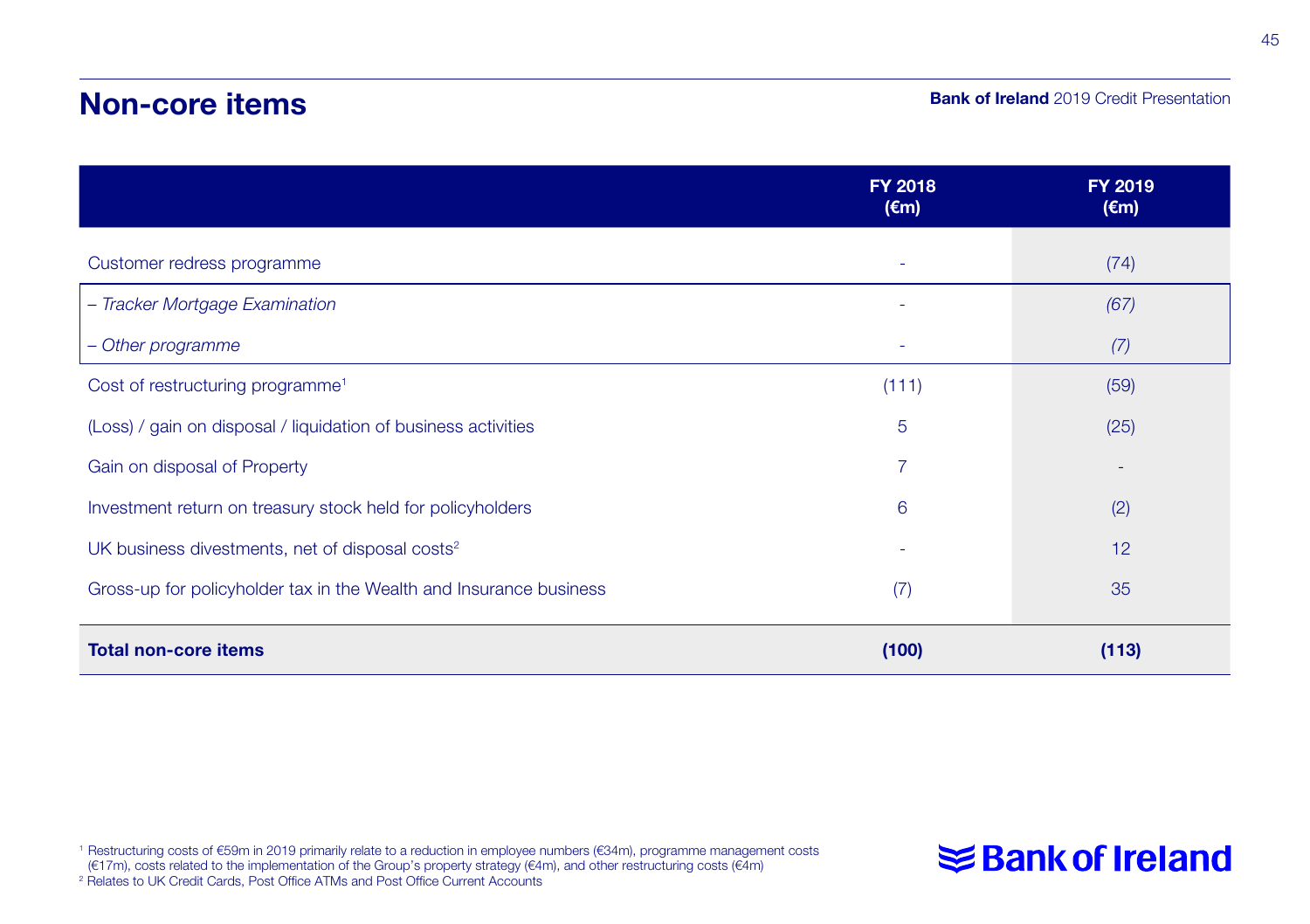# Non-core items

| | FY 2018 (€m) | FY 2019 (€m) |
|---|---|---|
| Customer redress programme | - | (74) |
| *– Tracker Mortgage Examination* | - | *(67)* |
| *– Other programme* | - | *(7)* |
| Cost of restructuring programme[1] | (111) | (59) |
| (Loss) / gain on disposal / liquidation of business activities | 5 | (25) |
| Gain on disposal of Property | 7 | - |
| Investment return on treasury stock held for policyholders | 6 | (2) |
| UK business divestments, net of disposal costs[2] | - | 12 |
| Gross-up for policyholder tax in the Wealth and Insurance business | (7) | 35 |
| **Total non-core items** | **(100)** | **(113)** |

[1] Restructuring costs of €59m in 2019 primarily relate to a reduction in employee numbers (€34m), programme management costs (€17m), costs related to the implementation of the Group's property strategy (€4m), and other restructuring costs (€4m)

[2] Relates to UK Credit Cards, Post Office ATMs and Post Office Current Accounts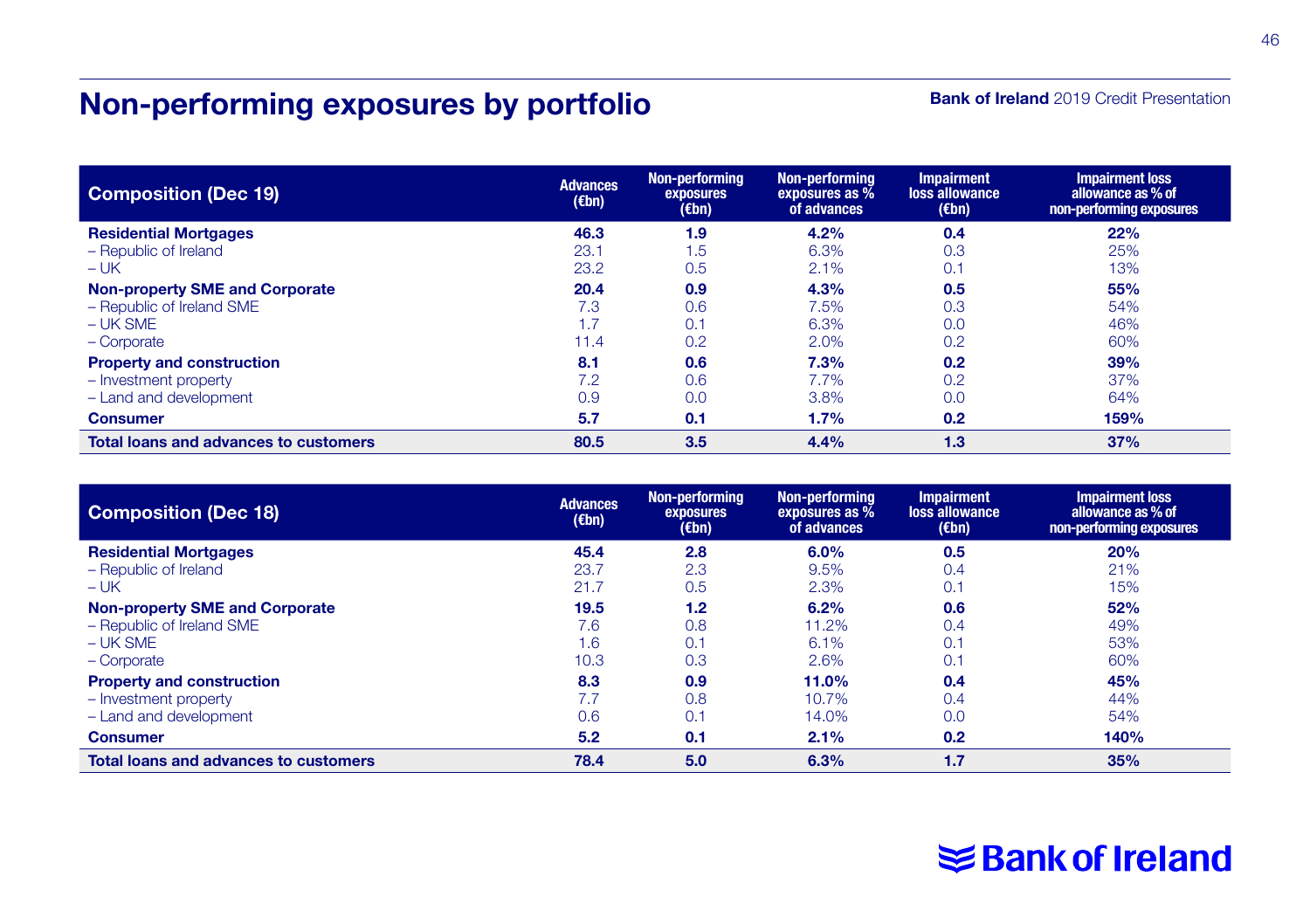# Non-performing exposures by portfolio

Bank of Ireland 2019 Credit Presentation

| Composition (Dec 19) | Advances (€bn) | Non-performing exposures (€bn) | Non-performing exposures as % of advances | Impairment loss allowance (€bn) | Impairment loss allowance as % of non-performing exposures |
|---|---|---|---|---|---|
| **Residential Mortgages** | **46.3** | **1.9** | **4.2%** | **0.4** | **22%** |
| – Republic of Ireland | 23.1 | 1.5 | 6.3% | 0.3 | 25% |
| – UK | 23.2 | 0.5 | 2.1% | 0.1 | 13% |
| **Non-property SME and Corporate** | **20.4** | **0.9** | **4.3%** | **0.5** | **55%** |
| – Republic of Ireland SME | 7.3 | 0.6 | 7.5% | 0.3 | 54% |
| – UK SME | 1.7 | 0.1 | 6.3% | 0.0 | 46% |
| – Corporate | 11.4 | 0.2 | 2.0% | 0.2 | 60% |
| **Property and construction** | **8.1** | **0.6** | **7.3%** | **0.2** | **39%** |
| – Investment property | 7.2 | 0.6 | 7.7% | 0.2 | 37% |
| – Land and development | 0.9 | 0.0 | 3.8% | 0.0 | 64% |
| **Consumer** | **5.7** | **0.1** | **1.7%** | **0.2** | **159%** |
| **Total loans and advances to customers** | **80.5** | **3.5** | **4.4%** | **1.3** | **37%** |

| Composition (Dec 18) | Advances (€bn) | Non-performing exposures (€bn) | Non-performing exposures as % of advances | Impairment loss allowance (€bn) | Impairment loss allowance as % of non-performing exposures |
|---|---|---|---|---|---|
| **Residential Mortgages** | **45.4** | **2.8** | **6.0%** | **0.5** | **20%** |
| – Republic of Ireland | 23.7 | 2.3 | 9.5% | 0.4 | 21% |
| – UK | 21.7 | 0.5 | 2.3% | 0.1 | 15% |
| **Non-property SME and Corporate** | **19.5** | **1.2** | **6.2%** | **0.6** | **52%** |
| – Republic of Ireland SME | 7.6 | 0.8 | 11.2% | 0.4 | 49% |
| – UK SME | 1.6 | 0.1 | 6.1% | 0.1 | 53% |
| – Corporate | 10.3 | 0.3 | 2.6% | 0.1 | 60% |
| **Property and construction** | **8.3** | **0.9** | **11.0%** | **0.4** | **45%** |
| – Investment property | 7.7 | 0.8 | 10.7% | 0.4 | 44% |
| – Land and development | 0.6 | 0.1 | 14.0% | 0.0 | 54% |
| **Consumer** | **5.2** | **0.1** | **2.1%** | **0.2** | **140%** |
| **Total loans and advances to customers** | **78.4** | **5.0** | **6.3%** | **1.7** | **35%** |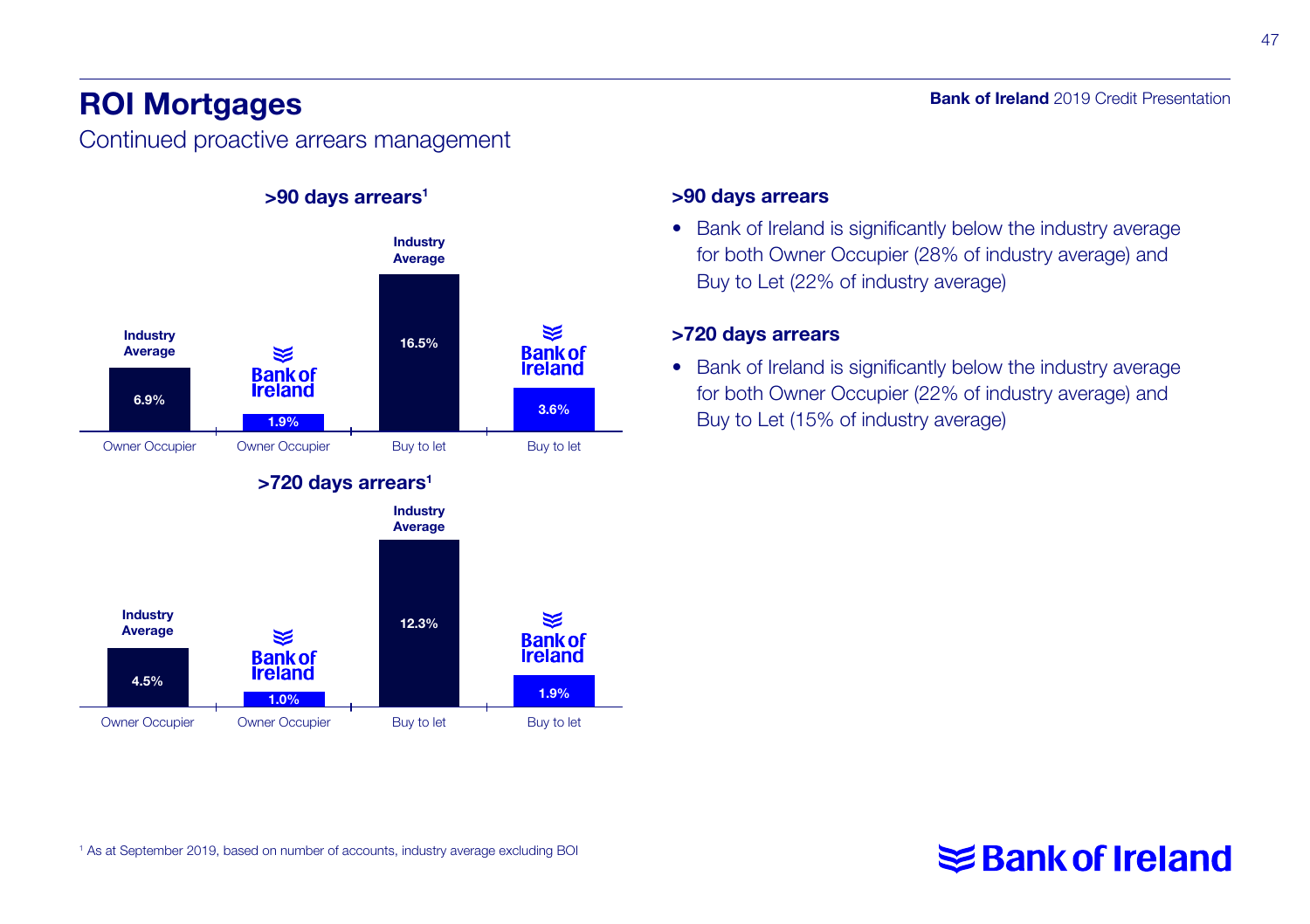# ROI Mortgages

Continued proactive arrears management

### >90 days arrears[1]

| | Industry Average | Bank of Ireland |
|---|---|---|
| Owner Occupier | 6.9% | 1.9% |
| Buy to let | 16.5% | 3.6% |

### >720 days arrears[1]

| | Industry Average | Bank of Ireland |
|---|---|---|
| Owner Occupier | 4.5% | 1.0% |
| Buy to let | 12.3% | 1.9% |

### >90 days arrears

- Bank of Ireland is significantly below the industry average for both Owner Occupier (28% of industry average) and Buy to Let (22% of industry average)

### >720 days arrears

- Bank of Ireland is significantly below the industry average for both Owner Occupier (22% of industry average) and Buy to Let (15% of industry average)

[1] As at September 2019, based on number of accounts, industry average excluding BOI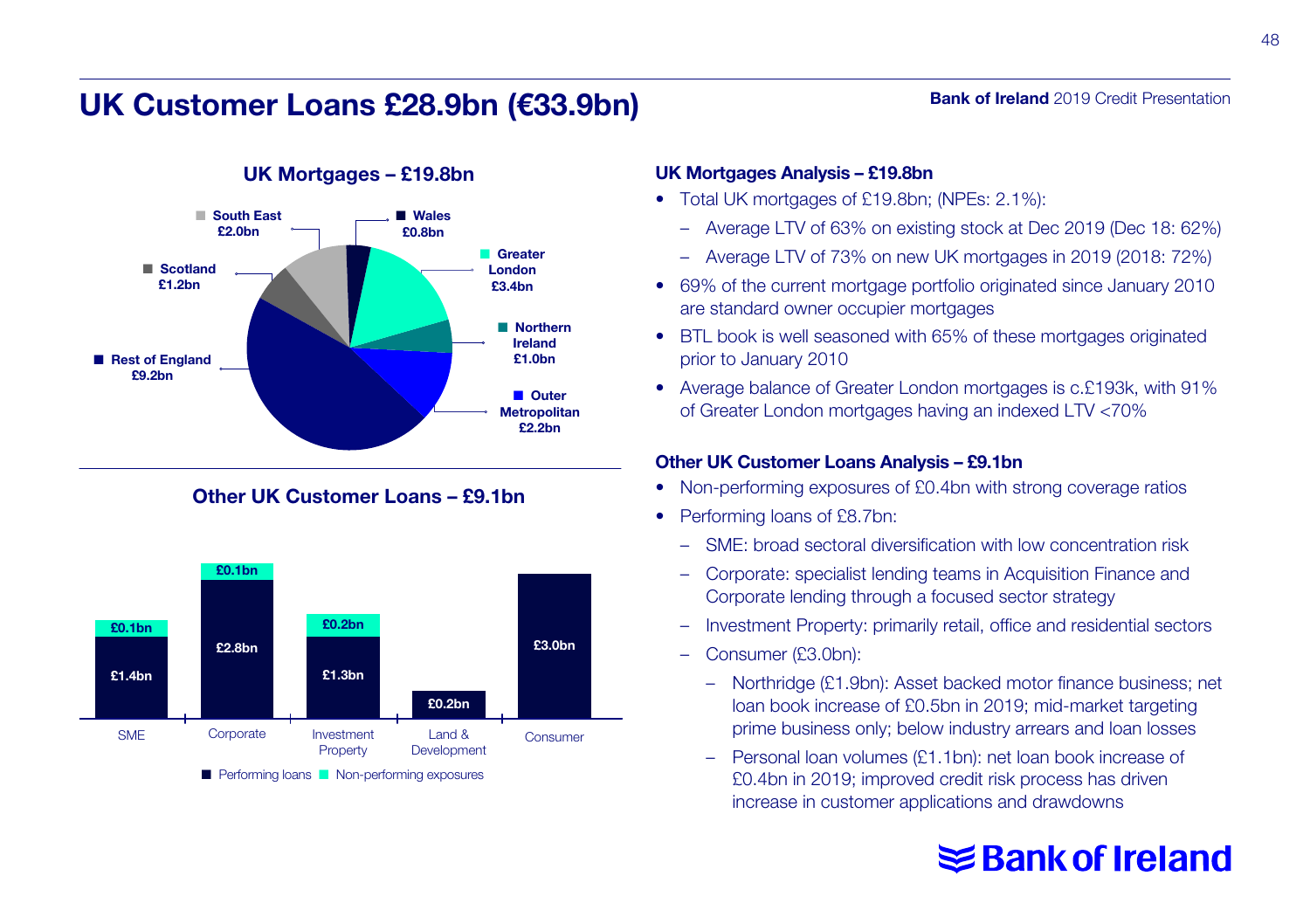# UK Customer Loans £28.9bn (€33.9bn)

## UK Mortgages – £19.8bn

| Region | Amount |
| --- | --- |
| South East | £2.0bn |
| Wales | £0.8bn |
| Greater London | £3.4bn |
| Northern Ireland | £1.0bn |
| Outer Metropolitan | £2.2bn |
| Rest of England | £9.2bn |
| Scotland | £1.2bn |

## Other UK Customer Loans – £9.1bn

| | Performing loans | Non-performing exposures |
| --- | --- | --- |
| SME | £1.4bn | £0.1bn |
| Corporate | £2.8bn | £0.1bn |
| Investment Property | £1.3bn | £0.2bn |
| Land & Development | £0.2bn | |
| Consumer | £3.0bn | |

### UK Mortgages Analysis – £19.8bn

- Total UK mortgages of £19.8bn; (NPEs: 2.1%):
  - Average LTV of 63% on existing stock at Dec 2019 (Dec 18: 62%)
  - Average LTV of 73% on new UK mortgages in 2019 (2018: 72%)
- 69% of the current mortgage portfolio originated since January 2010 are standard owner occupier mortgages
- BTL book is well seasoned with 65% of these mortgages originated prior to January 2010
- Average balance of Greater London mortgages is c.£193k, with 91% of Greater London mortgages having an indexed LTV <70%

### Other UK Customer Loans Analysis – £9.1bn

- Non-performing exposures of £0.4bn with strong coverage ratios
- Performing loans of £8.7bn:
  - SME: broad sectoral diversification with low concentration risk
  - Corporate: specialist lending teams in Acquisition Finance and Corporate lending through a focused sector strategy
  - Investment Property: primarily retail, office and residential sectors
  - Consumer (£3.0bn):
    - Northridge (£1.9bn): Asset backed motor finance business; net loan book increase of £0.5bn in 2019; mid-market targeting prime business only; below industry arrears and loan losses
    - Personal loan volumes (£1.1bn): net loan book increase of £0.4bn in 2019; improved credit risk process has driven increase in customer applications and drawdowns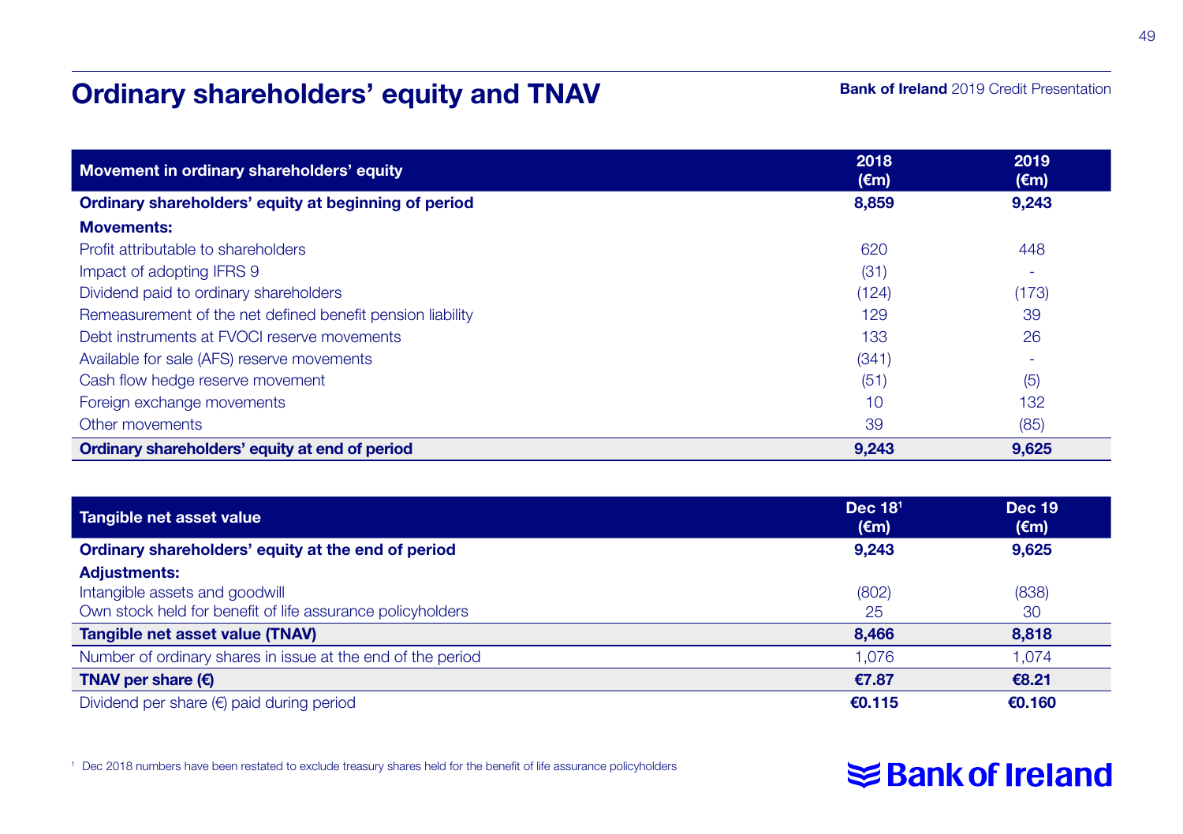# Ordinary shareholders' equity and TNAV

| Movement in ordinary shareholders' equity | 2018 (€m) | 2019 (€m) |
|---|---|---|
| **Ordinary shareholders' equity at beginning of period** | **8,859** | **9,243** |
| **Movements:** | | |
| Profit attributable to shareholders | 620 | 448 |
| Impact of adopting IFRS 9 | (31) | - |
| Dividend paid to ordinary shareholders | (124) | (173) |
| Remeasurement of the net defined benefit pension liability | 129 | 39 |
| Debt instruments at FVOCI reserve movements | 133 | 26 |
| Available for sale (AFS) reserve movements | (341) | - |
| Cash flow hedge reserve movement | (51) | (5) |
| Foreign exchange movements | 10 | 132 |
| Other movements | 39 | (85) |
| **Ordinary shareholders' equity at end of period** | **9,243** | **9,625** |

| Tangible net asset value | Dec 18[1] (€m) | Dec 19 (€m) |
|---|---|---|
| **Ordinary shareholders' equity at the end of period** | **9,243** | **9,625** |
| **Adjustments:** | | |
| Intangible assets and goodwill | (802) | (838) |
| Own stock held for benefit of life assurance policyholders | 25 | 30 |
| **Tangible net asset value (TNAV)** | **8,466** | **8,818** |
| Number of ordinary shares in issue at the end of the period | 1,076 | 1,074 |
| **TNAV per share (€)** | **€7.87** | **€8.21** |
| Dividend per share (€) paid during period | **€0.115** | **€0.160** |

[1] Dec 2018 numbers have been restated to exclude treasury shares held for the benefit of life assurance policyholders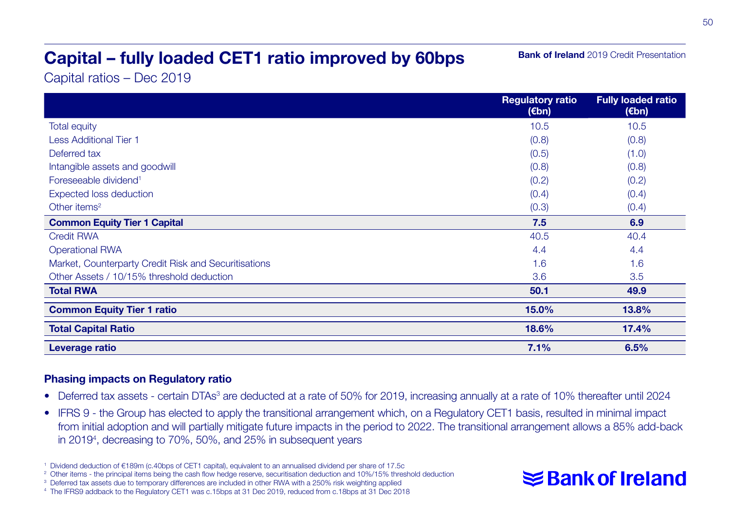# Capital – fully loaded CET1 ratio improved by 60bps

Capital ratios – Dec 2019

| | Regulatory ratio (€bn) | Fully loaded ratio (€bn) |
|---|---|---|
| Total equity | 10.5 | 10.5 |
| Less Additional Tier 1 | (0.8) | (0.8) |
| Deferred tax | (0.5) | (1.0) |
| Intangible assets and goodwill | (0.8) | (0.8) |
| Foreseeable dividend[1] | (0.2) | (0.2) |
| Expected loss deduction | (0.4) | (0.4) |
| Other items[2] | (0.3) | (0.4) |
| **Common Equity Tier 1 Capital** | **7.5** | **6.9** |
| Credit RWA | 40.5 | 40.4 |
| Operational RWA | 4.4 | 4.4 |
| Market, Counterparty Credit Risk and Securitisations | 1.6 | 1.6 |
| Other Assets / 10/15% threshold deduction | 3.6 | 3.5 |
| **Total RWA** | **50.1** | **49.9** |
| **Common Equity Tier 1 ratio** | **15.0%** | **13.8%** |
| **Total Capital Ratio** | **18.6%** | **17.4%** |
| **Leverage ratio** | **7.1%** | **6.5%** |

**Phasing impacts on Regulatory ratio**

- Deferred tax assets - certain DTAs[3] are deducted at a rate of 50% for 2019, increasing annually at a rate of 10% thereafter until 2024
- IFRS 9 - the Group has elected to apply the transitional arrangement which, on a Regulatory CET1 basis, resulted in minimal impact from initial adoption and will partially mitigate future impacts in the period to 2022. The transitional arrangement allows a 85% add-back in 2019[4], decreasing to 70%, 50%, and 25% in subsequent years

[1] Dividend deduction of €189m (c.40bps of CET1 capital), equivalent to an annualised dividend per share of 17.5c

[2] Other items - the principal items being the cash flow hedge reserve, securitisation deduction and 10%/15% threshold deduction

[3] Deferred tax assets due to temporary differences are included in other RWA with a 250% risk weighting applied

[4] The IFRS9 addback to the Regulatory CET1 was c.15bps at 31 Dec 2019, reduced from c.18bps at 31 Dec 2018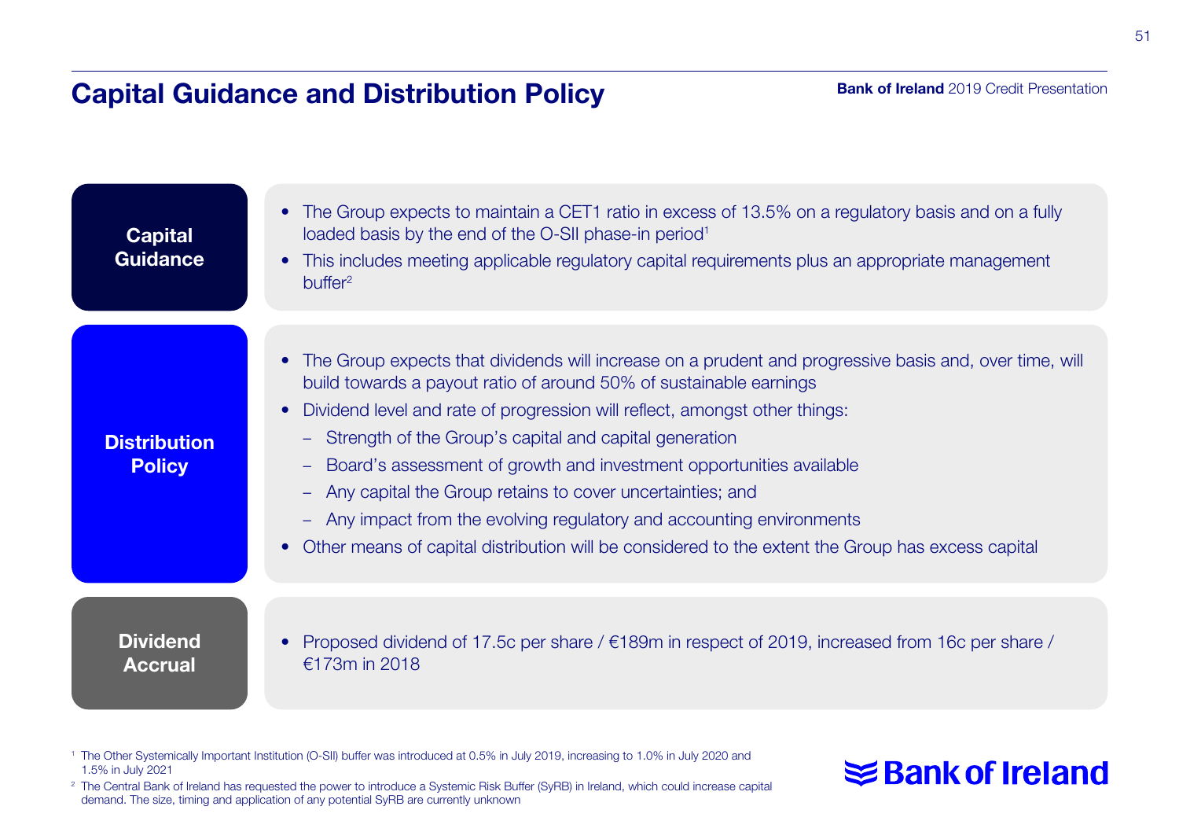# Capital Guidance and Distribution Policy

## Capital Guidance

- The Group expects to maintain a CET1 ratio in excess of 13.5% on a regulatory basis and on a fully loaded basis by the end of the O-SII phase-in period[1]
- This includes meeting applicable regulatory capital requirements plus an appropriate management buffer[2]

## Distribution Policy

- The Group expects that dividends will increase on a prudent and progressive basis and, over time, will build towards a payout ratio of around 50% of sustainable earnings
- Dividend level and rate of progression will reflect, amongst other things:
  - Strength of the Group's capital and capital generation
  - Board's assessment of growth and investment opportunities available
  - Any capital the Group retains to cover uncertainties; and
  - Any impact from the evolving regulatory and accounting environments
- Other means of capital distribution will be considered to the extent the Group has excess capital

## Dividend Accrual

- Proposed dividend of 17.5c per share / €189m in respect of 2019, increased from 16c per share / €173m in 2018

[1] The Other Systemically Important Institution (O-SII) buffer was introduced at 0.5% in July 2019, increasing to 1.0% in July 2020 and 1.5% in July 2021

[2] The Central Bank of Ireland has requested the power to introduce a Systemic Risk Buffer (SyRB) in Ireland, which could increase capital demand. The size, timing and application of any potential SyRB are currently unknown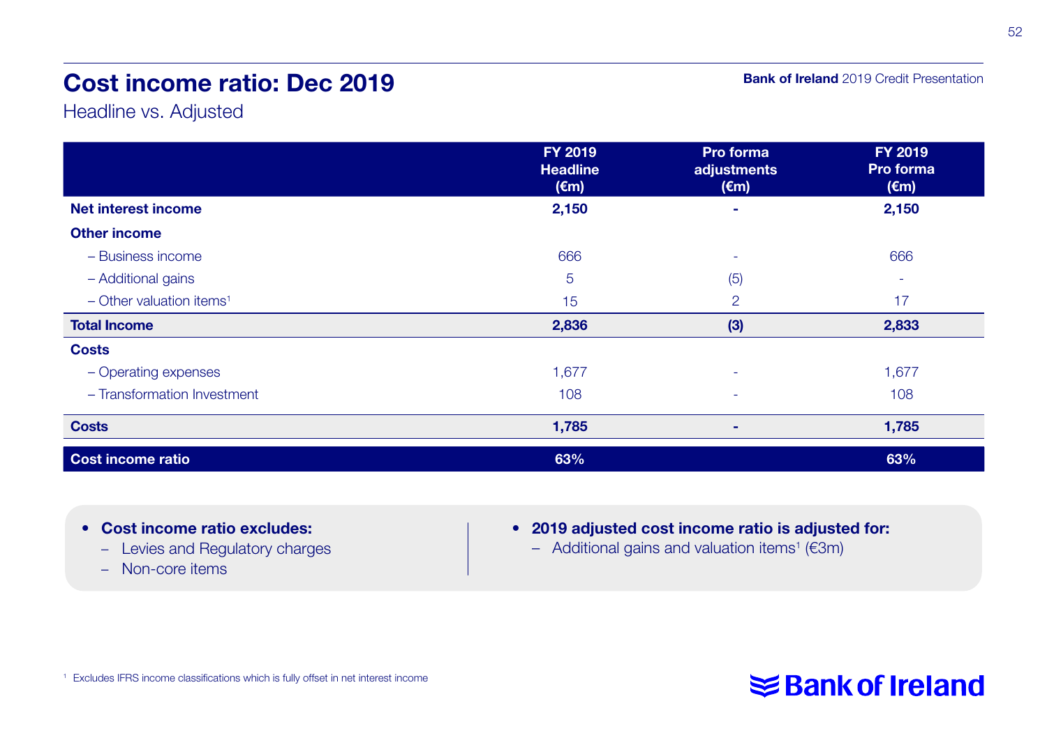# Cost income ratio: Dec 2019

Headline vs. Adjusted

| | FY 2019 Headline (€m) | Pro forma adjustments (€m) | FY 2019 Pro forma (€m) |
|---|---|---|---|
| **Net interest income** | **2,150** | **-** | **2,150** |
| **Other income** | | | |
| – Business income | 666 | - | 666 |
| – Additional gains | 5 | (5) | - |
| – Other valuation items[1] | 15 | 2 | 17 |
| **Total Income** | **2,836** | **(3)** | **2,833** |
| **Costs** | | | |
| – Operating expenses | 1,677 | - | 1,677 |
| – Transformation Investment | 108 | - | 108 |
| **Costs** | **1,785** | **-** | **1,785** |
| **Cost income ratio** | **63%** | | **63%** |

- **Cost income ratio excludes:**
  - Levies and Regulatory charges
  - Non-core items
- **2019 adjusted cost income ratio is adjusted for:**
  - Additional gains and valuation items[1] (€3m)

[1] Excludes IFRS income classifications which is fully offset in net interest income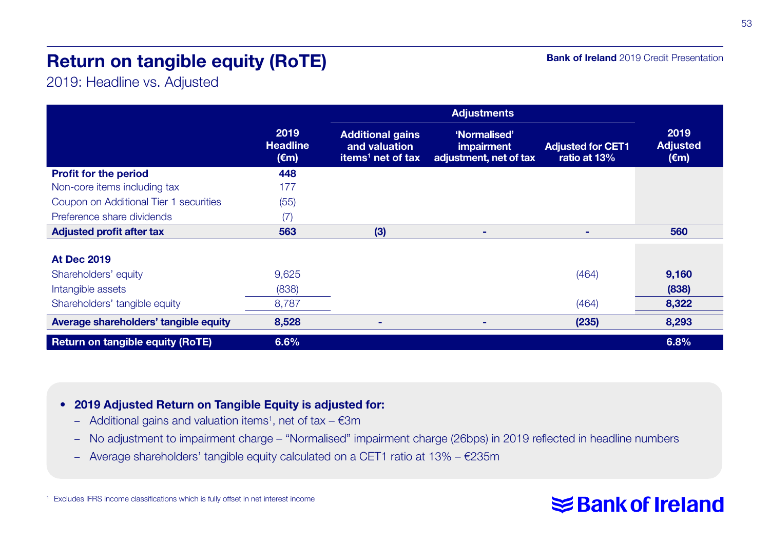# Return on tangible equity (RoTE)

2019: Headline vs. Adjusted

| | 2019 Headline (€m) | Adjustments | | | 2019 Adjusted (€m) |
|---|---|---|---|---|---|
| | | Additional gains and valuation items[1] net of tax | 'Normalised' impairment adjustment, net of tax | Adjusted for CET1 ratio at 13% | |
| **Profit for the period** | **448** | | | | |
| Non-core items including tax | 177 | | | | |
| Coupon on Additional Tier 1 securities | (55) | | | | |
| Preference share dividends | (7) | | | | |
| **Adjusted profit after tax** | **563** | **(3)** | **-** | **-** | **560** |
| **At Dec 2019** | | | | | |
| Shareholders' equity | 9,625 | | | (464) | **9,160** |
| Intangible assets | (838) | | | | **(838)** |
| Shareholders' tangible equity | 8,787 | | | (464) | **8,322** |
| **Average shareholders' tangible equity** | **8,528** | **-** | **-** | **(235)** | **8,293** |
| **Return on tangible equity (RoTE)** | **6.6%** | | | | **6.8%** |

- **2019 Adjusted Return on Tangible Equity is adjusted for:**
  - Additional gains and valuation items[1], net of tax – €3m
  - No adjustment to impairment charge – "Normalised" impairment charge (26bps) in 2019 reflected in headline numbers
  - Average shareholders' tangible equity calculated on a CET1 ratio at 13% – €235m

[1] Excludes IFRS income classifications which is fully offset in net interest income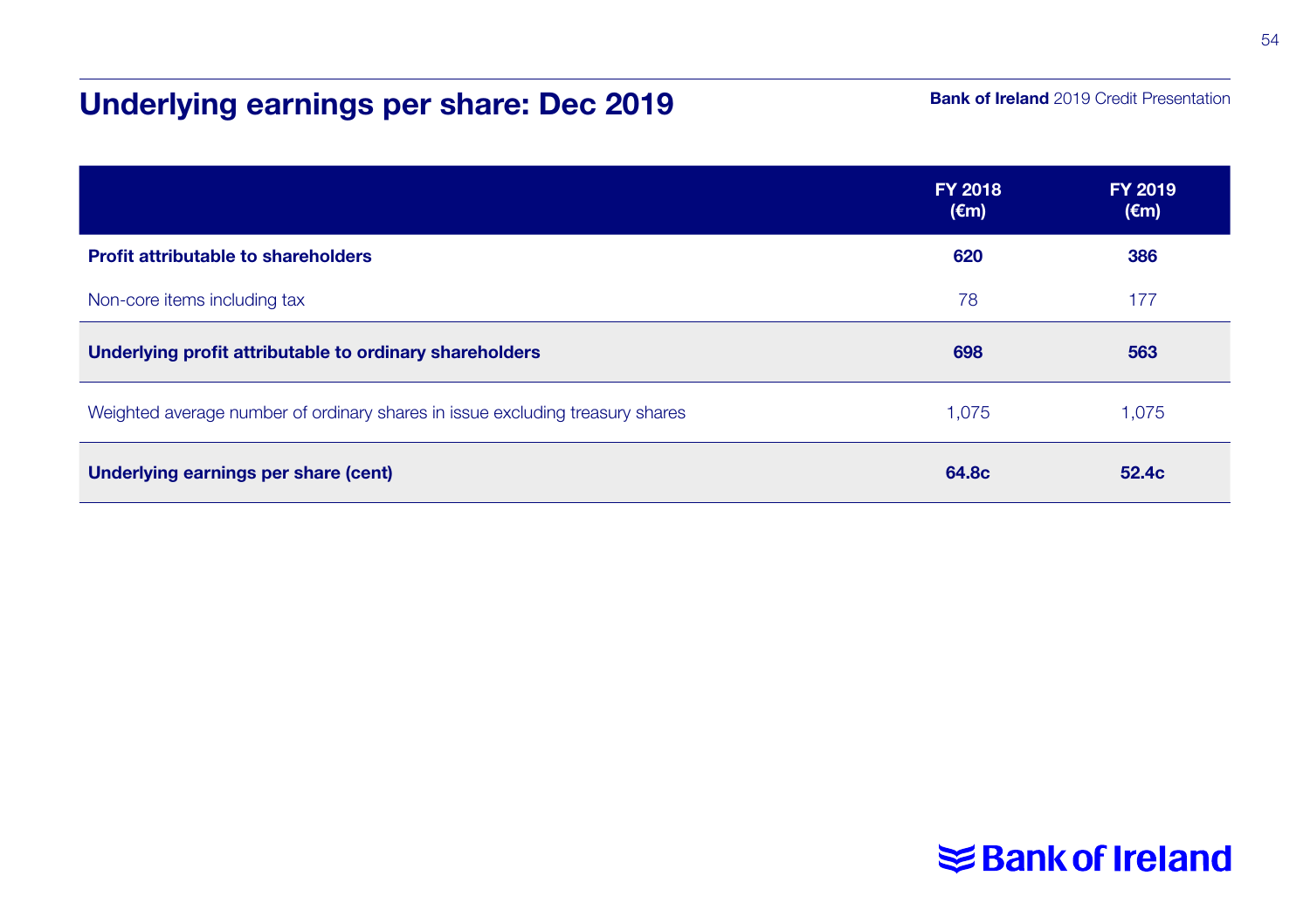# Underlying earnings per share: Dec 2019

| | FY 2018 (€m) | FY 2019 (€m) |
|---|---|---|
| **Profit attributable to shareholders** | **620** | **386** |
| Non-core items including tax | 78 | 177 |
| **Underlying profit attributable to ordinary shareholders** | **698** | **563** |
| Weighted average number of ordinary shares in issue excluding treasury shares | 1,075 | 1,075 |
| **Underlying earnings per share (cent)** | **64.8c** | **52.4c** |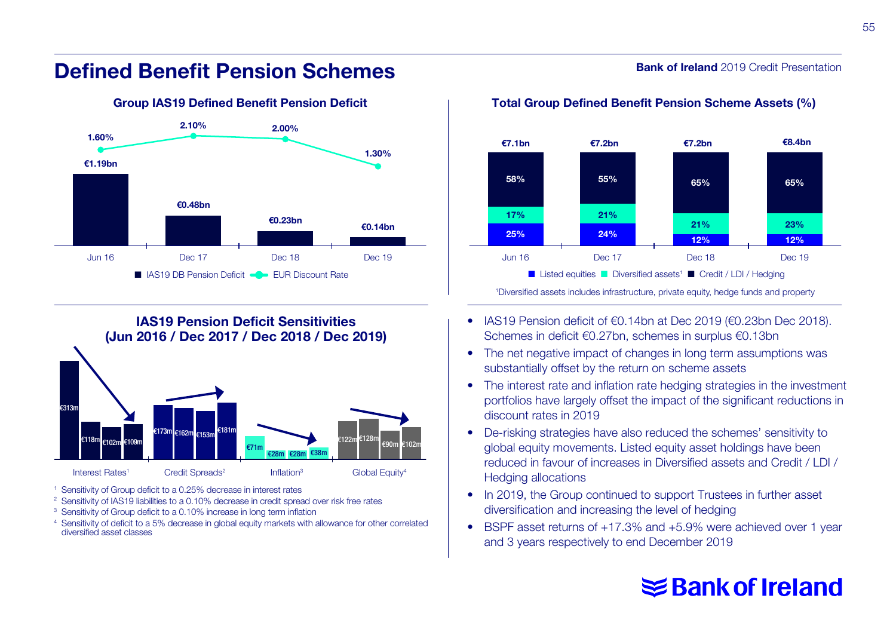# Defined Benefit Pension Schemes

### Group IAS19 Defined Benefit Pension Deficit

| | Jun 16 | Dec 17 | Dec 18 | Dec 19 |
|---|---|---|---|---|
| IAS19 DB Pension Deficit | €1.19bn | €0.48bn | €0.23bn | €0.14bn |
| EUR Discount Rate | 1.60% | 2.10% | 2.00% | 1.30% |

### Total Group Defined Benefit Pension Scheme Assets (%)

| | Jun 16 | Dec 17 | Dec 18 | Dec 19 |
|---|---|---|---|---|
| Total | €7.1bn | €7.2bn | €7.2bn | €8.4bn |
| Listed equities | 25% | 24% | 12% | 12% |
| Diversified assets[1] | 17% | 21% | 21% | 23% |
| Credit / LDI / Hedging | 58% | 55% | 65% | 65% |

[1]Diversified assets includes infrastructure, private equity, hedge funds and property

### IAS19 Pension Deficit Sensitivities (Jun 2016 / Dec 2017 / Dec 2018 / Dec 2019)

| | Jun 2016 | Dec 2017 | Dec 2018 | Dec 2019 |
|---|---|---|---|---|
| Interest Rates[1] | €313m | €118m | €102m | €109m |
| Credit Spreads[2] | €173m | €162m | €153m | €181m |
| Inflation[3] | €71m | €28m | €28m | €38m |
| Global Equity[4] | €122m | €128m | €90m | €102m |

[1] Sensitivity of Group deficit to a 0.25% decrease in interest rates
[2] Sensitivity of IAS19 liabilities to a 0.10% decrease in credit spread over risk free rates
[3] Sensitivity of Group deficit to a 0.10% increase in long term inflation
[4] Sensitivity of deficit to a 5% decrease in global equity markets with allowance for other correlated diversified asset classes

- IAS19 Pension deficit of €0.14bn at Dec 2019 (€0.23bn Dec 2018). Schemes in deficit €0.27bn, schemes in surplus €0.13bn
- The net negative impact of changes in long term assumptions was substantially offset by the return on scheme assets
- The interest rate and inflation rate hedging strategies in the investment portfolios have largely offset the impact of the significant reductions in discount rates in 2019
- De-risking strategies have also reduced the schemes' sensitivity to global equity movements. Listed equity asset holdings have been reduced in favour of increases in Diversified assets and Credit / LDI / Hedging allocations
- In 2019, the Group continued to support Trustees in further asset diversification and increasing the level of hedging
- BSPF asset returns of +17.3% and +5.9% were achieved over 1 year and 3 years respectively to end December 2019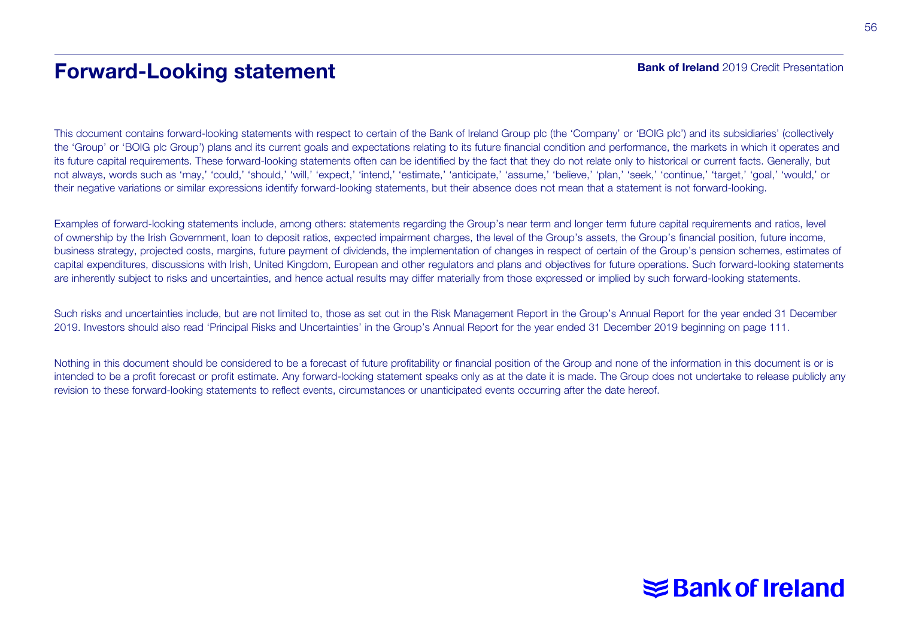# Forward-Looking statement

This document contains forward-looking statements with respect to certain of the Bank of Ireland Group plc (the 'Company' or 'BOIG plc') and its subsidiaries' (collectively the 'Group' or 'BOIG plc Group') plans and its current goals and expectations relating to its future financial condition and performance, the markets in which it operates and its future capital requirements. These forward-looking statements often can be identified by the fact that they do not relate only to historical or current facts. Generally, but not always, words such as 'may,' 'could,' 'should,' 'will,' 'expect,' 'intend,' 'estimate,' 'anticipate,' 'assume,' 'believe,' 'plan,' 'seek,' 'continue,' 'target,' 'goal,' 'would,' or their negative variations or similar expressions identify forward-looking statements, but their absence does not mean that a statement is not forward-looking.

Examples of forward-looking statements include, among others: statements regarding the Group's near term and longer term future capital requirements and ratios, level of ownership by the Irish Government, loan to deposit ratios, expected impairment charges, the level of the Group's assets, the Group's financial position, future income, business strategy, projected costs, margins, future payment of dividends, the implementation of changes in respect of certain of the Group's pension schemes, estimates of capital expenditures, discussions with Irish, United Kingdom, European and other regulators and plans and objectives for future operations. Such forward-looking statements are inherently subject to risks and uncertainties, and hence actual results may differ materially from those expressed or implied by such forward-looking statements.

Such risks and uncertainties include, but are not limited to, those as set out in the Risk Management Report in the Group's Annual Report for the year ended 31 December 2019. Investors should also read 'Principal Risks and Uncertainties' in the Group's Annual Report for the year ended 31 December 2019 beginning on page 111.

Nothing in this document should be considered to be a forecast of future profitability or financial position of the Group and none of the information in this document is or is intended to be a profit forecast or profit estimate. Any forward-looking statement speaks only as at the date it is made. The Group does not undertake to release publicly any revision to these forward-looking statements to reflect events, circumstances or unanticipated events occurring after the date hereof.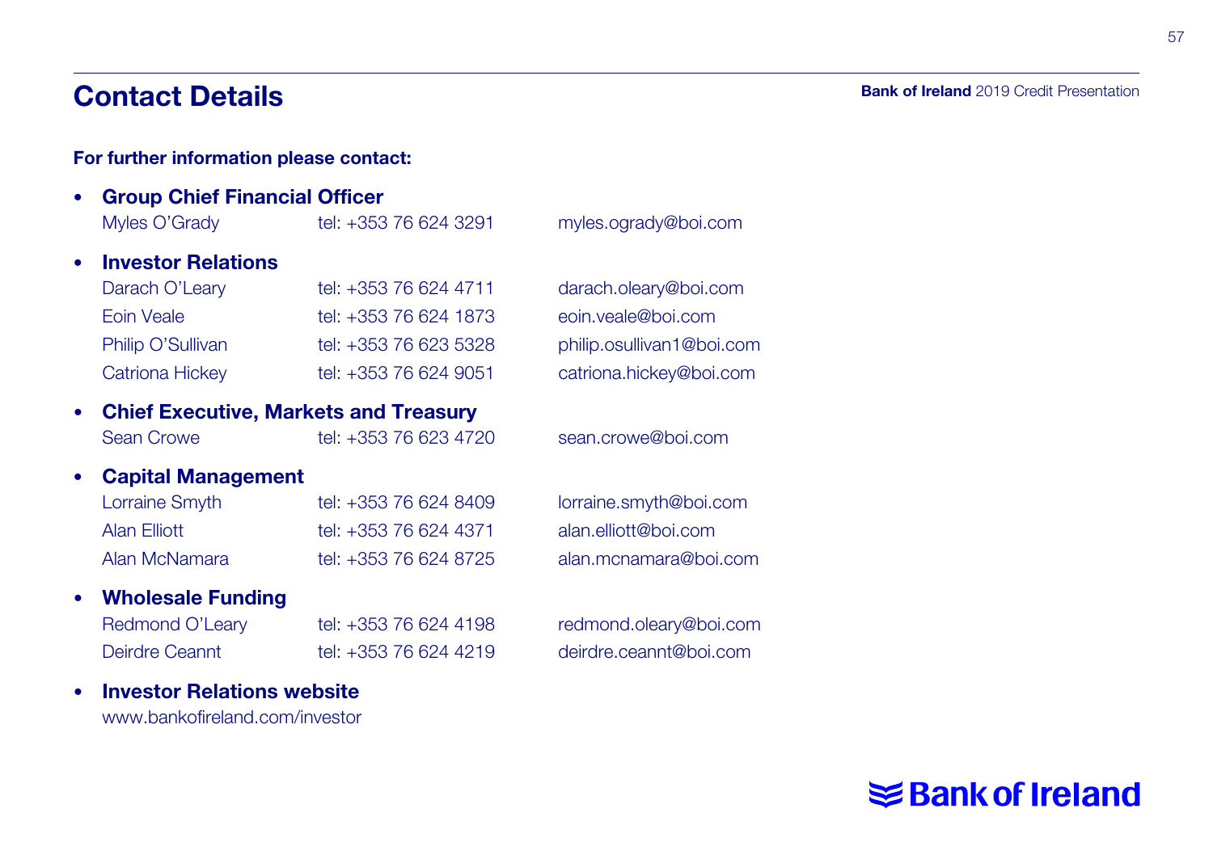# Contact Details

**For further information please contact:**

- **Group Chief Financial Officer**

| | | |
|---|---|---|
| Myles O'Grady | tel: +353 76 624 3291 | myles.ogrady@boi.com |

- **Investor Relations**

| | | |
|---|---|---|
| Darach O'Leary | tel: +353 76 624 4711 | darach.oleary@boi.com |
| Eoin Veale | tel: +353 76 624 1873 | eoin.veale@boi.com |
| Philip O'Sullivan | tel: +353 76 623 5328 | philip.osullivan1@boi.com |
| Catriona Hickey | tel: +353 76 624 9051 | catriona.hickey@boi.com |

- **Chief Executive, Markets and Treasury**

| | | |
|---|---|---|
| Sean Crowe | tel: +353 76 623 4720 | sean.crowe@boi.com |

- **Capital Management**

| | | |
|---|---|---|
| Lorraine Smyth | tel: +353 76 624 8409 | lorraine.smyth@boi.com |
| Alan Elliott | tel: +353 76 624 4371 | alan.elliott@boi.com |
| Alan McNamara | tel: +353 76 624 8725 | alan.mcnamara@boi.com |

- **Wholesale Funding**

| | | |
|---|---|---|
| Redmond O'Leary | tel: +353 76 624 4198 | redmond.oleary@boi.com |
| Deirdre Ceannt | tel: +353 76 624 4219 | deirdre.ceannt@boi.com |

- **Investor Relations website**

  www.bankofireland.com/investor

Bank of Ireland